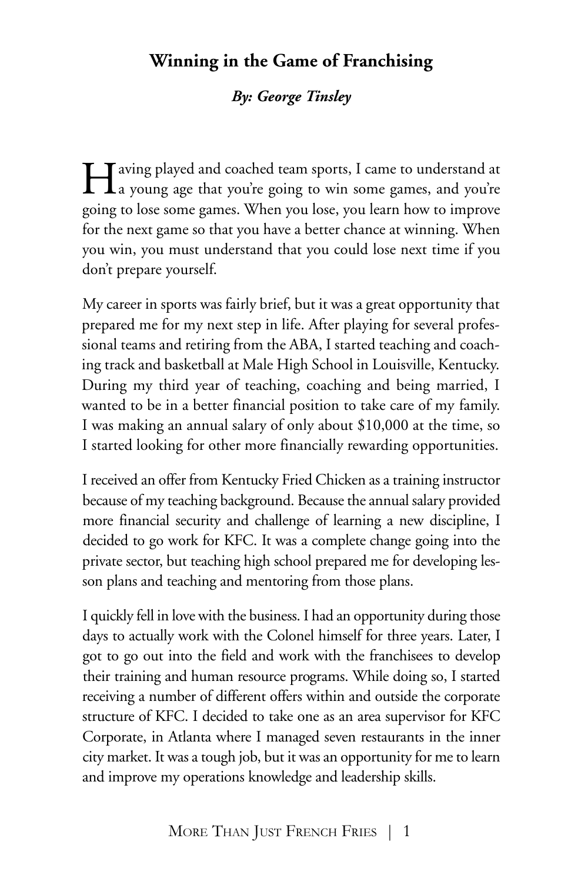## Winning in the Game of Franchising

***By: George Tinsley***

Having played and coached team sports, I came to understand at a young age that you're going to win some games, and you're going to lose some games. When you lose, you learn how to improve for the next game so that you have a better chance at winning. When you win, you must understand that you could lose next time if you don't prepare yourself.

My career in sports was fairly brief, but it was a great opportunity that prepared me for my next step in life. After playing for several professional teams and retiring from the ABA, I started teaching and coaching track and basketball at Male High School in Louisville, Kentucky. During my third year of teaching, coaching and being married, I wanted to be in a better financial position to take care of my family. I was making an annual salary of only about $10,000 at the time, so I started looking for other more financially rewarding opportunities.

I received an offer from Kentucky Fried Chicken as a training instructor because of my teaching background. Because the annual salary provided more financial security and challenge of learning a new discipline, I decided to go work for KFC. It was a complete change going into the private sector, but teaching high school prepared me for developing lesson plans and teaching and mentoring from those plans.

I quickly fell in love with the business. I had an opportunity during those days to actually work with the Colonel himself for three years. Later, I got to go out into the field and work with the franchisees to develop their training and human resource programs. While doing so, I started receiving a number of different offers within and outside the corporate structure of KFC. I decided to take one as an area supervisor for KFC Corporate, in Atlanta where I managed seven restaurants in the inner city market. It was a tough job, but it was an opportunity for me to learn and improve my operations knowledge and leadership skills.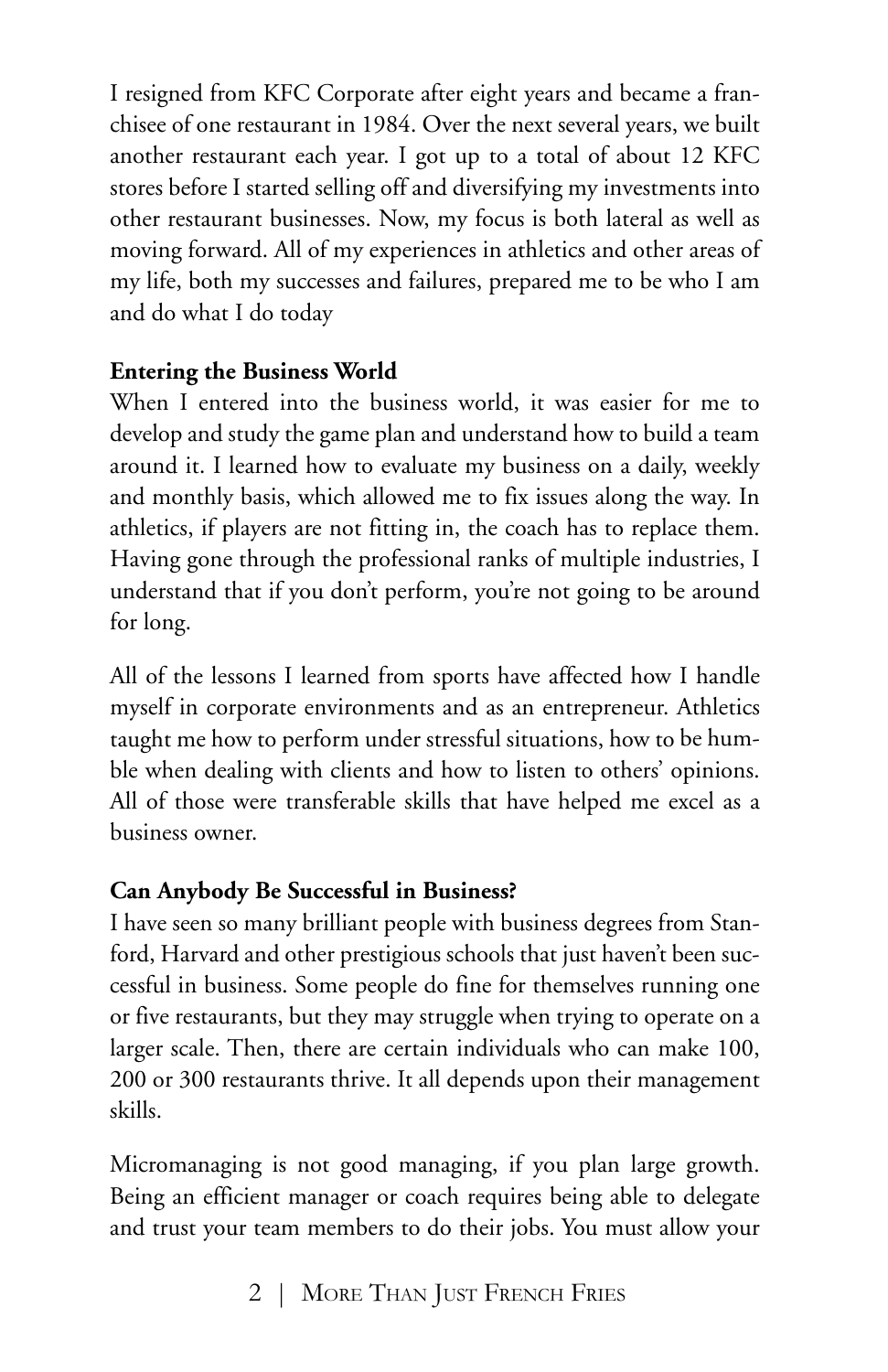I resigned from KFC Corporate after eight years and became a franchisee of one restaurant in 1984. Over the next several years, we built another restaurant each year. I got up to a total of about 12 KFC stores before I started selling off and diversifying my investments into other restaurant businesses. Now, my focus is both lateral as well as moving forward. All of my experiences in athletics and other areas of my life, both my successes and failures, prepared me to be who I am and do what I do today

### Entering the Business World

When I entered into the business world, it was easier for me to develop and study the game plan and understand how to build a team around it. I learned how to evaluate my business on a daily, weekly and monthly basis, which allowed me to fix issues along the way. In athletics, if players are not fitting in, the coach has to replace them. Having gone through the professional ranks of multiple industries, I understand that if you don't perform, you're not going to be around for long.

All of the lessons I learned from sports have affected how I handle myself in corporate environments and as an entrepreneur. Athletics taught me how to perform under stressful situations, how to be humble when dealing with clients and how to listen to others' opinions. All of those were transferable skills that have helped me excel as a business owner.

### Can Anybody Be Successful in Business?

I have seen so many brilliant people with business degrees from Stanford, Harvard and other prestigious schools that just haven't been successful in business. Some people do fine for themselves running one or five restaurants, but they may struggle when trying to operate on a larger scale. Then, there are certain individuals who can make 100, 200 or 300 restaurants thrive. It all depends upon their management skills.

Micromanaging is not good managing, if you plan large growth. Being an efficient manager or coach requires being able to delegate and trust your team members to do their jobs. You must allow your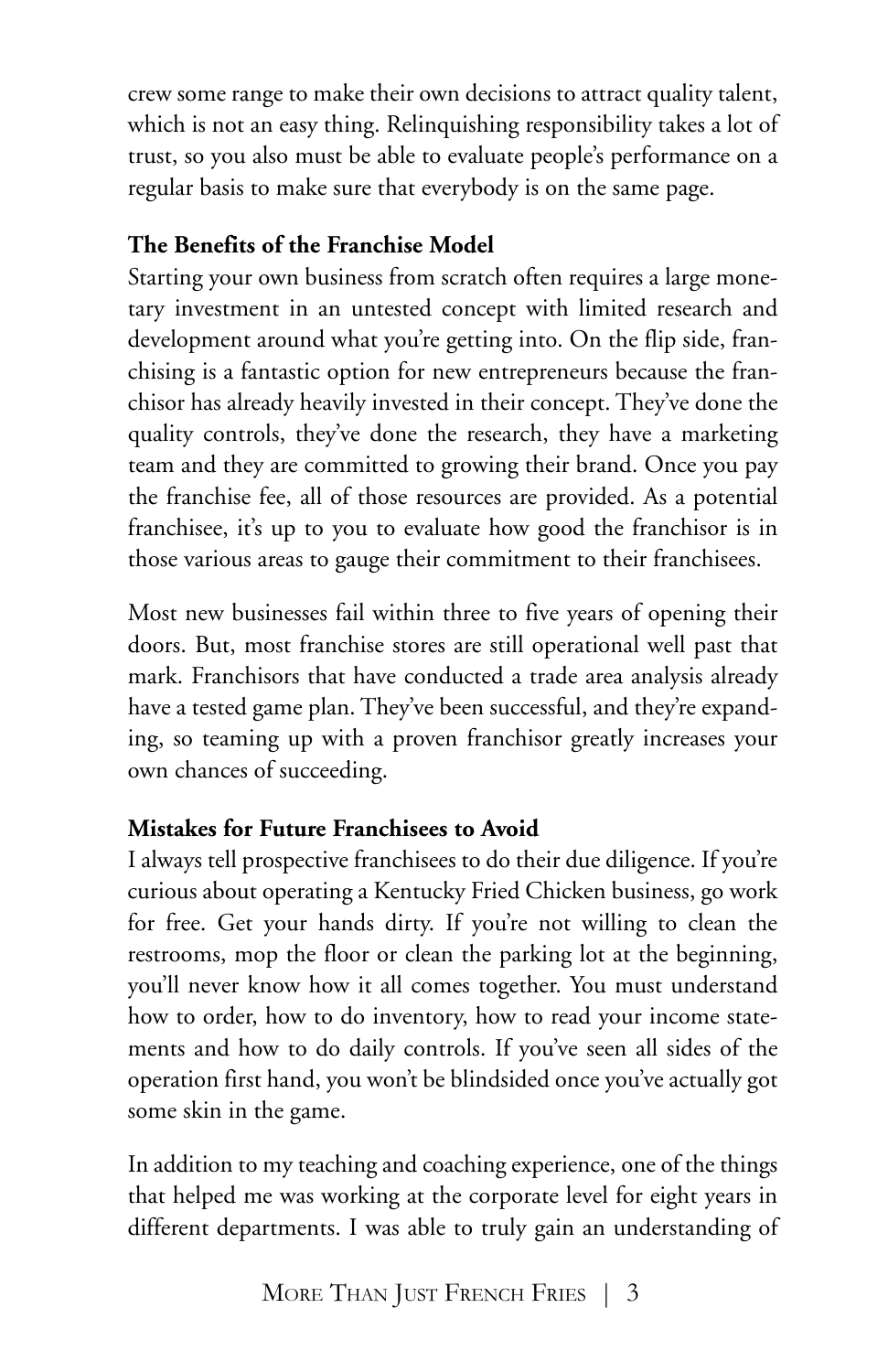crew some range to make their own decisions to attract quality talent, which is not an easy thing. Relinquishing responsibility takes a lot of trust, so you also must be able to evaluate people's performance on a regular basis to make sure that everybody is on the same page.

**The Benefits of the Franchise Model**

Starting your own business from scratch often requires a large monetary investment in an untested concept with limited research and development around what you're getting into. On the flip side, franchising is a fantastic option for new entrepreneurs because the franchisor has already heavily invested in their concept. They've done the quality controls, they've done the research, they have a marketing team and they are committed to growing their brand. Once you pay the franchise fee, all of those resources are provided. As a potential franchisee, it's up to you to evaluate how good the franchisor is in those various areas to gauge their commitment to their franchisees.

Most new businesses fail within three to five years of opening their doors. But, most franchise stores are still operational well past that mark. Franchisors that have conducted a trade area analysis already have a tested game plan. They've been successful, and they're expanding, so teaming up with a proven franchisor greatly increases your own chances of succeeding.

**Mistakes for Future Franchisees to Avoid**

I always tell prospective franchisees to do their due diligence. If you're curious about operating a Kentucky Fried Chicken business, go work for free. Get your hands dirty. If you're not willing to clean the restrooms, mop the floor or clean the parking lot at the beginning, you'll never know how it all comes together. You must understand how to order, how to do inventory, how to read your income statements and how to do daily controls. If you've seen all sides of the operation first hand, you won't be blindsided once you've actually got some skin in the game.

In addition to my teaching and coaching experience, one of the things that helped me was working at the corporate level for eight years in different departments. I was able to truly gain an understanding of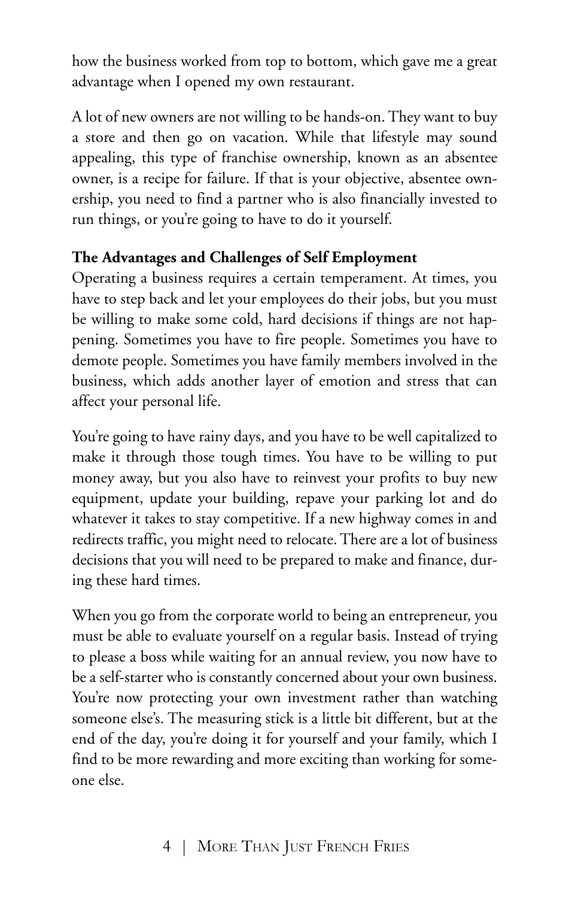how the business worked from top to bottom, which gave me a great advantage when I opened my own restaurant.

A lot of new owners are not willing to be hands-on. They want to buy a store and then go on vacation. While that lifestyle may sound appealing, this type of franchise ownership, known as an absentee owner, is a recipe for failure. If that is your objective, absentee ownership, you need to find a partner who is also financially invested to run things, or you're going to have to do it yourself.

**The Advantages and Challenges of Self Employment**

Operating a business requires a certain temperament. At times, you have to step back and let your employees do their jobs, but you must be willing to make some cold, hard decisions if things are not happening. Sometimes you have to fire people. Sometimes you have to demote people. Sometimes you have family members involved in the business, which adds another layer of emotion and stress that can affect your personal life.

You're going to have rainy days, and you have to be well capitalized to make it through those tough times. You have to be willing to put money away, but you also have to reinvest your profits to buy new equipment, update your building, repave your parking lot and do whatever it takes to stay competitive. If a new highway comes in and redirects traffic, you might need to relocate. There are a lot of business decisions that you will need to be prepared to make and finance, during these hard times.

When you go from the corporate world to being an entrepreneur, you must be able to evaluate yourself on a regular basis. Instead of trying to please a boss while waiting for an annual review, you now have to be a self-starter who is constantly concerned about your own business. You're now protecting your own investment rather than watching someone else's. The measuring stick is a little bit different, but at the end of the day, you're doing it for yourself and your family, which I find to be more rewarding and more exciting than working for someone else.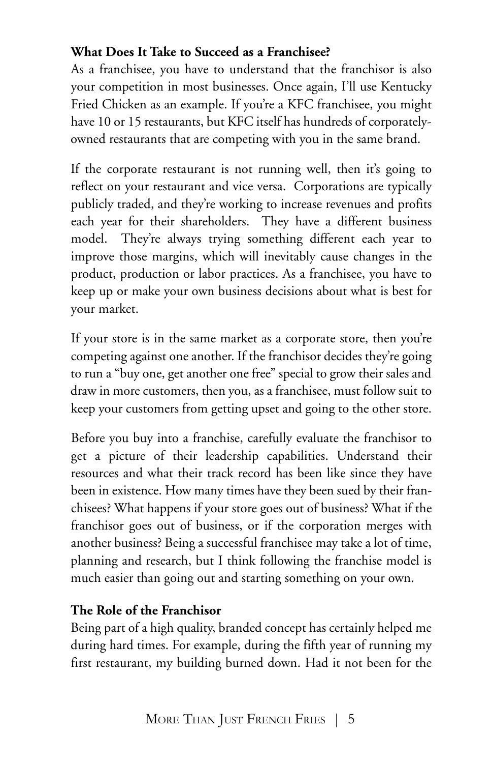**What Does It Take to Succeed as a Franchisee?**

As a franchisee, you have to understand that the franchisor is also your competition in most businesses. Once again, I'll use Kentucky Fried Chicken as an example. If you're a KFC franchisee, you might have 10 or 15 restaurants, but KFC itself has hundreds of corporately-owned restaurants that are competing with you in the same brand.

If the corporate restaurant is not running well, then it's going to reflect on your restaurant and vice versa. Corporations are typically publicly traded, and they're working to increase revenues and profits each year for their shareholders. They have a different business model. They're always trying something different each year to improve those margins, which will inevitably cause changes in the product, production or labor practices. As a franchisee, you have to keep up or make your own business decisions about what is best for your market.

If your store is in the same market as a corporate store, then you're competing against one another. If the franchisor decides they're going to run a "buy one, get another one free" special to grow their sales and draw in more customers, then you, as a franchisee, must follow suit to keep your customers from getting upset and going to the other store.

Before you buy into a franchise, carefully evaluate the franchisor to get a picture of their leadership capabilities. Understand their resources and what their track record has been like since they have been in existence. How many times have they been sued by their franchisees? What happens if your store goes out of business? What if the franchisor goes out of business, or if the corporation merges with another business? Being a successful franchisee may take a lot of time, planning and research, but I think following the franchise model is much easier than going out and starting something on your own.

**The Role of the Franchisor**

Being part of a high quality, branded concept has certainly helped me during hard times. For example, during the fifth year of running my first restaurant, my building burned down. Had it not been for the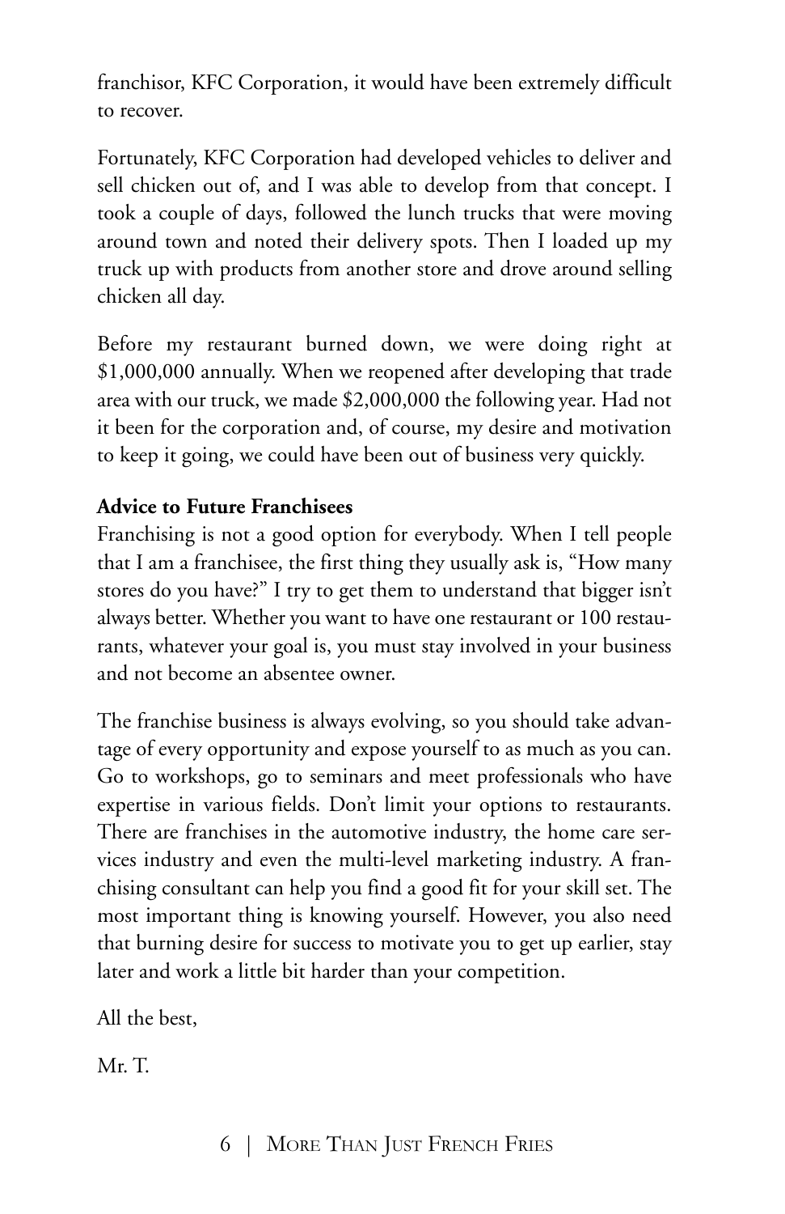franchisor, KFC Corporation, it would have been extremely difficult to recover.

Fortunately, KFC Corporation had developed vehicles to deliver and sell chicken out of, and I was able to develop from that concept. I took a couple of days, followed the lunch trucks that were moving around town and noted their delivery spots. Then I loaded up my truck up with products from another store and drove around selling chicken all day.

Before my restaurant burned down, we were doing right at $1,000,000 annually. When we reopened after developing that trade area with our truck, we made $2,000,000 the following year. Had not it been for the corporation and, of course, my desire and motivation to keep it going, we could have been out of business very quickly.

**Advice to Future Franchisees**

Franchising is not a good option for everybody. When I tell people that I am a franchisee, the first thing they usually ask is, "How many stores do you have?" I try to get them to understand that bigger isn't always better. Whether you want to have one restaurant or 100 restaurants, whatever your goal is, you must stay involved in your business and not become an absentee owner.

The franchise business is always evolving, so you should take advantage of every opportunity and expose yourself to as much as you can. Go to workshops, go to seminars and meet professionals who have expertise in various fields. Don't limit your options to restaurants. There are franchises in the automotive industry, the home care services industry and even the multi-level marketing industry. A franchising consultant can help you find a good fit for your skill set. The most important thing is knowing yourself. However, you also need that burning desire for success to motivate you to get up earlier, stay later and work a little bit harder than your competition.

All the best,

Mr. T.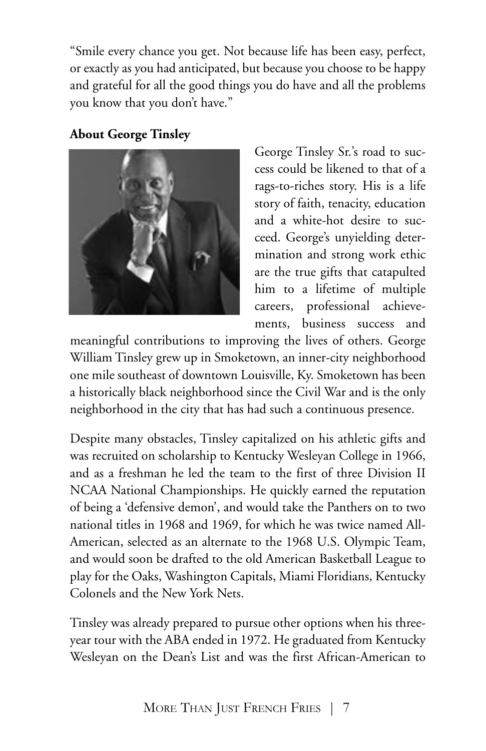"Smile every chance you get. Not because life has been easy, perfect, or exactly as you had anticipated, but because you choose to be happy and grateful for all the good things you do have and all the problems you know that you don't have."

**About George Tinsley**

George Tinsley Sr.'s road to success could be likened to that of a rags-to-riches story. His is a life story of faith, tenacity, education and a white-hot desire to succeed. George's unyielding determination and strong work ethic are the true gifts that catapulted him to a lifetime of multiple careers, professional achievements, business success and meaningful contributions to improving the lives of others. George William Tinsley grew up in Smoketown, an inner-city neighborhood one mile southeast of downtown Louisville, Ky. Smoketown has been a historically black neighborhood since the Civil War and is the only neighborhood in the city that has had such a continuous presence.

Despite many obstacles, Tinsley capitalized on his athletic gifts and was recruited on scholarship to Kentucky Wesleyan College in 1966, and as a freshman he led the team to the first of three Division II NCAA National Championships. He quickly earned the reputation of being a 'defensive demon', and would take the Panthers on to two national titles in 1968 and 1969, for which he was twice named All-American, selected as an alternate to the 1968 U.S. Olympic Team, and would soon be drafted to the old American Basketball League to play for the Oaks, Washington Capitals, Miami Floridians, Kentucky Colonels and the New York Nets.

Tinsley was already prepared to pursue other options when his three-year tour with the ABA ended in 1972. He graduated from Kentucky Wesleyan on the Dean's List and was the first African-American to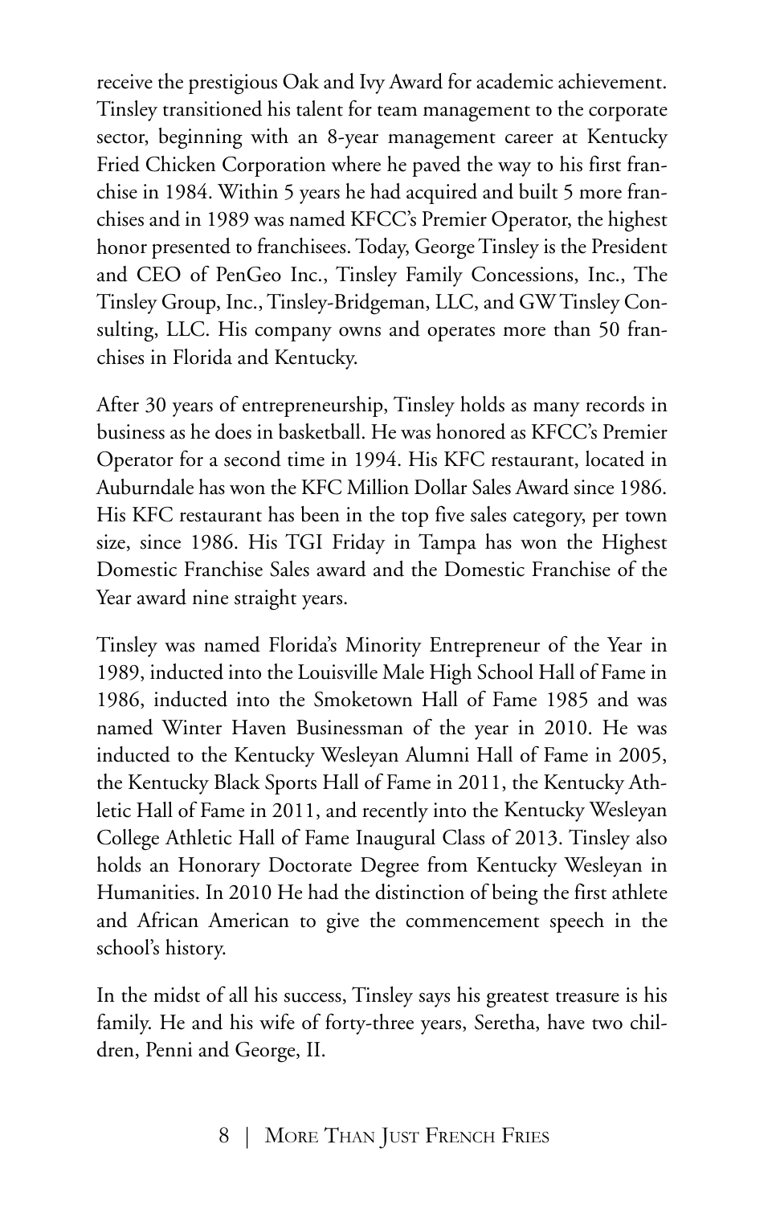receive the prestigious Oak and Ivy Award for academic achievement. Tinsley transitioned his talent for team management to the corporate sector, beginning with an 8-year management career at Kentucky Fried Chicken Corporation where he paved the way to his first franchise in 1984. Within 5 years he had acquired and built 5 more franchises and in 1989 was named KFCC's Premier Operator, the highest honor presented to franchisees. Today, George Tinsley is the President and CEO of PenGeo Inc., Tinsley Family Concessions, Inc., The Tinsley Group, Inc., Tinsley-Bridgeman, LLC, and GW Tinsley Consulting, LLC. His company owns and operates more than 50 franchises in Florida and Kentucky.

After 30 years of entrepreneurship, Tinsley holds as many records in business as he does in basketball. He was honored as KFCC's Premier Operator for a second time in 1994. His KFC restaurant, located in Auburndale has won the KFC Million Dollar Sales Award since 1986. His KFC restaurant has been in the top five sales category, per town size, since 1986. His TGI Friday in Tampa has won the Highest Domestic Franchise Sales award and the Domestic Franchise of the Year award nine straight years.

Tinsley was named Florida's Minority Entrepreneur of the Year in 1989, inducted into the Louisville Male High School Hall of Fame in 1986, inducted into the Smoketown Hall of Fame 1985 and was named Winter Haven Businessman of the year in 2010. He was inducted to the Kentucky Wesleyan Alumni Hall of Fame in 2005, the Kentucky Black Sports Hall of Fame in 2011, the Kentucky Athletic Hall of Fame in 2011, and recently into the Kentucky Wesleyan College Athletic Hall of Fame Inaugural Class of 2013. Tinsley also holds an Honorary Doctorate Degree from Kentucky Wesleyan in Humanities. In 2010 He had the distinction of being the first athlete and African American to give the commencement speech in the school's history.

In the midst of all his success, Tinsley says his greatest treasure is his family. He and his wife of forty-three years, Seretha, have two children, Penni and George, II.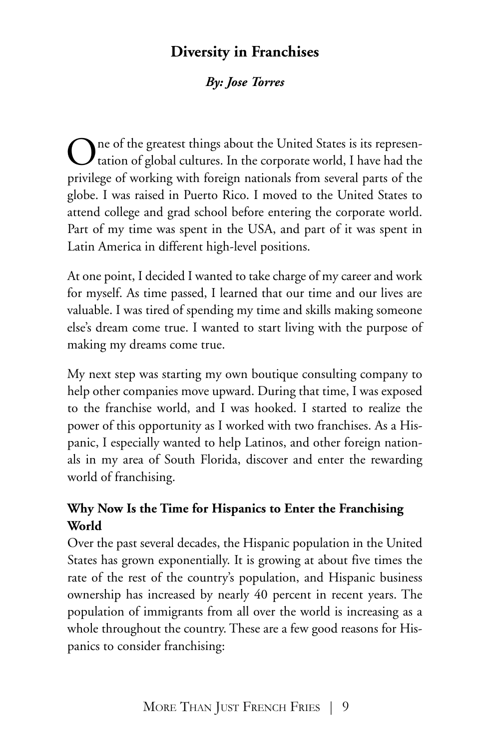## Diversity in Franchises

***By: Jose Torres***

One of the greatest things about the United States is its representation of global cultures. In the corporate world, I have had the privilege of working with foreign nationals from several parts of the globe. I was raised in Puerto Rico. I moved to the United States to attend college and grad school before entering the corporate world. Part of my time was spent in the USA, and part of it was spent in Latin America in different high-level positions.

At one point, I decided I wanted to take charge of my career and work for myself. As time passed, I learned that our time and our lives are valuable. I was tired of spending my time and skills making someone else's dream come true. I wanted to start living with the purpose of making my dreams come true.

My next step was starting my own boutique consulting company to help other companies move upward. During that time, I was exposed to the franchise world, and I was hooked. I started to realize the power of this opportunity as I worked with two franchises. As a Hispanic, I especially wanted to help Latinos, and other foreign nationals in my area of South Florida, discover and enter the rewarding world of franchising.

### Why Now Is the Time for Hispanics to Enter the Franchising World

Over the past several decades, the Hispanic population in the United States has grown exponentially. It is growing at about five times the rate of the rest of the country's population, and Hispanic business ownership has increased by nearly 40 percent in recent years. The population of immigrants from all over the world is increasing as a whole throughout the country. These are a few good reasons for Hispanics to consider franchising: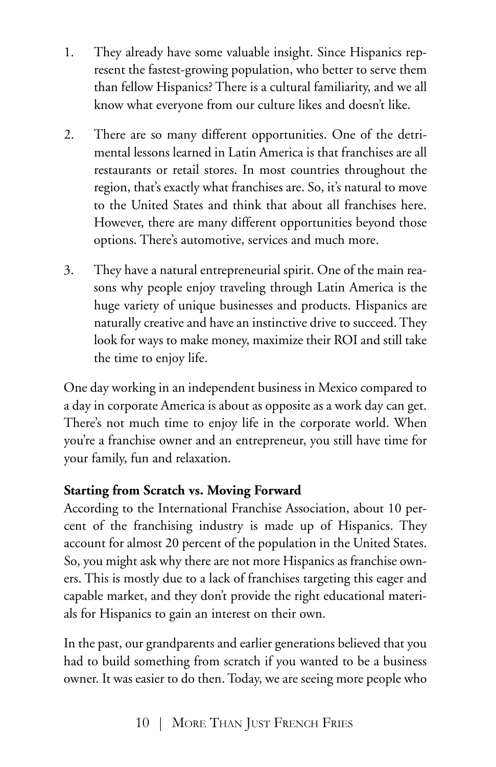1. They already have some valuable insight. Since Hispanics represent the fastest-growing population, who better to serve them than fellow Hispanics? There is a cultural familiarity, and we all know what everyone from our culture likes and doesn't like.

2. There are so many different opportunities. One of the detrimental lessons learned in Latin America is that franchises are all restaurants or retail stores. In most countries throughout the region, that's exactly what franchises are. So, it's natural to move to the United States and think that about all franchises here. However, there are many different opportunities beyond those options. There's automotive, services and much more.

3. They have a natural entrepreneurial spirit. One of the main reasons why people enjoy traveling through Latin America is the huge variety of unique businesses and products. Hispanics are naturally creative and have an instinctive drive to succeed. They look for ways to make money, maximize their ROI and still take the time to enjoy life.

One day working in an independent business in Mexico compared to a day in corporate America is about as opposite as a work day can get. There's not much time to enjoy life in the corporate world. When you're a franchise owner and an entrepreneur, you still have time for your family, fun and relaxation.

**Starting from Scratch vs. Moving Forward**

According to the International Franchise Association, about 10 percent of the franchising industry is made up of Hispanics. They account for almost 20 percent of the population in the United States. So, you might ask why there are not more Hispanics as franchise owners. This is mostly due to a lack of franchises targeting this eager and capable market, and they don't provide the right educational materials for Hispanics to gain an interest on their own.

In the past, our grandparents and earlier generations believed that you had to build something from scratch if you wanted to be a business owner. It was easier to do then. Today, we are seeing more people who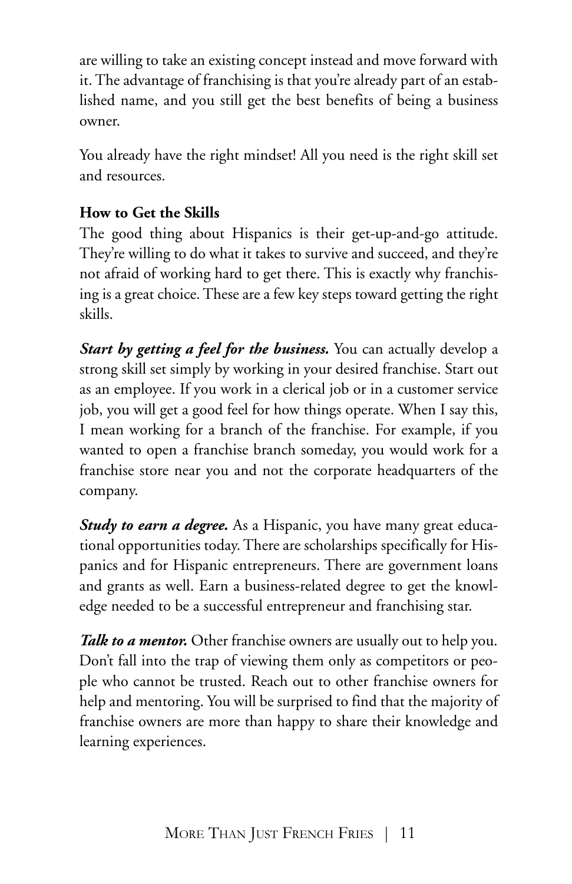are willing to take an existing concept instead and move forward with it. The advantage of franchising is that you're already part of an established name, and you still get the best benefits of being a business owner.

You already have the right mindset! All you need is the right skill set and resources.

**How to Get the Skills**

The good thing about Hispanics is their get-up-and-go attitude. They're willing to do what it takes to survive and succeed, and they're not afraid of working hard to get there. This is exactly why franchising is a great choice. These are a few key steps toward getting the right skills.

***Start by getting a feel for the business.*** You can actually develop a strong skill set simply by working in your desired franchise. Start out as an employee. If you work in a clerical job or in a customer service job, you will get a good feel for how things operate. When I say this, I mean working for a branch of the franchise. For example, if you wanted to open a franchise branch someday, you would work for a franchise store near you and not the corporate headquarters of the company.

***Study to earn a degree.*** As a Hispanic, you have many great educational opportunities today. There are scholarships specifically for Hispanics and for Hispanic entrepreneurs. There are government loans and grants as well. Earn a business-related degree to get the knowledge needed to be a successful entrepreneur and franchising star.

***Talk to a mentor.*** Other franchise owners are usually out to help you. Don't fall into the trap of viewing them only as competitors or people who cannot be trusted. Reach out to other franchise owners for help and mentoring. You will be surprised to find that the majority of franchise owners are more than happy to share their knowledge and learning experiences.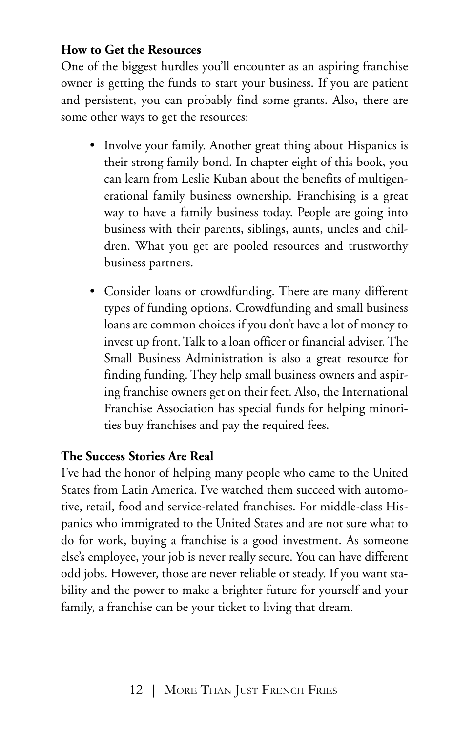**How to Get the Resources**

One of the biggest hurdles you'll encounter as an aspiring franchise owner is getting the funds to start your business. If you are patient and persistent, you can probably find some grants. Also, there are some other ways to get the resources:

- Involve your family. Another great thing about Hispanics is their strong family bond. In chapter eight of this book, you can learn from Leslie Kuban about the benefits of multigenerational family business ownership. Franchising is a great way to have a family business today. People are going into business with their parents, siblings, aunts, uncles and children. What you get are pooled resources and trustworthy business partners.

- Consider loans or crowdfunding. There are many different types of funding options. Crowdfunding and small business loans are common choices if you don't have a lot of money to invest up front. Talk to a loan officer or financial adviser. The Small Business Administration is also a great resource for finding funding. They help small business owners and aspiring franchise owners get on their feet. Also, the International Franchise Association has special funds for helping minorities buy franchises and pay the required fees.

**The Success Stories Are Real**

I've had the honor of helping many people who came to the United States from Latin America. I've watched them succeed with automotive, retail, food and service-related franchises. For middle-class Hispanics who immigrated to the United States and are not sure what to do for work, buying a franchise is a good investment. As someone else's employee, your job is never really secure. You can have different odd jobs. However, those are never reliable or steady. If you want stability and the power to make a brighter future for yourself and your family, a franchise can be your ticket to living that dream.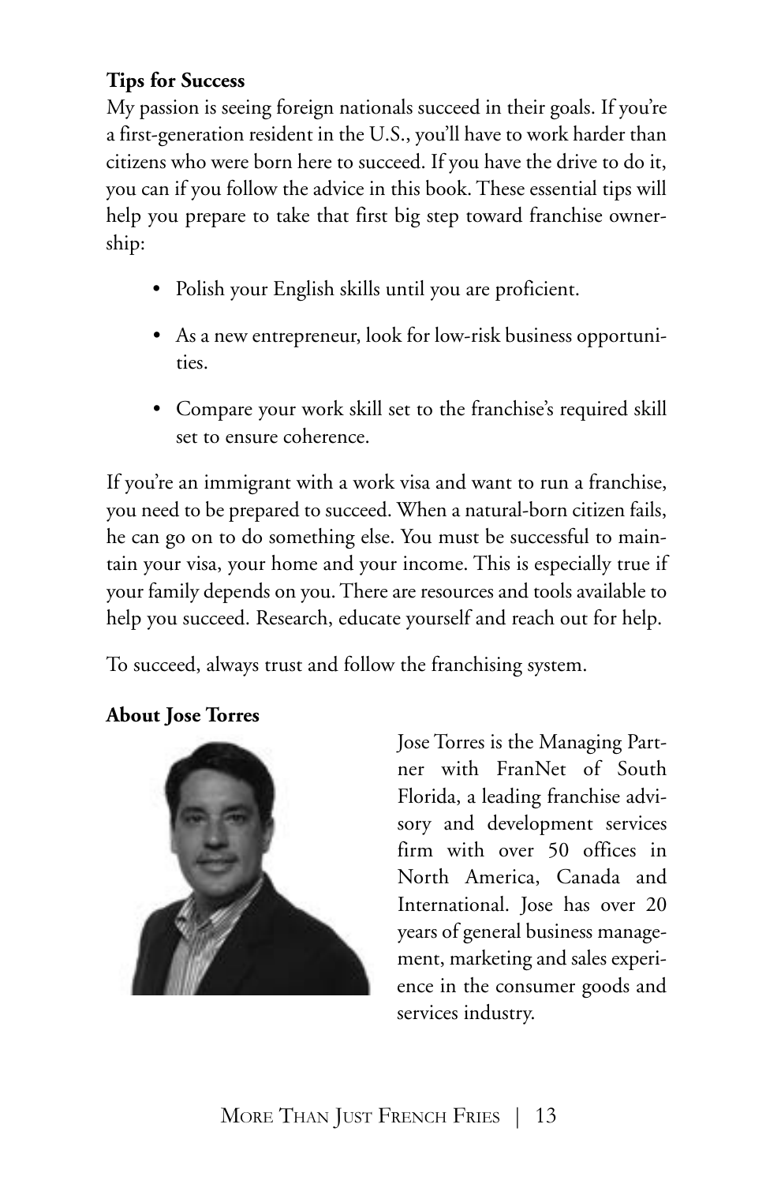**Tips for Success**

My passion is seeing foreign nationals succeed in their goals. If you're a first-generation resident in the U.S., you'll have to work harder than citizens who were born here to succeed. If you have the drive to do it, you can if you follow the advice in this book. These essential tips will help you prepare to take that first big step toward franchise ownership:

- Polish your English skills until you are proficient.
- As a new entrepreneur, look for low-risk business opportunities.
- Compare your work skill set to the franchise's required skill set to ensure coherence.

If you're an immigrant with a work visa and want to run a franchise, you need to be prepared to succeed. When a natural-born citizen fails, he can go on to do something else. You must be successful to maintain your visa, your home and your income. This is especially true if your family depends on you. There are resources and tools available to help you succeed. Research, educate yourself and reach out for help.

To succeed, always trust and follow the franchising system.

**About Jose Torres**

Jose Torres is the Managing Partner with FranNet of South Florida, a leading franchise advisory and development services firm with over 50 offices in North America, Canada and International. Jose has over 20 years of general business management, marketing and sales experience in the consumer goods and services industry.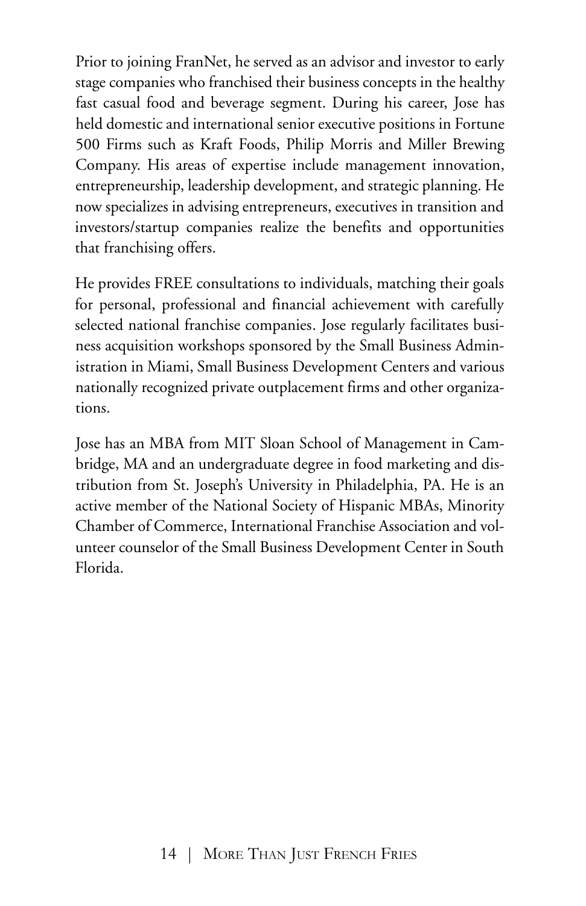Prior to joining FranNet, he served as an advisor and investor to early stage companies who franchised their business concepts in the healthy fast casual food and beverage segment. During his career, Jose has held domestic and international senior executive positions in Fortune 500 Firms such as Kraft Foods, Philip Morris and Miller Brewing Company. His areas of expertise include management innovation, entrepreneurship, leadership development, and strategic planning. He now specializes in advising entrepreneurs, executives in transition and investors/startup companies realize the benefits and opportunities that franchising offers.

He provides FREE consultations to individuals, matching their goals for personal, professional and financial achievement with carefully selected national franchise companies. Jose regularly facilitates business acquisition workshops sponsored by the Small Business Administration in Miami, Small Business Development Centers and various nationally recognized private outplacement firms and other organizations.

Jose has an MBA from MIT Sloan School of Management in Cambridge, MA and an undergraduate degree in food marketing and distribution from St. Joseph's University in Philadelphia, PA. He is an active member of the National Society of Hispanic MBAs, Minority Chamber of Commerce, International Franchise Association and volunteer counselor of the Small Business Development Center in South Florida.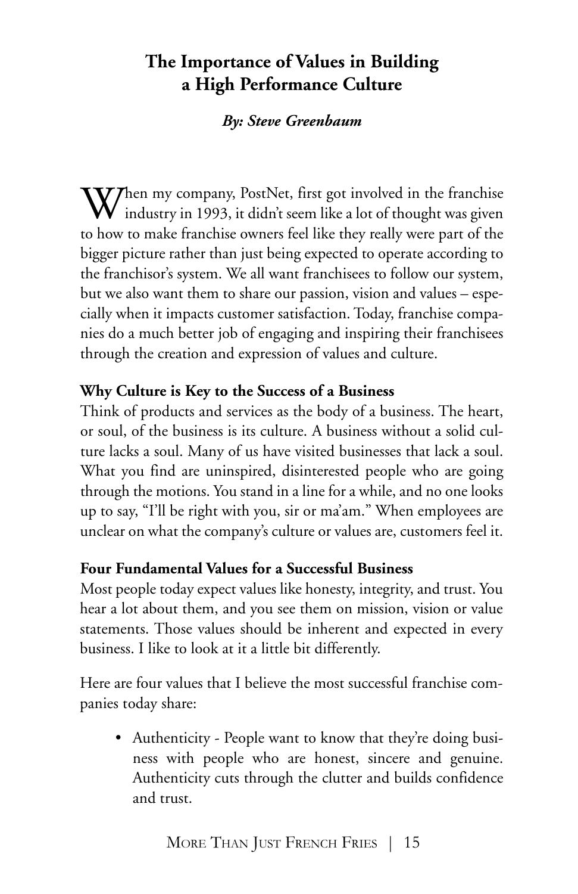# The Importance of Values in Building a High Performance Culture

***By: Steve Greenbaum***

When my company, PostNet, first got involved in the franchise industry in 1993, it didn't seem like a lot of thought was given to how to make franchise owners feel like they really were part of the bigger picture rather than just being expected to operate according to the franchisor's system. We all want franchisees to follow our system, but we also want them to share our passion, vision and values – especially when it impacts customer satisfaction. Today, franchise companies do a much better job of engaging and inspiring their franchisees through the creation and expression of values and culture.

**Why Culture is Key to the Success of a Business**

Think of products and services as the body of a business. The heart, or soul, of the business is its culture. A business without a solid culture lacks a soul. Many of us have visited businesses that lack a soul. What you find are uninspired, disinterested people who are going through the motions. You stand in a line for a while, and no one looks up to say, "I'll be right with you, sir or ma'am." When employees are unclear on what the company's culture or values are, customers feel it.

**Four Fundamental Values for a Successful Business**

Most people today expect values like honesty, integrity, and trust. You hear a lot about them, and you see them on mission, vision or value statements. Those values should be inherent and expected in every business. I like to look at it a little bit differently.

Here are four values that I believe the most successful franchise companies today share:

- Authenticity - People want to know that they're doing business with people who are honest, sincere and genuine. Authenticity cuts through the clutter and builds confidence and trust.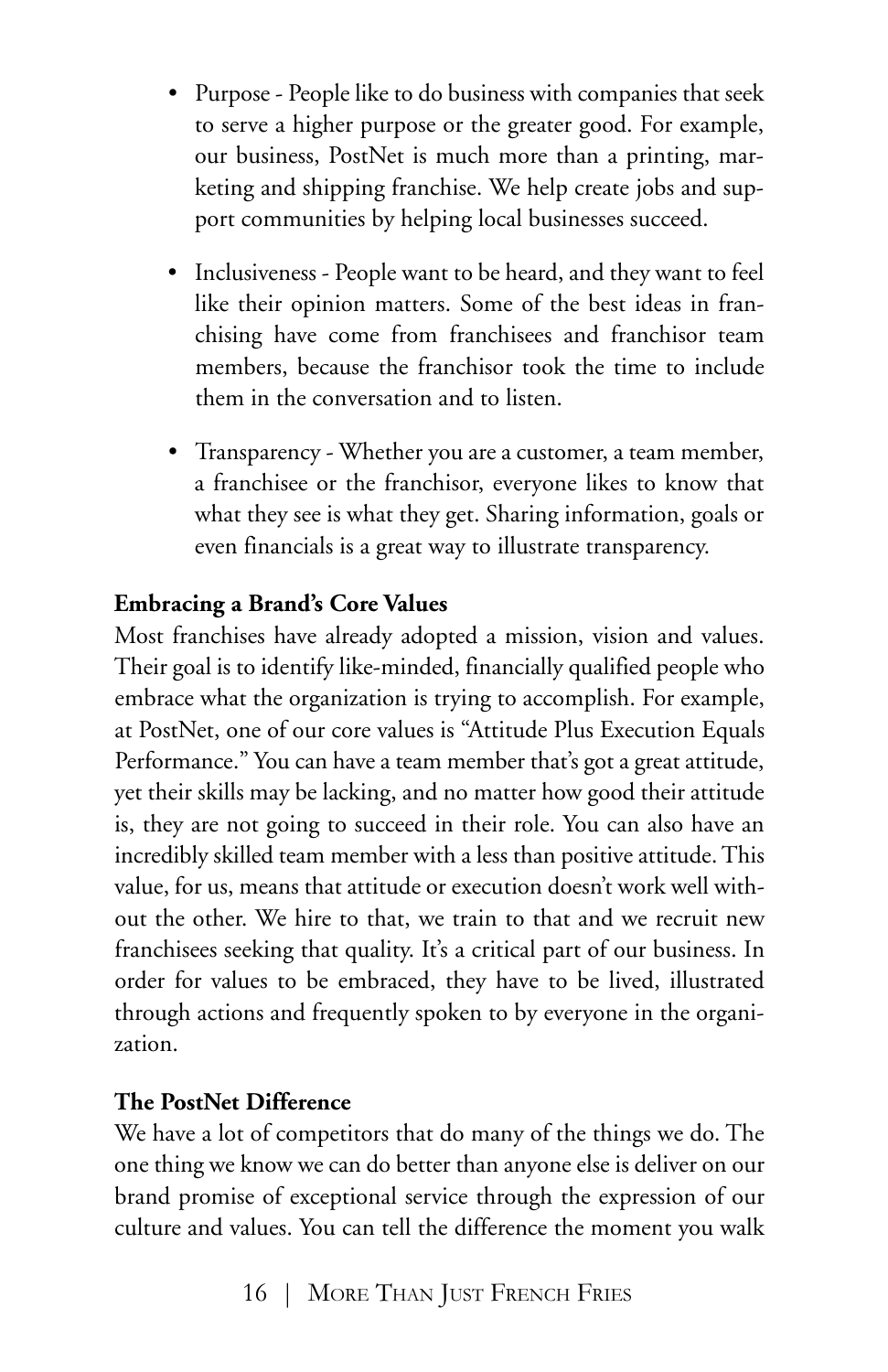- Purpose - People like to do business with companies that seek to serve a higher purpose or the greater good. For example, our business, PostNet is much more than a printing, marketing and shipping franchise. We help create jobs and support communities by helping local businesses succeed.

- Inclusiveness - People want to be heard, and they want to feel like their opinion matters. Some of the best ideas in franchising have come from franchisees and franchisor team members, because the franchisor took the time to include them in the conversation and to listen.

- Transparency - Whether you are a customer, a team member, a franchisee or the franchisor, everyone likes to know that what they see is what they get. Sharing information, goals or even financials is a great way to illustrate transparency.

**Embracing a Brand's Core Values**

Most franchises have already adopted a mission, vision and values. Their goal is to identify like-minded, financially qualified people who embrace what the organization is trying to accomplish. For example, at PostNet, one of our core values is "Attitude Plus Execution Equals Performance." You can have a team member that's got a great attitude, yet their skills may be lacking, and no matter how good their attitude is, they are not going to succeed in their role. You can also have an incredibly skilled team member with a less than positive attitude. This value, for us, means that attitude or execution doesn't work well without the other. We hire to that, we train to that and we recruit new franchisees seeking that quality. It's a critical part of our business. In order for values to be embraced, they have to be lived, illustrated through actions and frequently spoken to by everyone in the organization.

**The PostNet Difference**

We have a lot of competitors that do many of the things we do. The one thing we know we can do better than anyone else is deliver on our brand promise of exceptional service through the expression of our culture and values. You can tell the difference the moment you walk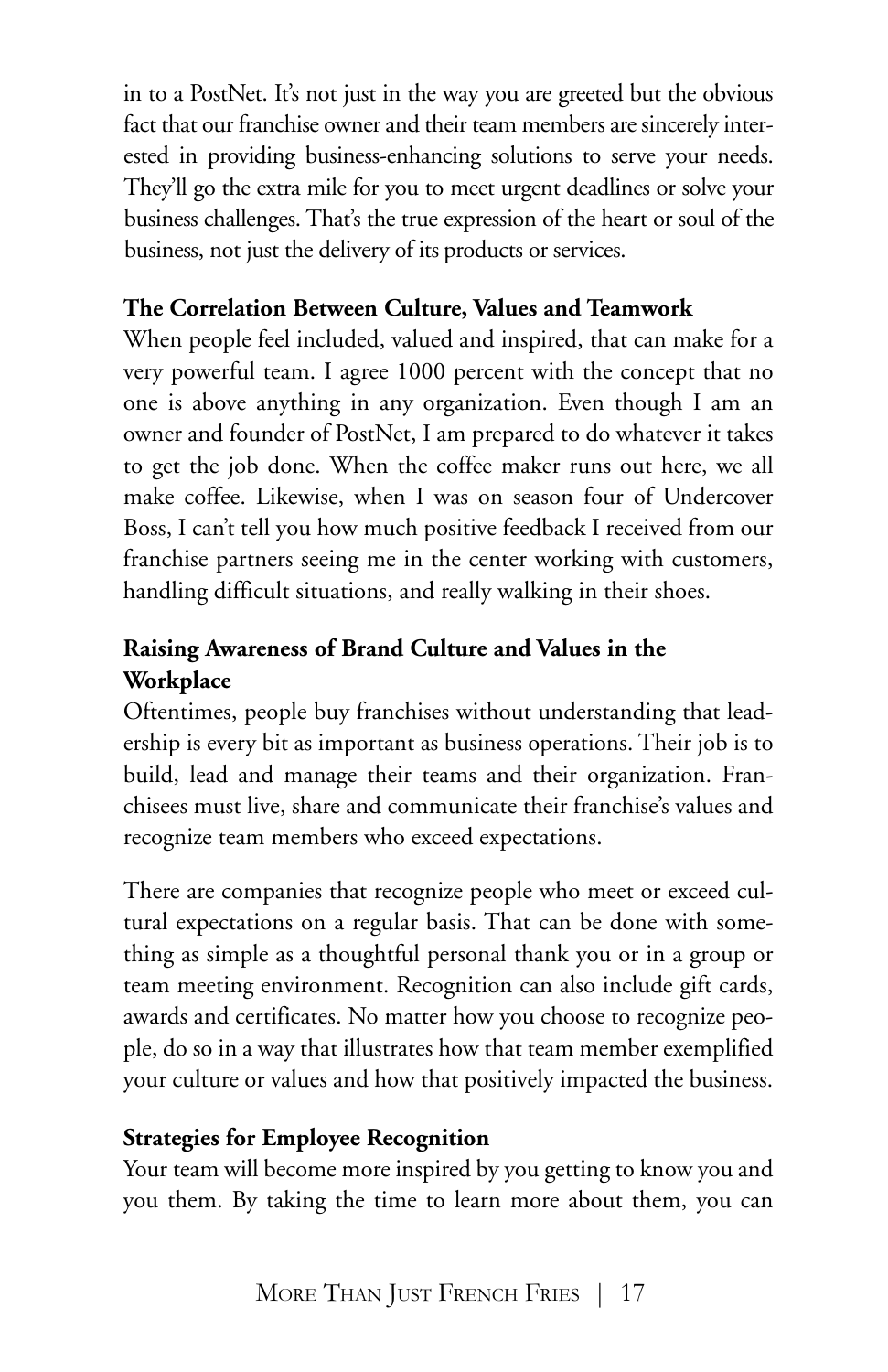in to a PostNet. It's not just in the way you are greeted but the obvious fact that our franchise owner and their team members are sincerely interested in providing business-enhancing solutions to serve your needs. They'll go the extra mile for you to meet urgent deadlines or solve your business challenges. That's the true expression of the heart or soul of the business, not just the delivery of its products or services.

### The Correlation Between Culture, Values and Teamwork

When people feel included, valued and inspired, that can make for a very powerful team. I agree 1000 percent with the concept that no one is above anything in any organization. Even though I am an owner and founder of PostNet, I am prepared to do whatever it takes to get the job done. When the coffee maker runs out here, we all make coffee. Likewise, when I was on season four of Undercover Boss, I can't tell you how much positive feedback I received from our franchise partners seeing me in the center working with customers, handling difficult situations, and really walking in their shoes.

### Raising Awareness of Brand Culture and Values in the Workplace

Oftentimes, people buy franchises without understanding that leadership is every bit as important as business operations. Their job is to build, lead and manage their teams and their organization. Franchisees must live, share and communicate their franchise's values and recognize team members who exceed expectations.

There are companies that recognize people who meet or exceed cultural expectations on a regular basis. That can be done with something as simple as a thoughtful personal thank you or in a group or team meeting environment. Recognition can also include gift cards, awards and certificates. No matter how you choose to recognize people, do so in a way that illustrates how that team member exemplified your culture or values and how that positively impacted the business.

### Strategies for Employee Recognition

Your team will become more inspired by you getting to know you and you them. By taking the time to learn more about them, you can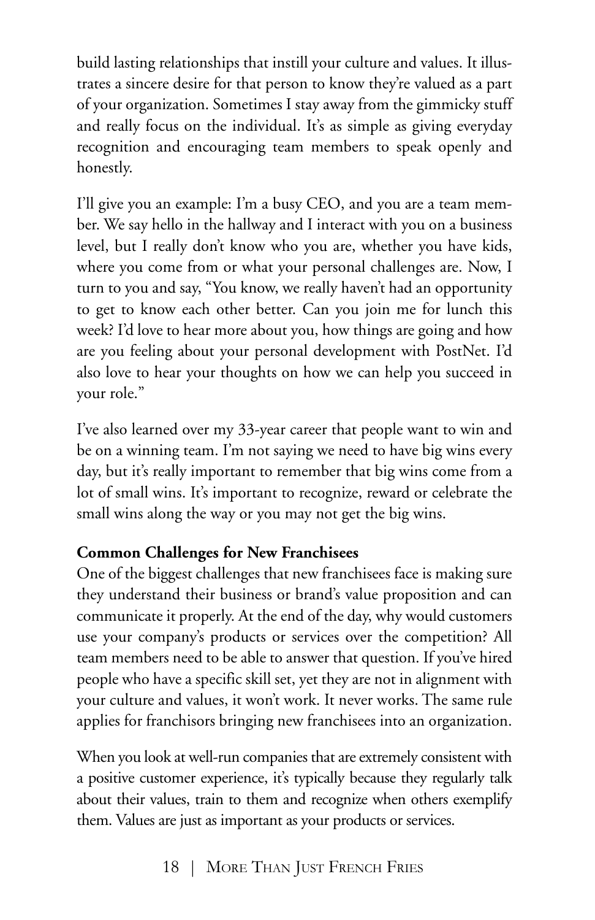build lasting relationships that instill your culture and values. It illustrates a sincere desire for that person to know they're valued as a part of your organization. Sometimes I stay away from the gimmicky stuff and really focus on the individual. It's as simple as giving everyday recognition and encouraging team members to speak openly and honestly.

I'll give you an example: I'm a busy CEO, and you are a team member. We say hello in the hallway and I interact with you on a business level, but I really don't know who you are, whether you have kids, where you come from or what your personal challenges are. Now, I turn to you and say, "You know, we really haven't had an opportunity to get to know each other better. Can you join me for lunch this week? I'd love to hear more about you, how things are going and how are you feeling about your personal development with PostNet. I'd also love to hear your thoughts on how we can help you succeed in your role."

I've also learned over my 33-year career that people want to win and be on a winning team. I'm not saying we need to have big wins every day, but it's really important to remember that big wins come from a lot of small wins. It's important to recognize, reward or celebrate the small wins along the way or you may not get the big wins.

**Common Challenges for New Franchisees**

One of the biggest challenges that new franchisees face is making sure they understand their business or brand's value proposition and can communicate it properly. At the end of the day, why would customers use your company's products or services over the competition? All team members need to be able to answer that question. If you've hired people who have a specific skill set, yet they are not in alignment with your culture and values, it won't work. It never works. The same rule applies for franchisors bringing new franchisees into an organization.

When you look at well-run companies that are extremely consistent with a positive customer experience, it's typically because they regularly talk about their values, train to them and recognize when others exemplify them. Values are just as important as your products or services.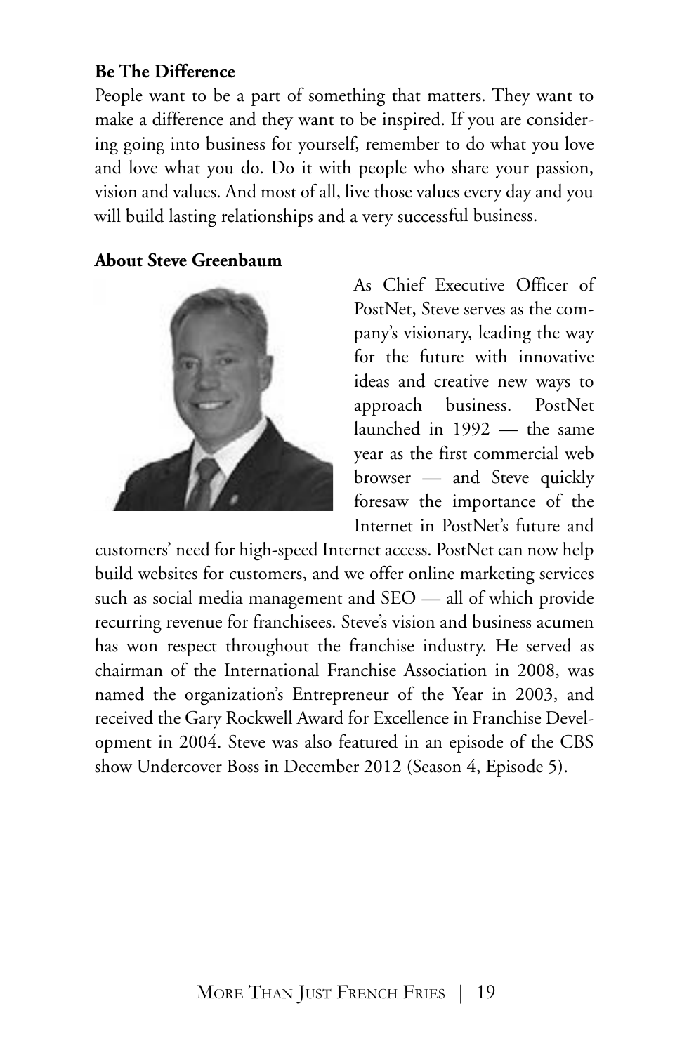**Be The Difference**

People want to be a part of something that matters. They want to make a difference and they want to be inspired. If you are considering going into business for yourself, remember to do what you love and love what you do. Do it with people who share your passion, vision and values. And most of all, live those values every day and you will build lasting relationships and a very successful business.

**About Steve Greenbaum**

As Chief Executive Officer of PostNet, Steve serves as the company's visionary, leading the way for the future with innovative ideas and creative new ways to approach business. PostNet launched in 1992 — the same year as the first commercial web browser — and Steve quickly foresaw the importance of the Internet in PostNet's future and customers' need for high-speed Internet access. PostNet can now help build websites for customers, and we offer online marketing services such as social media management and SEO — all of which provide recurring revenue for franchisees. Steve's vision and business acumen has won respect throughout the franchise industry. He served as chairman of the International Franchise Association in 2008, was named the organization's Entrepreneur of the Year in 2003, and received the Gary Rockwell Award for Excellence in Franchise Development in 2004. Steve was also featured in an episode of the CBS show Undercover Boss in December 2012 (Season 4, Episode 5).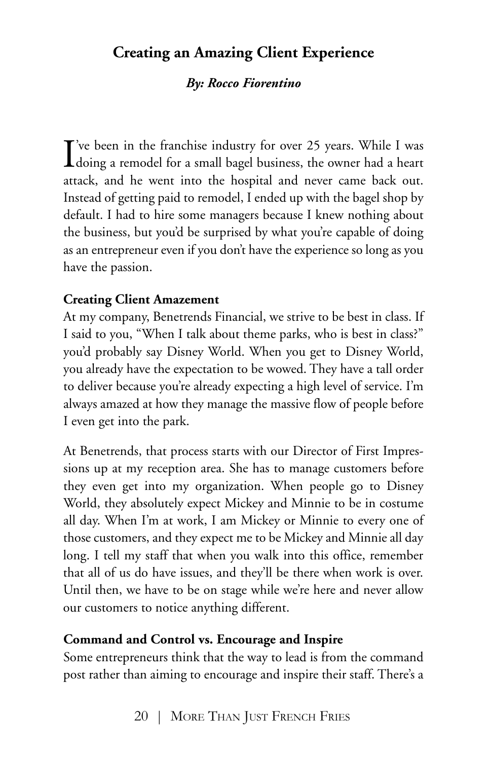## Creating an Amazing Client Experience

***By: Rocco Fiorentino***

I've been in the franchise industry for over 25 years. While I was doing a remodel for a small bagel business, the owner had a heart attack, and he went into the hospital and never came back out. Instead of getting paid to remodel, I ended up with the bagel shop by default. I had to hire some managers because I knew nothing about the business, but you'd be surprised by what you're capable of doing as an entrepreneur even if you don't have the experience so long as you have the passion.

### Creating Client Amazement

At my company, Benetrends Financial, we strive to be best in class. If I said to you, "When I talk about theme parks, who is best in class?" you'd probably say Disney World. When you get to Disney World, you already have the expectation to be wowed. They have a tall order to deliver because you're already expecting a high level of service. I'm always amazed at how they manage the massive flow of people before I even get into the park.

At Benetrends, that process starts with our Director of First Impressions up at my reception area. She has to manage customers before they even get into my organization. When people go to Disney World, they absolutely expect Mickey and Minnie to be in costume all day. When I'm at work, I am Mickey or Minnie to every one of those customers, and they expect me to be Mickey and Minnie all day long. I tell my staff that when you walk into this office, remember that all of us do have issues, and they'll be there when work is over. Until then, we have to be on stage while we're here and never allow our customers to notice anything different.

### Command and Control vs. Encourage and Inspire

Some entrepreneurs think that the way to lead is from the command post rather than aiming to encourage and inspire their staff. There's a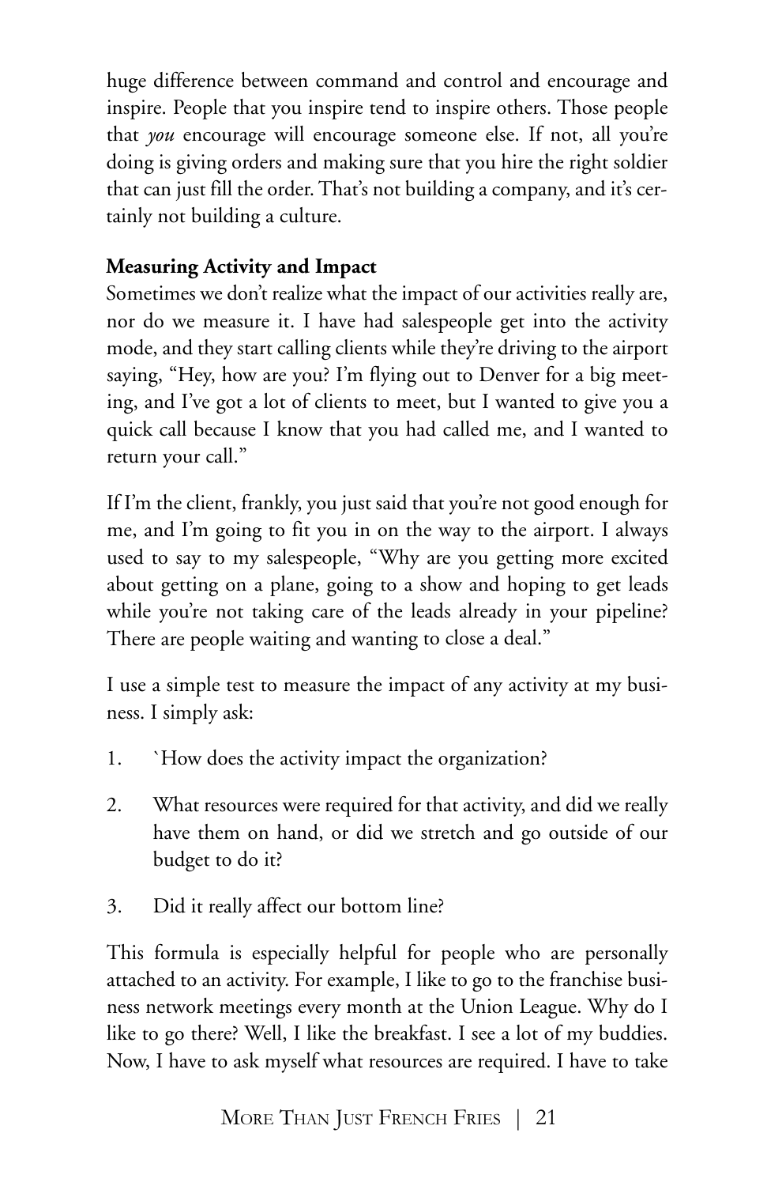huge difference between command and control and encourage and inspire. People that you inspire tend to inspire others. Those people that *you* encourage will encourage someone else. If not, all you're doing is giving orders and making sure that you hire the right soldier that can just fill the order. That's not building a company, and it's certainly not building a culture.

**Measuring Activity and Impact**

Sometimes we don't realize what the impact of our activities really are, nor do we measure it. I have had salespeople get into the activity mode, and they start calling clients while they're driving to the airport saying, "Hey, how are you? I'm flying out to Denver for a big meeting, and I've got a lot of clients to meet, but I wanted to give you a quick call because I know that you had called me, and I wanted to return your call."

If I'm the client, frankly, you just said that you're not good enough for me, and I'm going to fit you in on the way to the airport. I always used to say to my salespeople, "Why are you getting more excited about getting on a plane, going to a show and hoping to get leads while you're not taking care of the leads already in your pipeline? There are people waiting and wanting to close a deal."

I use a simple test to measure the impact of any activity at my business. I simply ask:

1. `How does the activity impact the organization?
2. What resources were required for that activity, and did we really have them on hand, or did we stretch and go outside of our budget to do it?
3. Did it really affect our bottom line?

This formula is especially helpful for people who are personally attached to an activity. For example, I like to go to the franchise business network meetings every month at the Union League. Why do I like to go there? Well, I like the breakfast. I see a lot of my buddies. Now, I have to ask myself what resources are required. I have to take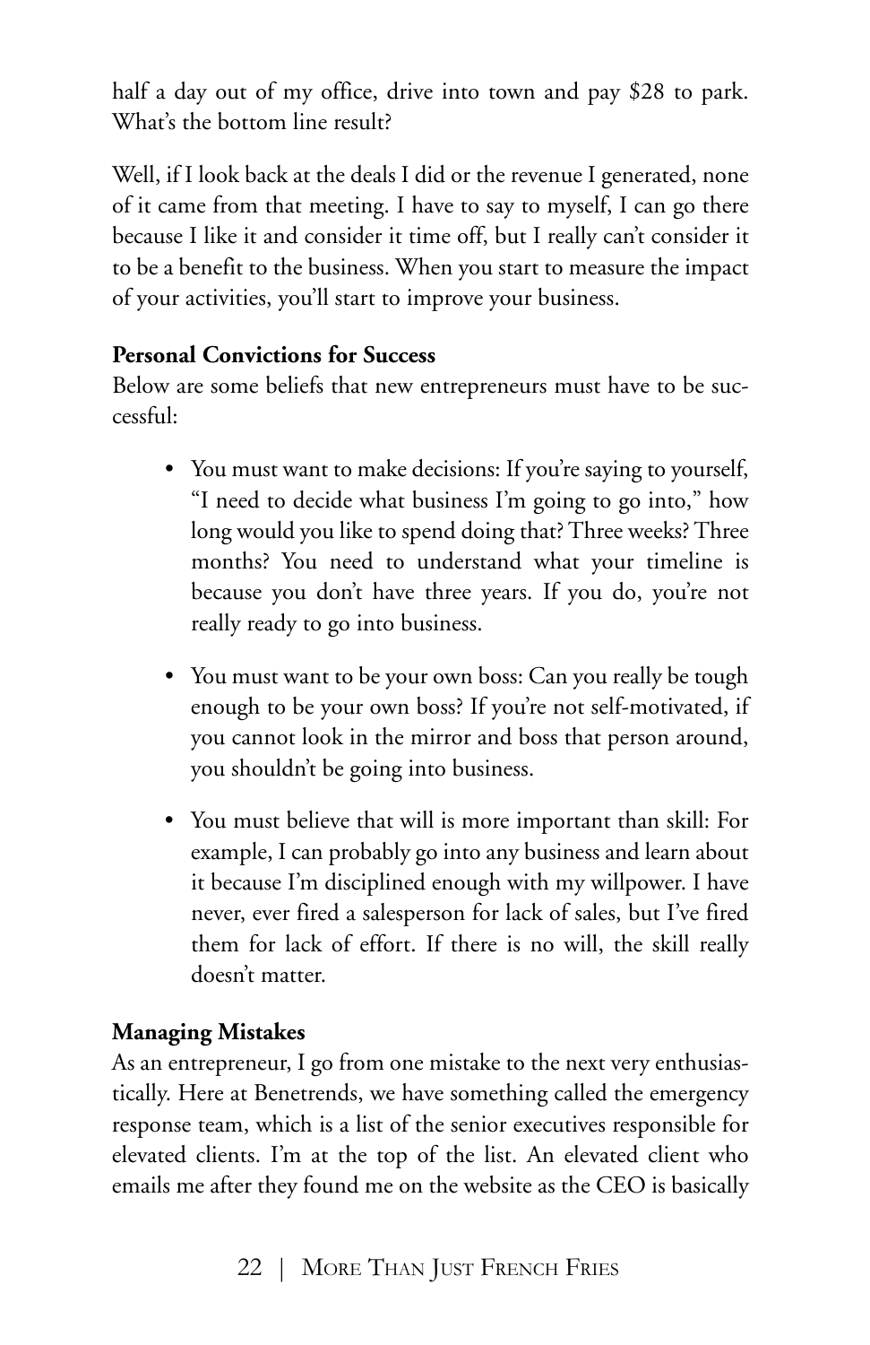half a day out of my office, drive into town and pay $28 to park. What's the bottom line result?

Well, if I look back at the deals I did or the revenue I generated, none of it came from that meeting. I have to say to myself, I can go there because I like it and consider it time off, but I really can't consider it to be a benefit to the business. When you start to measure the impact of your activities, you'll start to improve your business.

**Personal Convictions for Success**

Below are some beliefs that new entrepreneurs must have to be successful:

- You must want to make decisions: If you're saying to yourself, "I need to decide what business I'm going to go into," how long would you like to spend doing that? Three weeks? Three months? You need to understand what your timeline is because you don't have three years. If you do, you're not really ready to go into business.
- You must want to be your own boss: Can you really be tough enough to be your own boss? If you're not self-motivated, if you cannot look in the mirror and boss that person around, you shouldn't be going into business.
- You must believe that will is more important than skill: For example, I can probably go into any business and learn about it because I'm disciplined enough with my willpower. I have never, ever fired a salesperson for lack of sales, but I've fired them for lack of effort. If there is no will, the skill really doesn't matter.

**Managing Mistakes**

As an entrepreneur, I go from one mistake to the next very enthusiastically. Here at Benetrends, we have something called the emergency response team, which is a list of the senior executives responsible for elevated clients. I'm at the top of the list. An elevated client who emails me after they found me on the website as the CEO is basically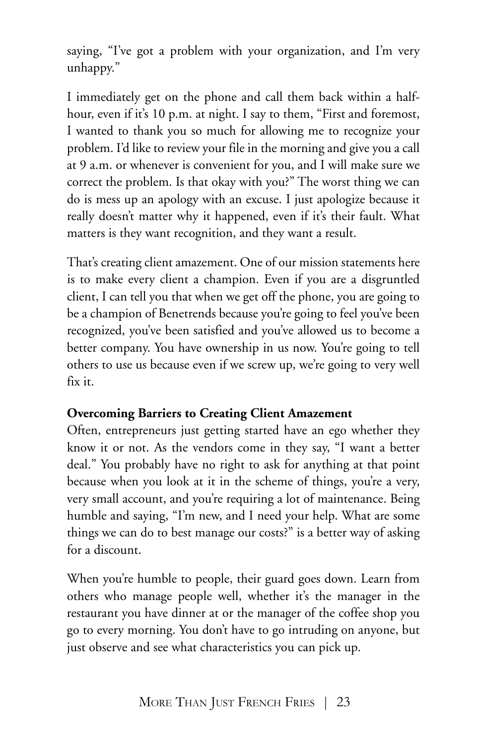saying, "I've got a problem with your organization, and I'm very unhappy."

I immediately get on the phone and call them back within a half-hour, even if it's 10 p.m. at night. I say to them, "First and foremost, I wanted to thank you so much for allowing me to recognize your problem. I'd like to review your file in the morning and give you a call at 9 a.m. or whenever is convenient for you, and I will make sure we correct the problem. Is that okay with you?" The worst thing we can do is mess up an apology with an excuse. I just apologize because it really doesn't matter why it happened, even if it's their fault. What matters is they want recognition, and they want a result.

That's creating client amazement. One of our mission statements here is to make every client a champion. Even if you are a disgruntled client, I can tell you that when we get off the phone, you are going to be a champion of Benetrends because you're going to feel you've been recognized, you've been satisfied and you've allowed us to become a better company. You have ownership in us now. You're going to tell others to use us because even if we screw up, we're going to very well fix it.

**Overcoming Barriers to Creating Client Amazement**

Often, entrepreneurs just getting started have an ego whether they know it or not. As the vendors come in they say, "I want a better deal." You probably have no right to ask for anything at that point because when you look at it in the scheme of things, you're a very, very small account, and you're requiring a lot of maintenance. Being humble and saying, "I'm new, and I need your help. What are some things we can do to best manage our costs?" is a better way of asking for a discount.

When you're humble to people, their guard goes down. Learn from others who manage people well, whether it's the manager in the restaurant you have dinner at or the manager of the coffee shop you go to every morning. You don't have to go intruding on anyone, but just observe and see what characteristics you can pick up.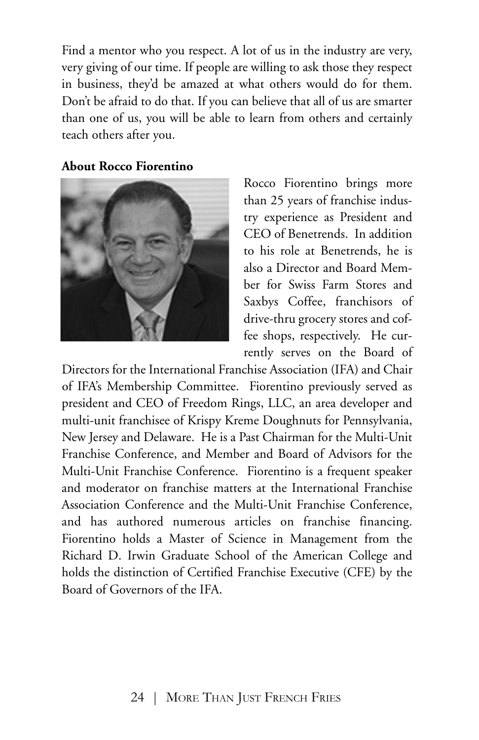Find a mentor who you respect. A lot of us in the industry are very, very giving of our time. If people are willing to ask those they respect in business, they'd be amazed at what others would do for them. Don't be afraid to do that. If you can believe that all of us are smarter than one of us, you will be able to learn from others and certainly teach others after you.

**About Rocco Fiorentino**

Rocco Fiorentino brings more than 25 years of franchise industry experience as President and CEO of Benetrends. In addition to his role at Benetrends, he is also a Director and Board Member for Swiss Farm Stores and Saxbys Coffee, franchisors of drive-thru grocery stores and coffee shops, respectively. He currently serves on the Board of Directors for the International Franchise Association (IFA) and Chair of IFA's Membership Committee. Fiorentino previously served as president and CEO of Freedom Rings, LLC, an area developer and multi-unit franchisee of Krispy Kreme Doughnuts for Pennsylvania, New Jersey and Delaware. He is a Past Chairman for the Multi-Unit Franchise Conference, and Member and Board of Advisors for the Multi-Unit Franchise Conference. Fiorentino is a frequent speaker and moderator on franchise matters at the International Franchise Association Conference and the Multi-Unit Franchise Conference, and has authored numerous articles on franchise financing. Fiorentino holds a Master of Science in Management from the Richard D. Irwin Graduate School of the American College and holds the distinction of Certified Franchise Executive (CFE) by the Board of Governors of the IFA.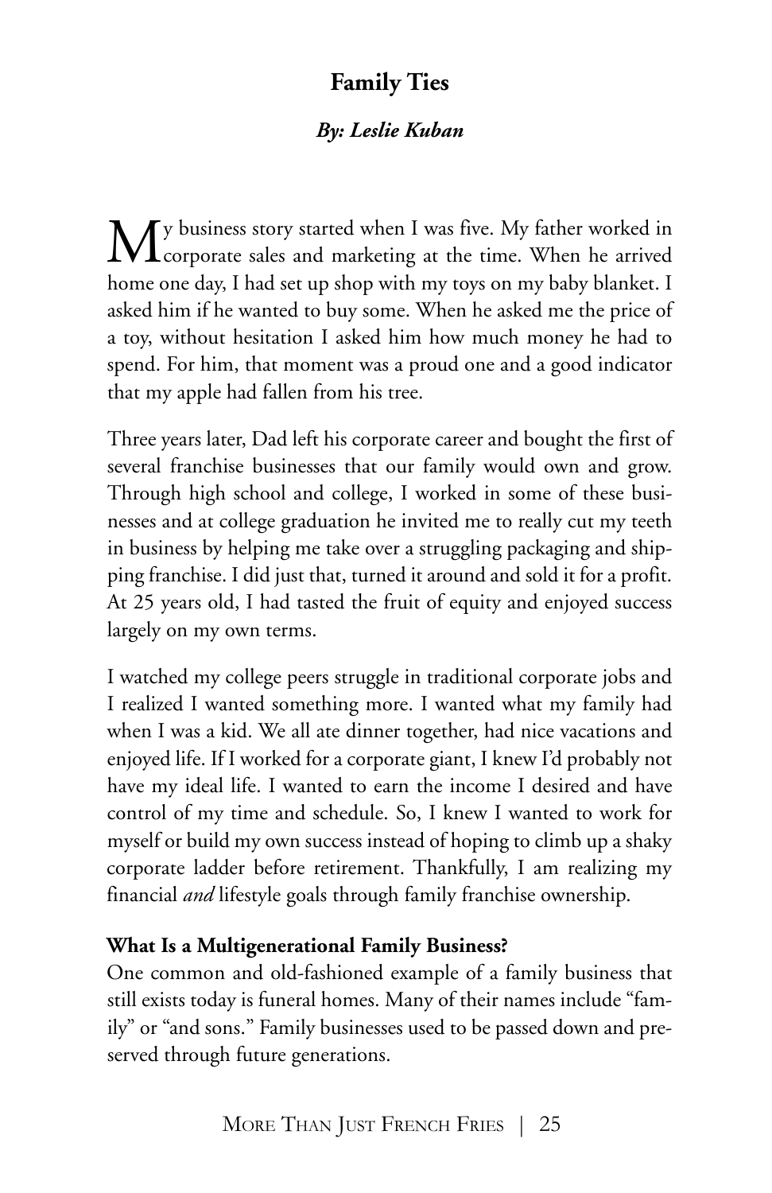## Family Ties

### *By: Leslie Kuban*

My business story started when I was five. My father worked in corporate sales and marketing at the time. When he arrived home one day, I had set up shop with my toys on my baby blanket. I asked him if he wanted to buy some. When he asked me the price of a toy, without hesitation I asked him how much money he had to spend. For him, that moment was a proud one and a good indicator that my apple had fallen from his tree.

Three years later, Dad left his corporate career and bought the first of several franchise businesses that our family would own and grow. Through high school and college, I worked in some of these businesses and at college graduation he invited me to really cut my teeth in business by helping me take over a struggling packaging and shipping franchise. I did just that, turned it around and sold it for a profit. At 25 years old, I had tasted the fruit of equity and enjoyed success largely on my own terms.

I watched my college peers struggle in traditional corporate jobs and I realized I wanted something more. I wanted what my family had when I was a kid. We all ate dinner together, had nice vacations and enjoyed life. If I worked for a corporate giant, I knew I'd probably not have my ideal life. I wanted to earn the income I desired and have control of my time and schedule. So, I knew I wanted to work for myself or build my own success instead of hoping to climb up a shaky corporate ladder before retirement. Thankfully, I am realizing my financial *and* lifestyle goals through family franchise ownership.

**What Is a Multigenerational Family Business?**

One common and old-fashioned example of a family business that still exists today is funeral homes. Many of their names include "family" or "and sons." Family businesses used to be passed down and preserved through future generations.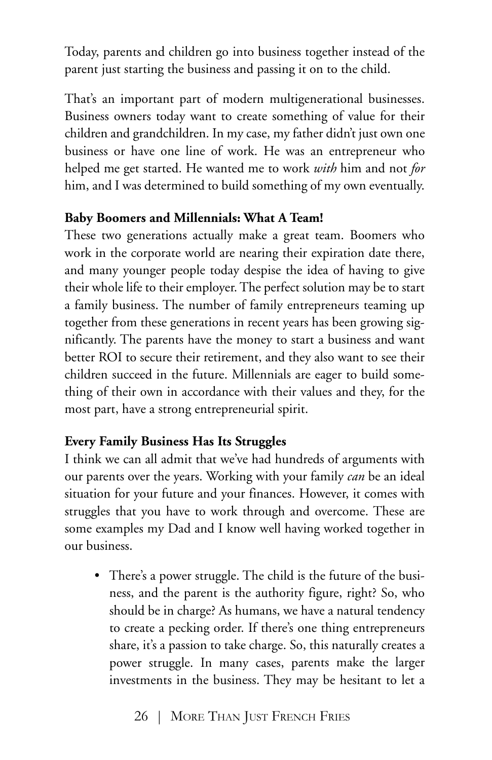Today, parents and children go into business together instead of the parent just starting the business and passing it on to the child.

That's an important part of modern multigenerational businesses. Business owners today want to create something of value for their children and grandchildren. In my case, my father didn't just own one business or have one line of work. He was an entrepreneur who helped me get started. He wanted me to work *with* him and not *for* him, and I was determined to build something of my own eventually.

**Baby Boomers and Millennials: What A Team!**

These two generations actually make a great team. Boomers who work in the corporate world are nearing their expiration date there, and many younger people today despise the idea of having to give their whole life to their employer. The perfect solution may be to start a family business. The number of family entrepreneurs teaming up together from these generations in recent years has been growing significantly. The parents have the money to start a business and want better ROI to secure their retirement, and they also want to see their children succeed in the future. Millennials are eager to build something of their own in accordance with their values and they, for the most part, have a strong entrepreneurial spirit.

**Every Family Business Has Its Struggles**

I think we can all admit that we've had hundreds of arguments with our parents over the years. Working with your family *can* be an ideal situation for your future and your finances. However, it comes with struggles that you have to work through and overcome. These are some examples my Dad and I know well having worked together in our business.

- There's a power struggle. The child is the future of the business, and the parent is the authority figure, right? So, who should be in charge? As humans, we have a natural tendency to create a pecking order. If there's one thing entrepreneurs share, it's a passion to take charge. So, this naturally creates a power struggle. In many cases, parents make the larger investments in the business. They may be hesitant to let a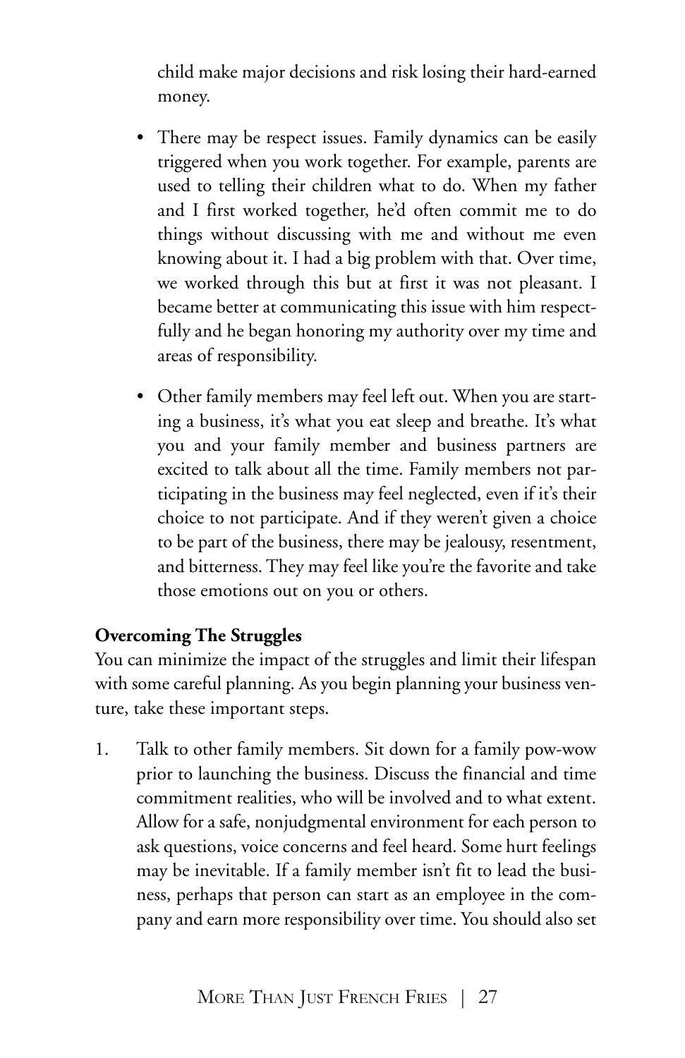child make major decisions and risk losing their hard-earned money.

- There may be respect issues. Family dynamics can be easily triggered when you work together. For example, parents are used to telling their children what to do. When my father and I first worked together, he'd often commit me to do things without discussing with me and without me even knowing about it. I had a big problem with that. Over time, we worked through this but at first it was not pleasant. I became better at communicating this issue with him respectfully and he began honoring my authority over my time and areas of responsibility.

- Other family members may feel left out. When you are starting a business, it's what you eat sleep and breathe. It's what you and your family member and business partners are excited to talk about all the time. Family members not participating in the business may feel neglected, even if it's their choice to not participate. And if they weren't given a choice to be part of the business, there may be jealousy, resentment, and bitterness. They may feel like you're the favorite and take those emotions out on you or others.

**Overcoming The Struggles**

You can minimize the impact of the struggles and limit their lifespan with some careful planning. As you begin planning your business venture, take these important steps.

1. Talk to other family members. Sit down for a family pow-wow prior to launching the business. Discuss the financial and time commitment realities, who will be involved and to what extent. Allow for a safe, nonjudgmental environment for each person to ask questions, voice concerns and feel heard. Some hurt feelings may be inevitable. If a family member isn't fit to lead the business, perhaps that person can start as an employee in the company and earn more responsibility over time. You should also set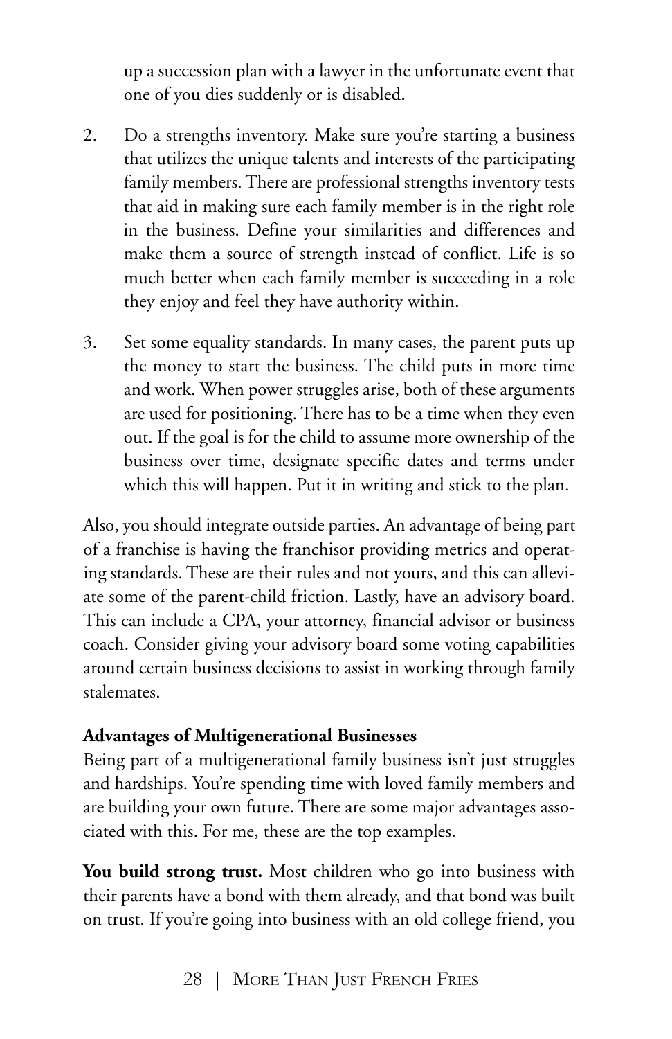up a succession plan with a lawyer in the unfortunate event that one of you dies suddenly or is disabled.

2. Do a strengths inventory. Make sure you're starting a business that utilizes the unique talents and interests of the participating family members. There are professional strengths inventory tests that aid in making sure each family member is in the right role in the business. Define your similarities and differences and make them a source of strength instead of conflict. Life is so much better when each family member is succeeding in a role they enjoy and feel they have authority within.

3. Set some equality standards. In many cases, the parent puts up the money to start the business. The child puts in more time and work. When power struggles arise, both of these arguments are used for positioning. There has to be a time when they even out. If the goal is for the child to assume more ownership of the business over time, designate specific dates and terms under which this will happen. Put it in writing and stick to the plan.

Also, you should integrate outside parties. An advantage of being part of a franchise is having the franchisor providing metrics and operating standards. These are their rules and not yours, and this can alleviate some of the parent-child friction. Lastly, have an advisory board. This can include a CPA, your attorney, financial advisor or business coach. Consider giving your advisory board some voting capabilities around certain business decisions to assist in working through family stalemates.

**Advantages of Multigenerational Businesses**

Being part of a multigenerational family business isn't just struggles and hardships. You're spending time with loved family members and are building your own future. There are some major advantages associated with this. For me, these are the top examples.

**You build strong trust.** Most children who go into business with their parents have a bond with them already, and that bond was built on trust. If you're going into business with an old college friend, you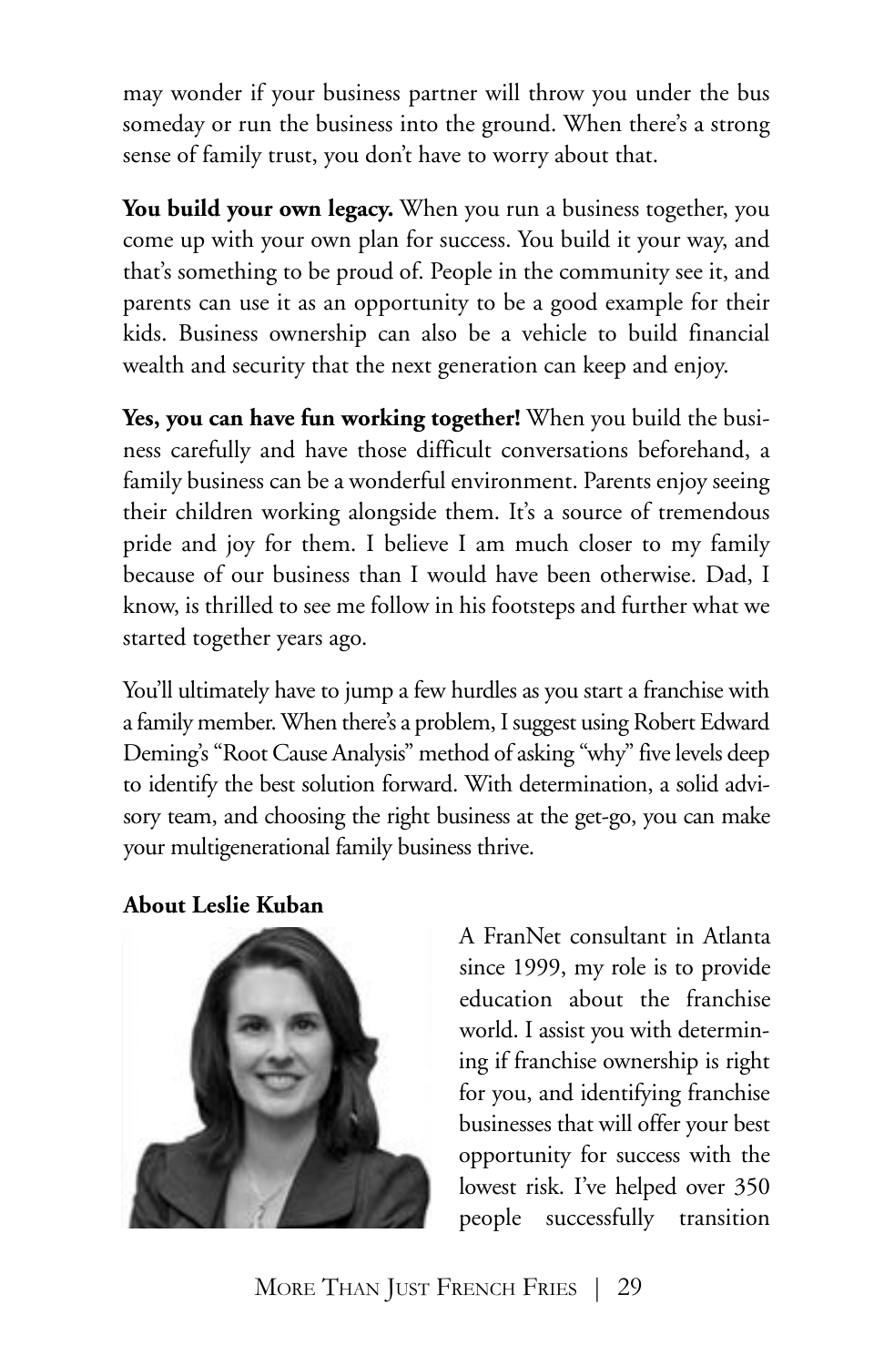may wonder if your business partner will throw you under the bus someday or run the business into the ground. When there's a strong sense of family trust, you don't have to worry about that.

**You build your own legacy.** When you run a business together, you come up with your own plan for success. You build it your way, and that's something to be proud of. People in the community see it, and parents can use it as an opportunity to be a good example for their kids. Business ownership can also be a vehicle to build financial wealth and security that the next generation can keep and enjoy.

**Yes, you can have fun working together!** When you build the business carefully and have those difficult conversations beforehand, a family business can be a wonderful environment. Parents enjoy seeing their children working alongside them. It's a source of tremendous pride and joy for them. I believe I am much closer to my family because of our business than I would have been otherwise. Dad, I know, is thrilled to see me follow in his footsteps and further what we started together years ago.

You'll ultimately have to jump a few hurdles as you start a franchise with a family member. When there's a problem, I suggest using Robert Edward Deming's "Root Cause Analysis" method of asking "why" five levels deep to identify the best solution forward. With determination, a solid advisory team, and choosing the right business at the get-go, you can make your multigenerational family business thrive.

**About Leslie Kuban**

A FranNet consultant in Atlanta since 1999, my role is to provide education about the franchise world. I assist you with determining if franchise ownership is right for you, and identifying franchise businesses that will offer your best opportunity for success with the lowest risk. I've helped over 350 people successfully transition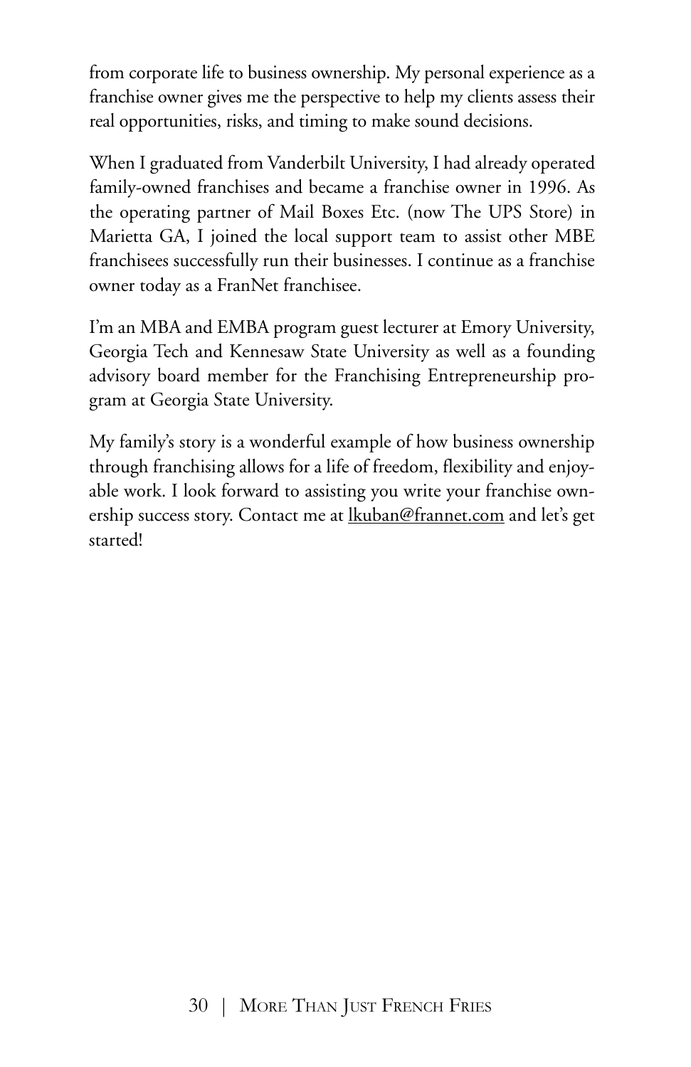from corporate life to business ownership. My personal experience as a franchise owner gives me the perspective to help my clients assess their real opportunities, risks, and timing to make sound decisions.

When I graduated from Vanderbilt University, I had already operated family-owned franchises and became a franchise owner in 1996. As the operating partner of Mail Boxes Etc. (now The UPS Store) in Marietta GA, I joined the local support team to assist other MBE franchisees successfully run their businesses. I continue as a franchise owner today as a FranNet franchisee.

I'm an MBA and EMBA program guest lecturer at Emory University, Georgia Tech and Kennesaw State University as well as a founding advisory board member for the Franchising Entrepreneurship program at Georgia State University.

My family's story is a wonderful example of how business ownership through franchising allows for a life of freedom, flexibility and enjoyable work. I look forward to assisting you write your franchise ownership success story. Contact me at lkuban@frannet.com and let's get started!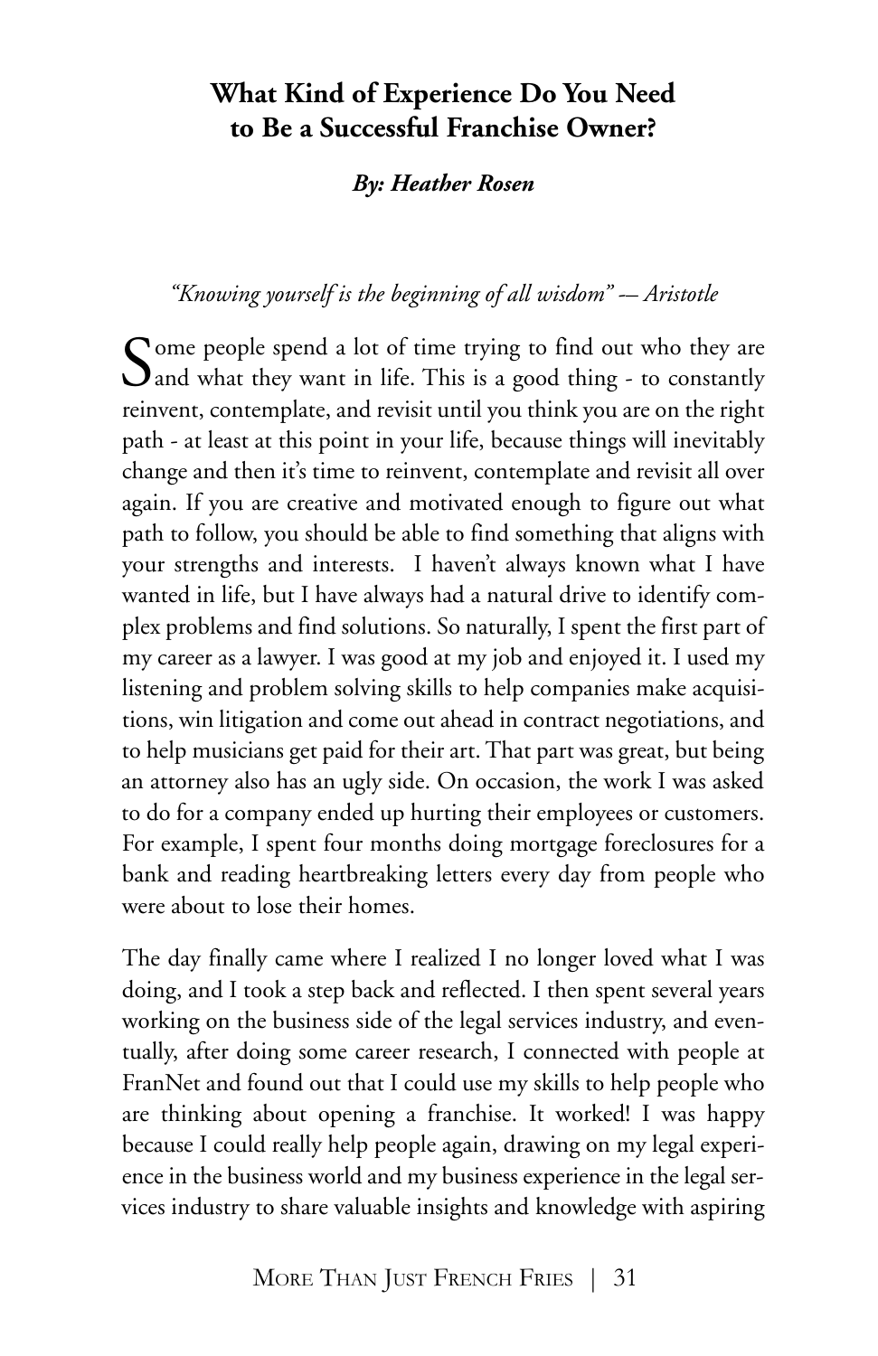## What Kind of Experience Do You Need to Be a Successful Franchise Owner?

***By: Heather Rosen***

*"Knowing yourself is the beginning of all wisdom" -– Aristotle*

Some people spend a lot of time trying to find out who they are and what they want in life. This is a good thing - to constantly reinvent, contemplate, and revisit until you think you are on the right path - at least at this point in your life, because things will inevitably change and then it's time to reinvent, contemplate and revisit all over again. If you are creative and motivated enough to figure out what path to follow, you should be able to find something that aligns with your strengths and interests. I haven't always known what I have wanted in life, but I have always had a natural drive to identify complex problems and find solutions. So naturally, I spent the first part of my career as a lawyer. I was good at my job and enjoyed it. I used my listening and problem solving skills to help companies make acquisitions, win litigation and come out ahead in contract negotiations, and to help musicians get paid for their art. That part was great, but being an attorney also has an ugly side. On occasion, the work I was asked to do for a company ended up hurting their employees or customers. For example, I spent four months doing mortgage foreclosures for a bank and reading heartbreaking letters every day from people who were about to lose their homes.

The day finally came where I realized I no longer loved what I was doing, and I took a step back and reflected. I then spent several years working on the business side of the legal services industry, and eventually, after doing some career research, I connected with people at FranNet and found out that I could use my skills to help people who are thinking about opening a franchise. It worked! I was happy because I could really help people again, drawing on my legal experience in the business world and my business experience in the legal services industry to share valuable insights and knowledge with aspiring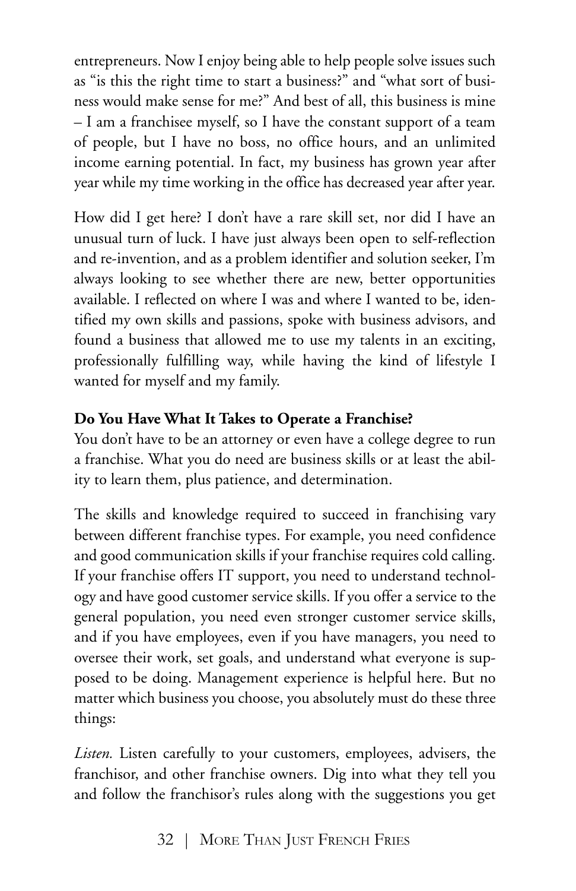entrepreneurs. Now I enjoy being able to help people solve issues such as "is this the right time to start a business?" and "what sort of business would make sense for me?" And best of all, this business is mine – I am a franchisee myself, so I have the constant support of a team of people, but I have no boss, no office hours, and an unlimited income earning potential. In fact, my business has grown year after year while my time working in the office has decreased year after year.

How did I get here? I don't have a rare skill set, nor did I have an unusual turn of luck. I have just always been open to self-reflection and re-invention, and as a problem identifier and solution seeker, I'm always looking to see whether there are new, better opportunities available. I reflected on where I was and where I wanted to be, identified my own skills and passions, spoke with business advisors, and found a business that allowed me to use my talents in an exciting, professionally fulfilling way, while having the kind of lifestyle I wanted for myself and my family.

**Do You Have What It Takes to Operate a Franchise?**

You don't have to be an attorney or even have a college degree to run a franchise. What you do need are business skills or at least the ability to learn them, plus patience, and determination.

The skills and knowledge required to succeed in franchising vary between different franchise types. For example, you need confidence and good communication skills if your franchise requires cold calling. If your franchise offers IT support, you need to understand technology and have good customer service skills. If you offer a service to the general population, you need even stronger customer service skills, and if you have employees, even if you have managers, you need to oversee their work, set goals, and understand what everyone is supposed to be doing. Management experience is helpful here. But no matter which business you choose, you absolutely must do these three things:

*Listen.* Listen carefully to your customers, employees, advisers, the franchisor, and other franchise owners. Dig into what they tell you and follow the franchisor's rules along with the suggestions you get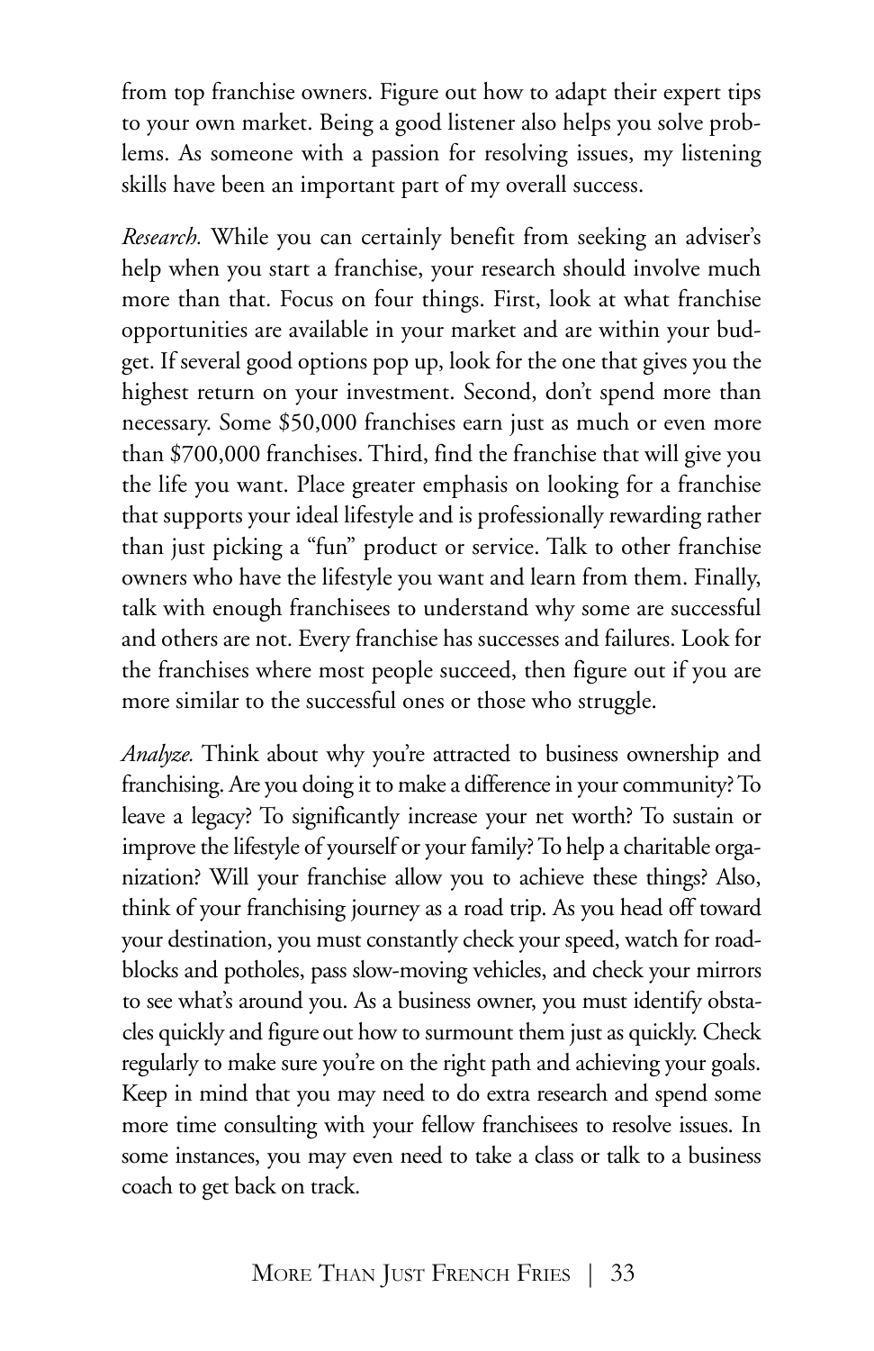from top franchise owners. Figure out how to adapt their expert tips to your own market. Being a good listener also helps you solve problems. As someone with a passion for resolving issues, my listening skills have been an important part of my overall success.

*Research.* While you can certainly benefit from seeking an adviser's help when you start a franchise, your research should involve much more than that. Focus on four things. First, look at what franchise opportunities are available in your market and are within your budget. If several good options pop up, look for the one that gives you the highest return on your investment. Second, don't spend more than necessary. Some $50,000 franchises earn just as much or even more than $700,000 franchises. Third, find the franchise that will give you the life you want. Place greater emphasis on looking for a franchise that supports your ideal lifestyle and is professionally rewarding rather than just picking a "fun" product or service. Talk to other franchise owners who have the lifestyle you want and learn from them. Finally, talk with enough franchisees to understand why some are successful and others are not. Every franchise has successes and failures. Look for the franchises where most people succeed, then figure out if you are more similar to the successful ones or those who struggle.

*Analyze.* Think about why you're attracted to business ownership and franchising. Are you doing it to make a difference in your community? To leave a legacy? To significantly increase your net worth? To sustain or improve the lifestyle of yourself or your family? To help a charitable organization? Will your franchise allow you to achieve these things? Also, think of your franchising journey as a road trip. As you head off toward your destination, you must constantly check your speed, watch for roadblocks and potholes, pass slow-moving vehicles, and check your mirrors to see what's around you. As a business owner, you must identify obstacles quickly and figure out how to surmount them just as quickly. Check regularly to make sure you're on the right path and achieving your goals. Keep in mind that you may need to do extra research and spend some more time consulting with your fellow franchisees to resolve issues. In some instances, you may even need to take a class or talk to a business coach to get back on track.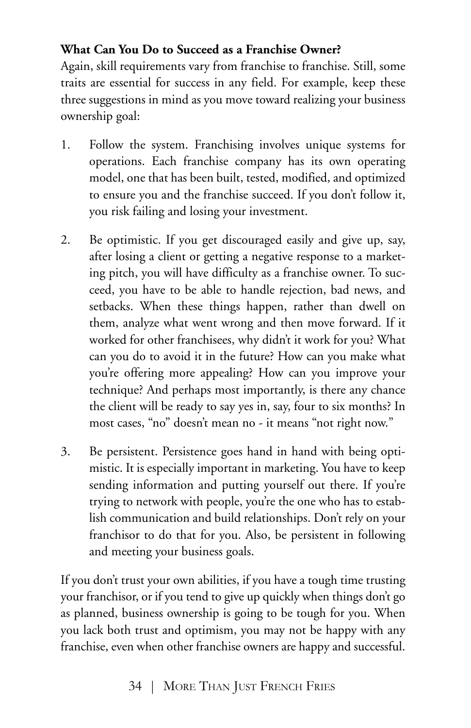**What Can You Do to Succeed as a Franchise Owner?**

Again, skill requirements vary from franchise to franchise. Still, some traits are essential for success in any field. For example, keep these three suggestions in mind as you move toward realizing your business ownership goal:

1. Follow the system. Franchising involves unique systems for operations. Each franchise company has its own operating model, one that has been built, tested, modified, and optimized to ensure you and the franchise succeed. If you don't follow it, you risk failing and losing your investment.

2. Be optimistic. If you get discouraged easily and give up, say, after losing a client or getting a negative response to a marketing pitch, you will have difficulty as a franchise owner. To succeed, you have to be able to handle rejection, bad news, and setbacks. When these things happen, rather than dwell on them, analyze what went wrong and then move forward. If it worked for other franchisees, why didn't it work for you? What can you do to avoid it in the future? How can you make what you're offering more appealing? How can you improve your technique? And perhaps most importantly, is there any chance the client will be ready to say yes in, say, four to six months? In most cases, "no" doesn't mean no - it means "not right now."

3. Be persistent. Persistence goes hand in hand with being optimistic. It is especially important in marketing. You have to keep sending information and putting yourself out there. If you're trying to network with people, you're the one who has to establish communication and build relationships. Don't rely on your franchisor to do that for you. Also, be persistent in following and meeting your business goals.

If you don't trust your own abilities, if you have a tough time trusting your franchisor, or if you tend to give up quickly when things don't go as planned, business ownership is going to be tough for you. When you lack both trust and optimism, you may not be happy with any franchise, even when other franchise owners are happy and successful.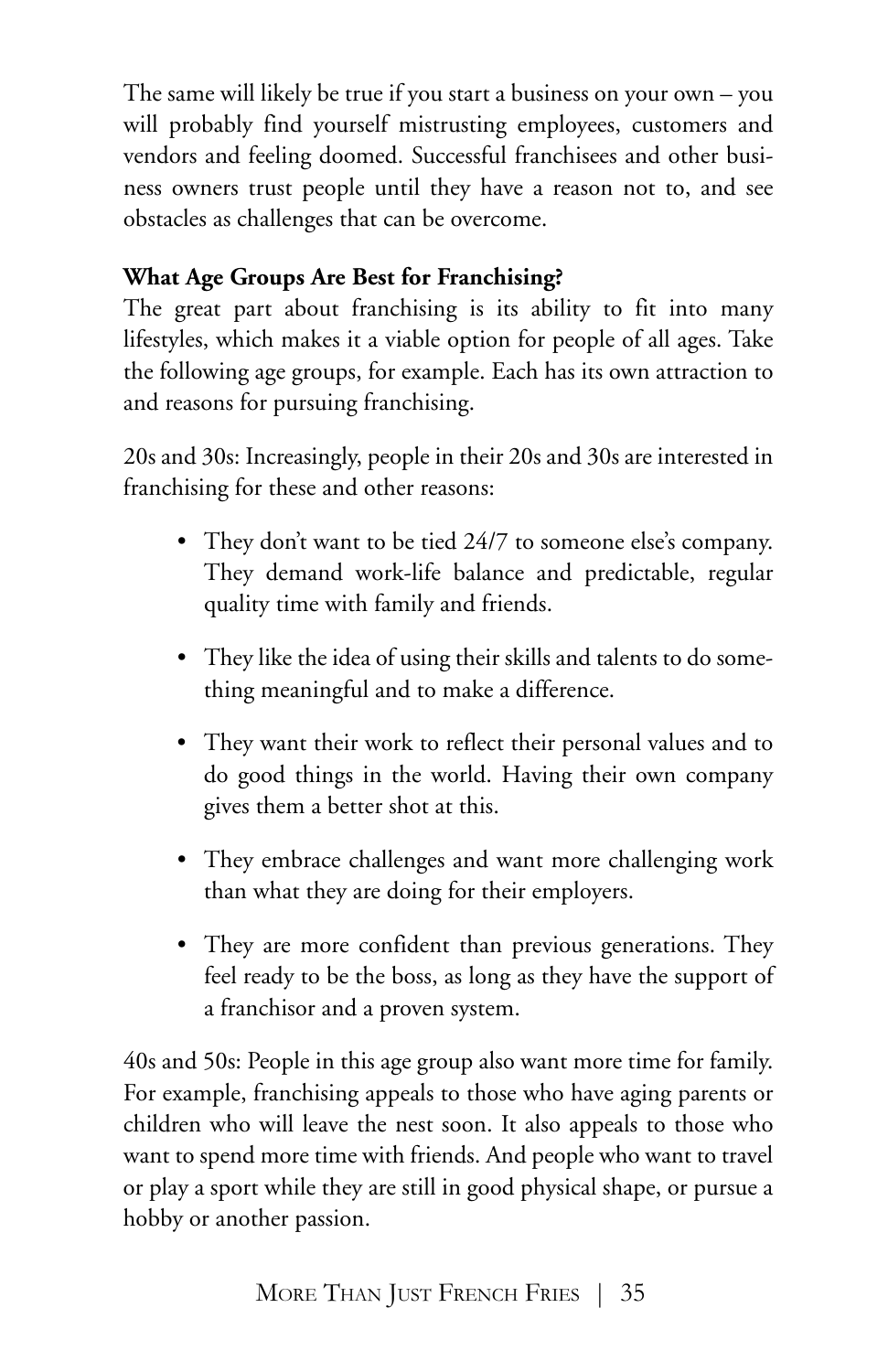The same will likely be true if you start a business on your own – you will probably find yourself mistrusting employees, customers and vendors and feeling doomed. Successful franchisees and other business owners trust people until they have a reason not to, and see obstacles as challenges that can be overcome.

**What Age Groups Are Best for Franchising?**

The great part about franchising is its ability to fit into many lifestyles, which makes it a viable option for people of all ages. Take the following age groups, for example. Each has its own attraction to and reasons for pursuing franchising.

20s and 30s: Increasingly, people in their 20s and 30s are interested in franchising for these and other reasons:

- They don't want to be tied 24/7 to someone else's company. They demand work-life balance and predictable, regular quality time with family and friends.
- They like the idea of using their skills and talents to do something meaningful and to make a difference.
- They want their work to reflect their personal values and to do good things in the world. Having their own company gives them a better shot at this.
- They embrace challenges and want more challenging work than what they are doing for their employers.
- They are more confident than previous generations. They feel ready to be the boss, as long as they have the support of a franchisor and a proven system.

40s and 50s: People in this age group also want more time for family. For example, franchising appeals to those who have aging parents or children who will leave the nest soon. It also appeals to those who want to spend more time with friends. And people who want to travel or play a sport while they are still in good physical shape, or pursue a hobby or another passion.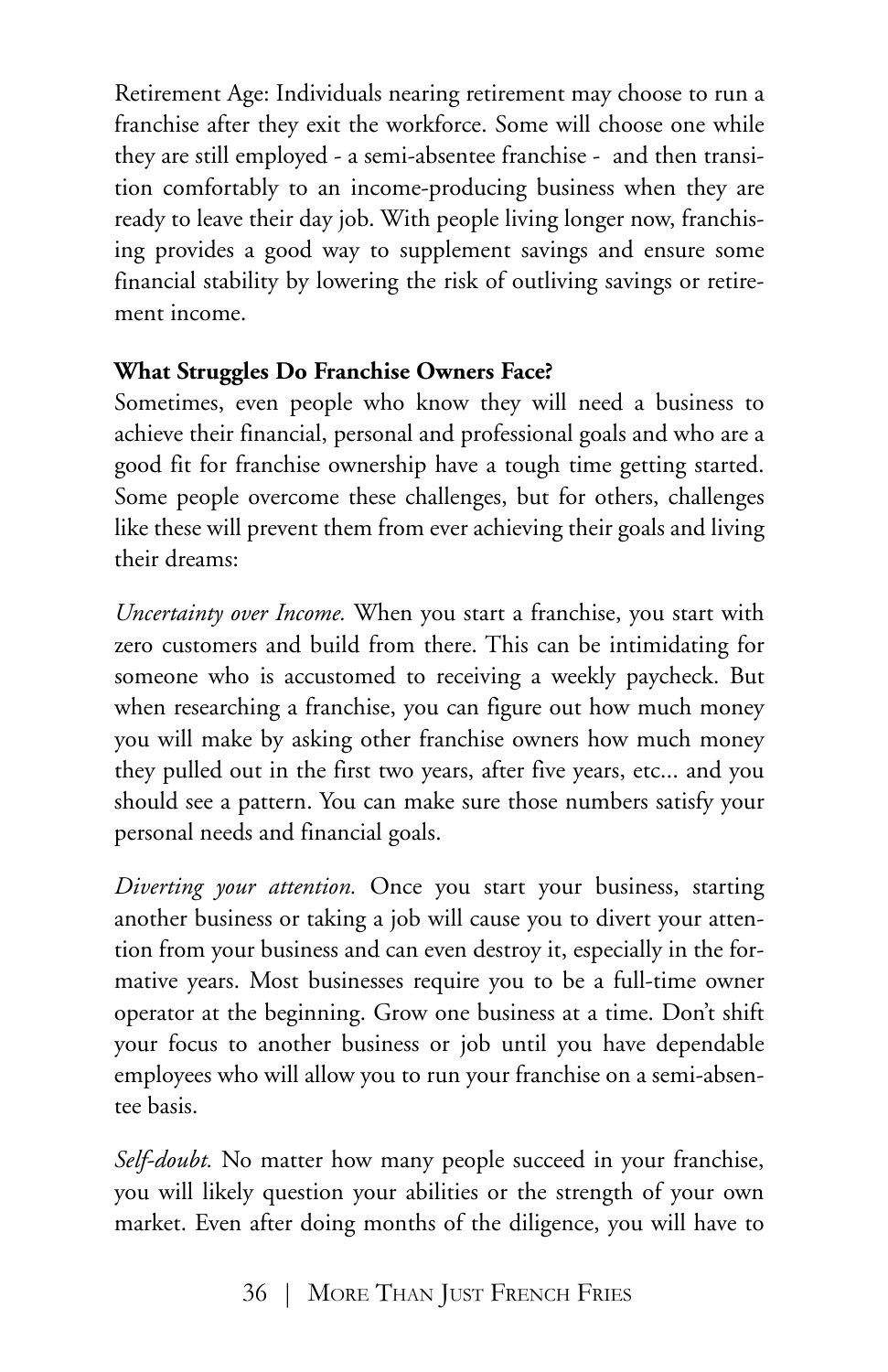Retirement Age: Individuals nearing retirement may choose to run a franchise after they exit the workforce. Some will choose one while they are still employed - a semi-absentee franchise - and then transition comfortably to an income-producing business when they are ready to leave their day job. With people living longer now, franchising provides a good way to supplement savings and ensure some financial stability by lowering the risk of outliving savings or retirement income.

**What Struggles Do Franchise Owners Face?**

Sometimes, even people who know they will need a business to achieve their financial, personal and professional goals and who are a good fit for franchise ownership have a tough time getting started. Some people overcome these challenges, but for others, challenges like these will prevent them from ever achieving their goals and living their dreams:

*Uncertainty over Income.* When you start a franchise, you start with zero customers and build from there. This can be intimidating for someone who is accustomed to receiving a weekly paycheck. But when researching a franchise, you can figure out how much money you will make by asking other franchise owners how much money they pulled out in the first two years, after five years, etc... and you should see a pattern. You can make sure those numbers satisfy your personal needs and financial goals.

*Diverting your attention.* Once you start your business, starting another business or taking a job will cause you to divert your attention from your business and can even destroy it, especially in the formative years. Most businesses require you to be a full-time owner operator at the beginning. Grow one business at a time. Don't shift your focus to another business or job until you have dependable employees who will allow you to run your franchise on a semi-absentee basis.

*Self-doubt.* No matter how many people succeed in your franchise, you will likely question your abilities or the strength of your own market. Even after doing months of the diligence, you will have to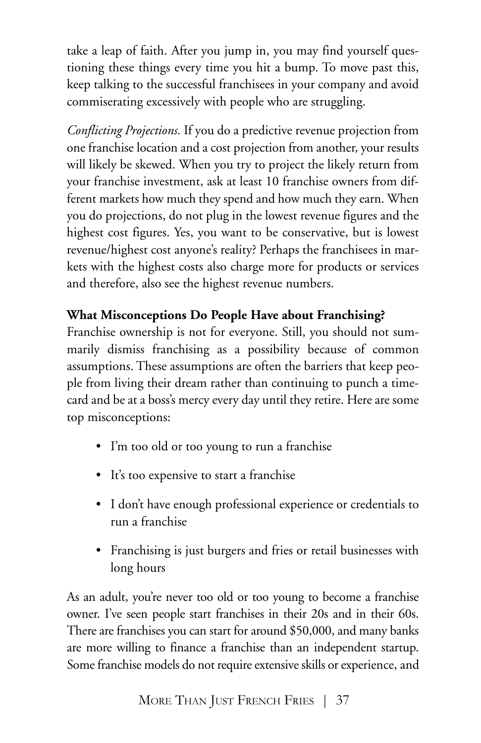take a leap of faith. After you jump in, you may find yourself questioning these things every time you hit a bump. To move past this, keep talking to the successful franchisees in your company and avoid commiserating excessively with people who are struggling.

*Conflicting Projections.* If you do a predictive revenue projection from one franchise location and a cost projection from another, your results will likely be skewed. When you try to project the likely return from your franchise investment, ask at least 10 franchise owners from different markets how much they spend and how much they earn. When you do projections, do not plug in the lowest revenue figures and the highest cost figures. Yes, you want to be conservative, but is lowest revenue/highest cost anyone's reality? Perhaps the franchisees in markets with the highest costs also charge more for products or services and therefore, also see the highest revenue numbers.

**What Misconceptions Do People Have about Franchising?**

Franchise ownership is not for everyone. Still, you should not summarily dismiss franchising as a possibility because of common assumptions. These assumptions are often the barriers that keep people from living their dream rather than continuing to punch a timecard and be at a boss's mercy every day until they retire. Here are some top misconceptions:

- I'm too old or too young to run a franchise
- It's too expensive to start a franchise
- I don't have enough professional experience or credentials to run a franchise
- Franchising is just burgers and fries or retail businesses with long hours

As an adult, you're never too old or too young to become a franchise owner. I've seen people start franchises in their 20s and in their 60s. There are franchises you can start for around $50,000, and many banks are more willing to finance a franchise than an independent startup. Some franchise models do not require extensive skills or experience, and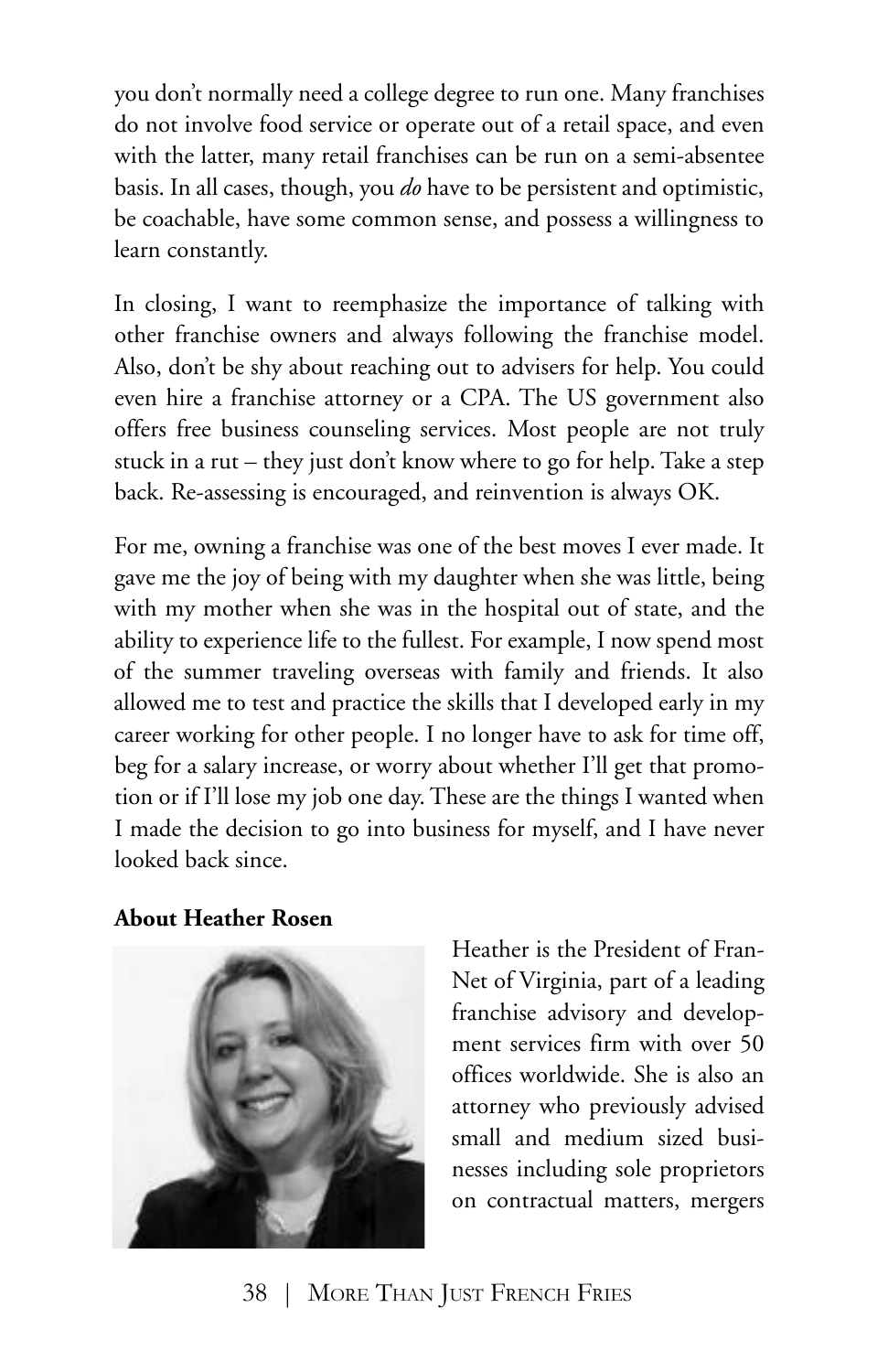you don't normally need a college degree to run one. Many franchises do not involve food service or operate out of a retail space, and even with the latter, many retail franchises can be run on a semi-absentee basis. In all cases, though, you *do* have to be persistent and optimistic, be coachable, have some common sense, and possess a willingness to learn constantly.

In closing, I want to reemphasize the importance of talking with other franchise owners and always following the franchise model. Also, don't be shy about reaching out to advisers for help. You could even hire a franchise attorney or a CPA. The US government also offers free business counseling services. Most people are not truly stuck in a rut – they just don't know where to go for help. Take a step back. Re-assessing is encouraged, and reinvention is always OK.

For me, owning a franchise was one of the best moves I ever made. It gave me the joy of being with my daughter when she was little, being with my mother when she was in the hospital out of state, and the ability to experience life to the fullest. For example, I now spend most of the summer traveling overseas with family and friends. It also allowed me to test and practice the skills that I developed early in my career working for other people. I no longer have to ask for time off, beg for a salary increase, or worry about whether I'll get that promotion or if I'll lose my job one day. These are the things I wanted when I made the decision to go into business for myself, and I have never looked back since.

**About Heather Rosen**

Heather is the President of FranNet of Virginia, part of a leading franchise advisory and development services firm with over 50 offices worldwide. She is also an attorney who previously advised small and medium sized businesses including sole proprietors on contractual matters, mergers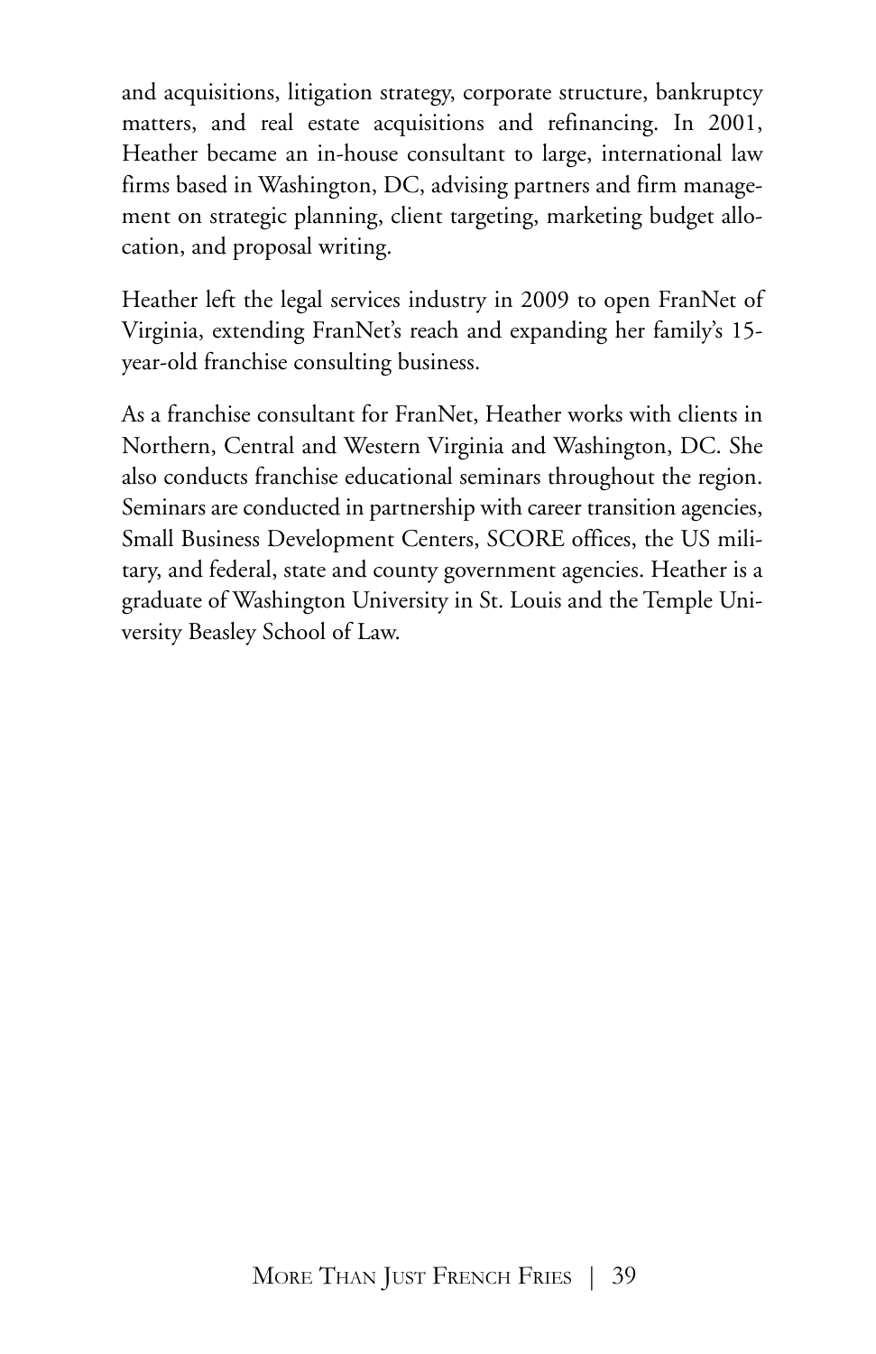and acquisitions, litigation strategy, corporate structure, bankruptcy matters, and real estate acquisitions and refinancing. In 2001, Heather became an in-house consultant to large, international law firms based in Washington, DC, advising partners and firm management on strategic planning, client targeting, marketing budget allocation, and proposal writing.

Heather left the legal services industry in 2009 to open FranNet of Virginia, extending FranNet's reach and expanding her family's 15-year-old franchise consulting business.

As a franchise consultant for FranNet, Heather works with clients in Northern, Central and Western Virginia and Washington, DC. She also conducts franchise educational seminars throughout the region. Seminars are conducted in partnership with career transition agencies, Small Business Development Centers, SCORE offices, the US military, and federal, state and county government agencies. Heather is a graduate of Washington University in St. Louis and the Temple University Beasley School of Law.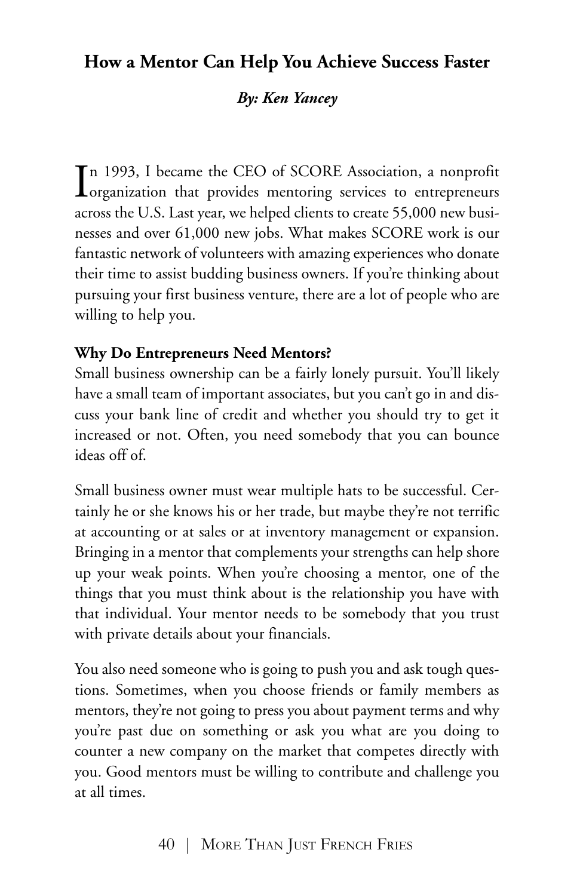## How a Mentor Can Help You Achieve Success Faster

***By: Ken Yancey***

In 1993, I became the CEO of SCORE Association, a nonprofit organization that provides mentoring services to entrepreneurs across the U.S. Last year, we helped clients to create 55,000 new businesses and over 61,000 new jobs. What makes SCORE work is our fantastic network of volunteers with amazing experiences who donate their time to assist budding business owners. If you're thinking about pursuing your first business venture, there are a lot of people who are willing to help you.

**Why Do Entrepreneurs Need Mentors?**

Small business ownership can be a fairly lonely pursuit. You'll likely have a small team of important associates, but you can't go in and discuss your bank line of credit and whether you should try to get it increased or not. Often, you need somebody that you can bounce ideas off of.

Small business owner must wear multiple hats to be successful. Certainly he or she knows his or her trade, but maybe they're not terrific at accounting or at sales or at inventory management or expansion. Bringing in a mentor that complements your strengths can help shore up your weak points. When you're choosing a mentor, one of the things that you must think about is the relationship you have with that individual. Your mentor needs to be somebody that you trust with private details about your financials.

You also need someone who is going to push you and ask tough questions. Sometimes, when you choose friends or family members as mentors, they're not going to press you about payment terms and why you're past due on something or ask you what are you doing to counter a new company on the market that competes directly with you. Good mentors must be willing to contribute and challenge you at all times.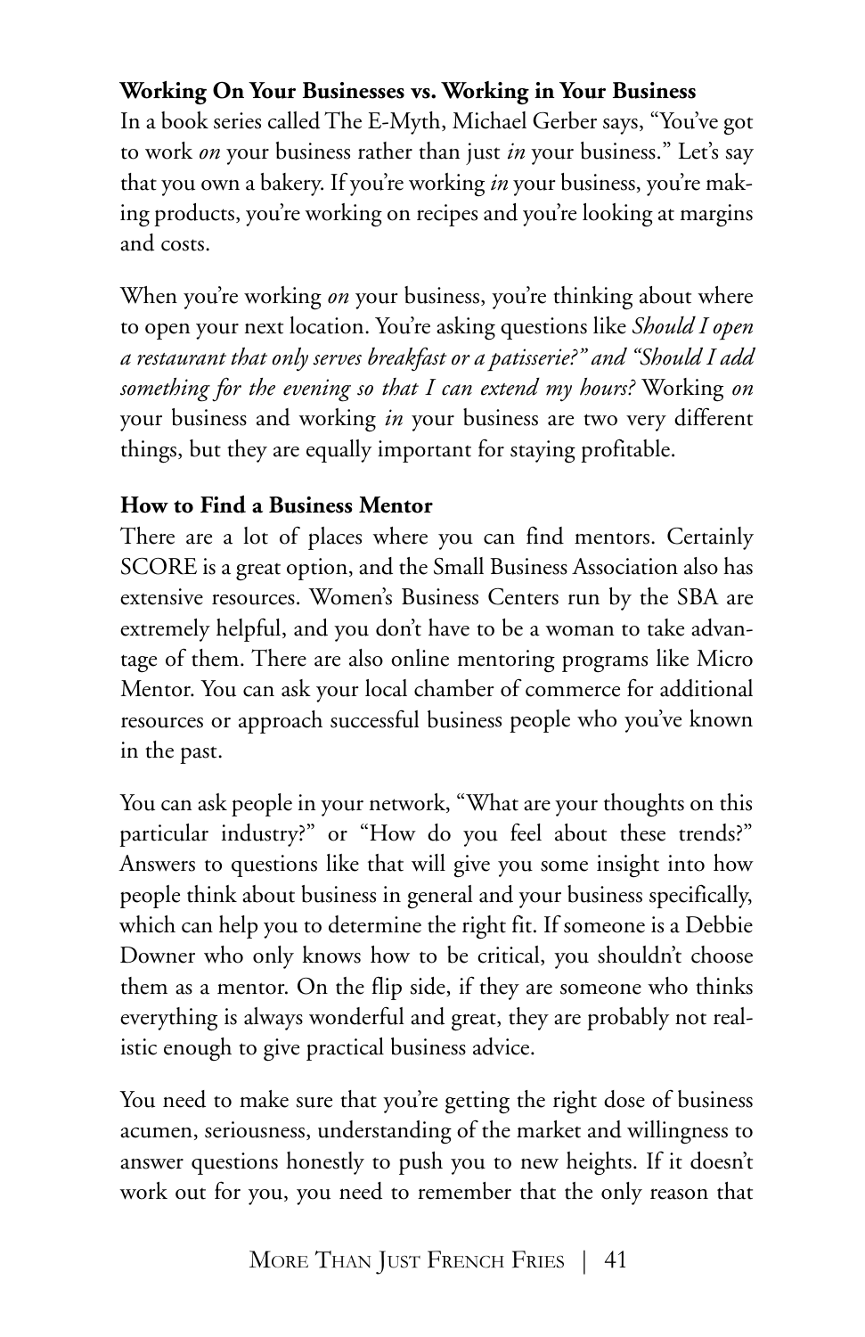**Working On Your Businesses vs. Working in Your Business**

In a book series called The E-Myth, Michael Gerber says, "You've got to work *on* your business rather than just *in* your business." Let's say that you own a bakery. If you're working *in* your business, you're making products, you're working on recipes and you're looking at margins and costs.

When you're working *on* your business, you're thinking about where to open your next location. You're asking questions like *Should I open a restaurant that only serves breakfast or a patisserie?" and "Should I add something for the evening so that I can extend my hours?* Working *on* your business and working *in* your business are two very different things, but they are equally important for staying profitable.

**How to Find a Business Mentor**

There are a lot of places where you can find mentors. Certainly SCORE is a great option, and the Small Business Association also has extensive resources. Women's Business Centers run by the SBA are extremely helpful, and you don't have to be a woman to take advantage of them. There are also online mentoring programs like Micro Mentor. You can ask your local chamber of commerce for additional resources or approach successful business people who you've known in the past.

You can ask people in your network, "What are your thoughts on this particular industry?" or "How do you feel about these trends?" Answers to questions like that will give you some insight into how people think about business in general and your business specifically, which can help you to determine the right fit. If someone is a Debbie Downer who only knows how to be critical, you shouldn't choose them as a mentor. On the flip side, if they are someone who thinks everything is always wonderful and great, they are probably not realistic enough to give practical business advice.

You need to make sure that you're getting the right dose of business acumen, seriousness, understanding of the market and willingness to answer questions honestly to push you to new heights. If it doesn't work out for you, you need to remember that the only reason that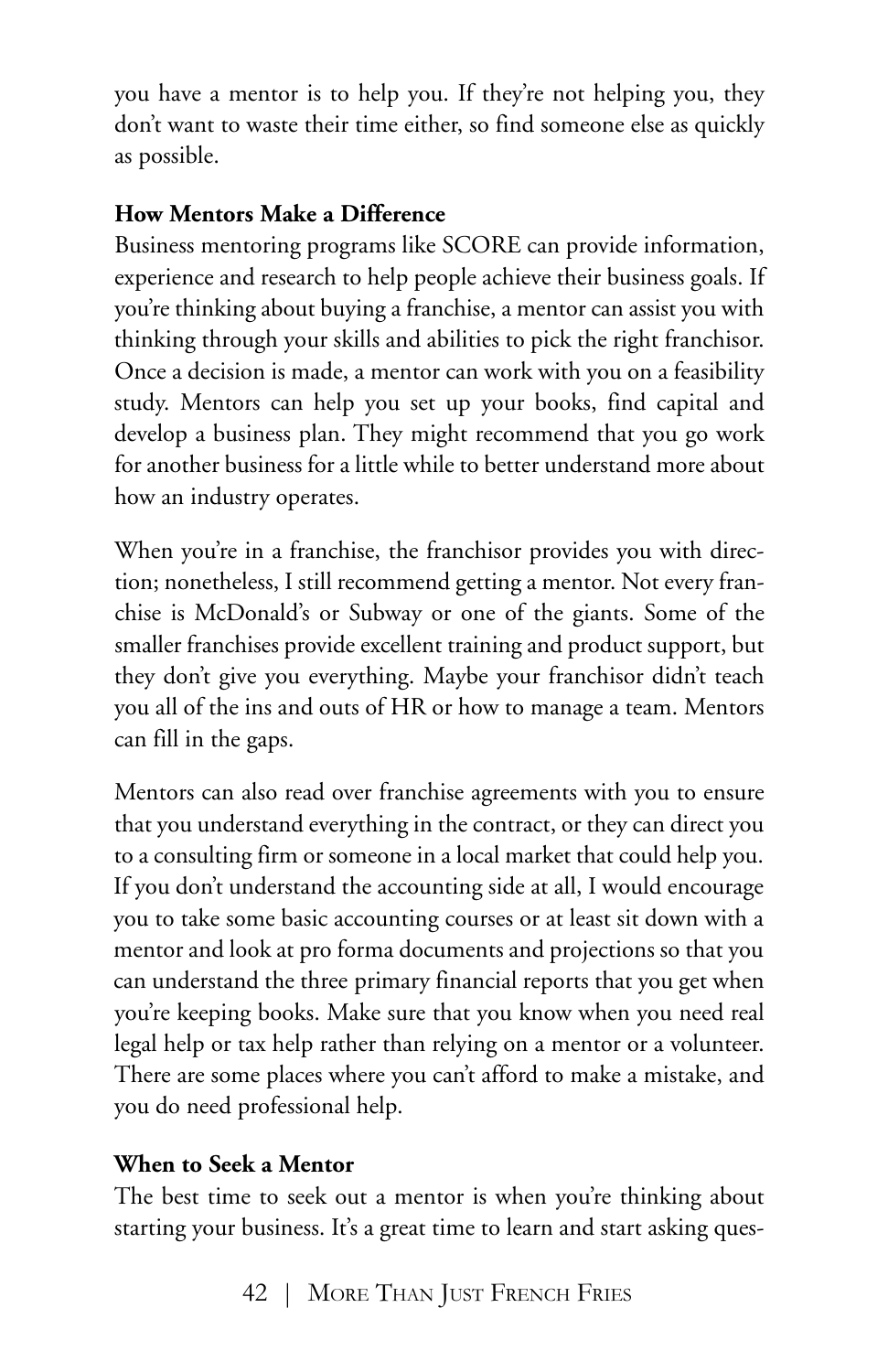you have a mentor is to help you. If they're not helping you, they don't want to waste their time either, so find someone else as quickly as possible.

**How Mentors Make a Difference**

Business mentoring programs like SCORE can provide information, experience and research to help people achieve their business goals. If you're thinking about buying a franchise, a mentor can assist you with thinking through your skills and abilities to pick the right franchisor. Once a decision is made, a mentor can work with you on a feasibility study. Mentors can help you set up your books, find capital and develop a business plan. They might recommend that you go work for another business for a little while to better understand more about how an industry operates.

When you're in a franchise, the franchisor provides you with direction; nonetheless, I still recommend getting a mentor. Not every franchise is McDonald's or Subway or one of the giants. Some of the smaller franchises provide excellent training and product support, but they don't give you everything. Maybe your franchisor didn't teach you all of the ins and outs of HR or how to manage a team. Mentors can fill in the gaps.

Mentors can also read over franchise agreements with you to ensure that you understand everything in the contract, or they can direct you to a consulting firm or someone in a local market that could help you. If you don't understand the accounting side at all, I would encourage you to take some basic accounting courses or at least sit down with a mentor and look at pro forma documents and projections so that you can understand the three primary financial reports that you get when you're keeping books. Make sure that you know when you need real legal help or tax help rather than relying on a mentor or a volunteer. There are some places where you can't afford to make a mistake, and you do need professional help.

**When to Seek a Mentor**

The best time to seek out a mentor is when you're thinking about starting your business. It's a great time to learn and start asking ques-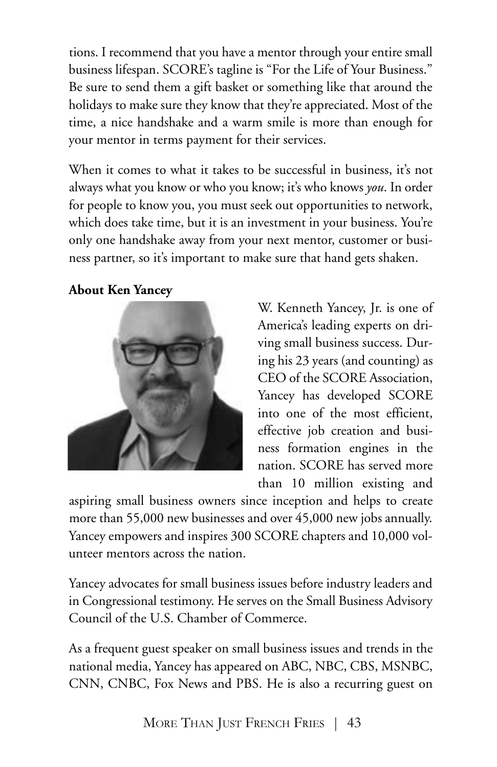tions. I recommend that you have a mentor through your entire small business lifespan. SCORE's tagline is "For the Life of Your Business." Be sure to send them a gift basket or something like that around the holidays to make sure they know that they're appreciated. Most of the time, a nice handshake and a warm smile is more than enough for your mentor in terms payment for their services.

When it comes to what it takes to be successful in business, it's not always what you know or who you know; it's who knows *you*. In order for people to know you, you must seek out opportunities to network, which does take time, but it is an investment in your business. You're only one handshake away from your next mentor, customer or business partner, so it's important to make sure that hand gets shaken.

**About Ken Yancey**

W. Kenneth Yancey, Jr. is one of America's leading experts on driving small business success. During his 23 years (and counting) as CEO of the SCORE Association, Yancey has developed SCORE into one of the most efficient, effective job creation and business formation engines in the nation. SCORE has served more than 10 million existing and aspiring small business owners since inception and helps to create more than 55,000 new businesses and over 45,000 new jobs annually. Yancey empowers and inspires 300 SCORE chapters and 10,000 volunteer mentors across the nation.

Yancey advocates for small business issues before industry leaders and in Congressional testimony. He serves on the Small Business Advisory Council of the U.S. Chamber of Commerce.

As a frequent guest speaker on small business issues and trends in the national media, Yancey has appeared on ABC, NBC, CBS, MSNBC, CNN, CNBC, Fox News and PBS. He is also a recurring guest on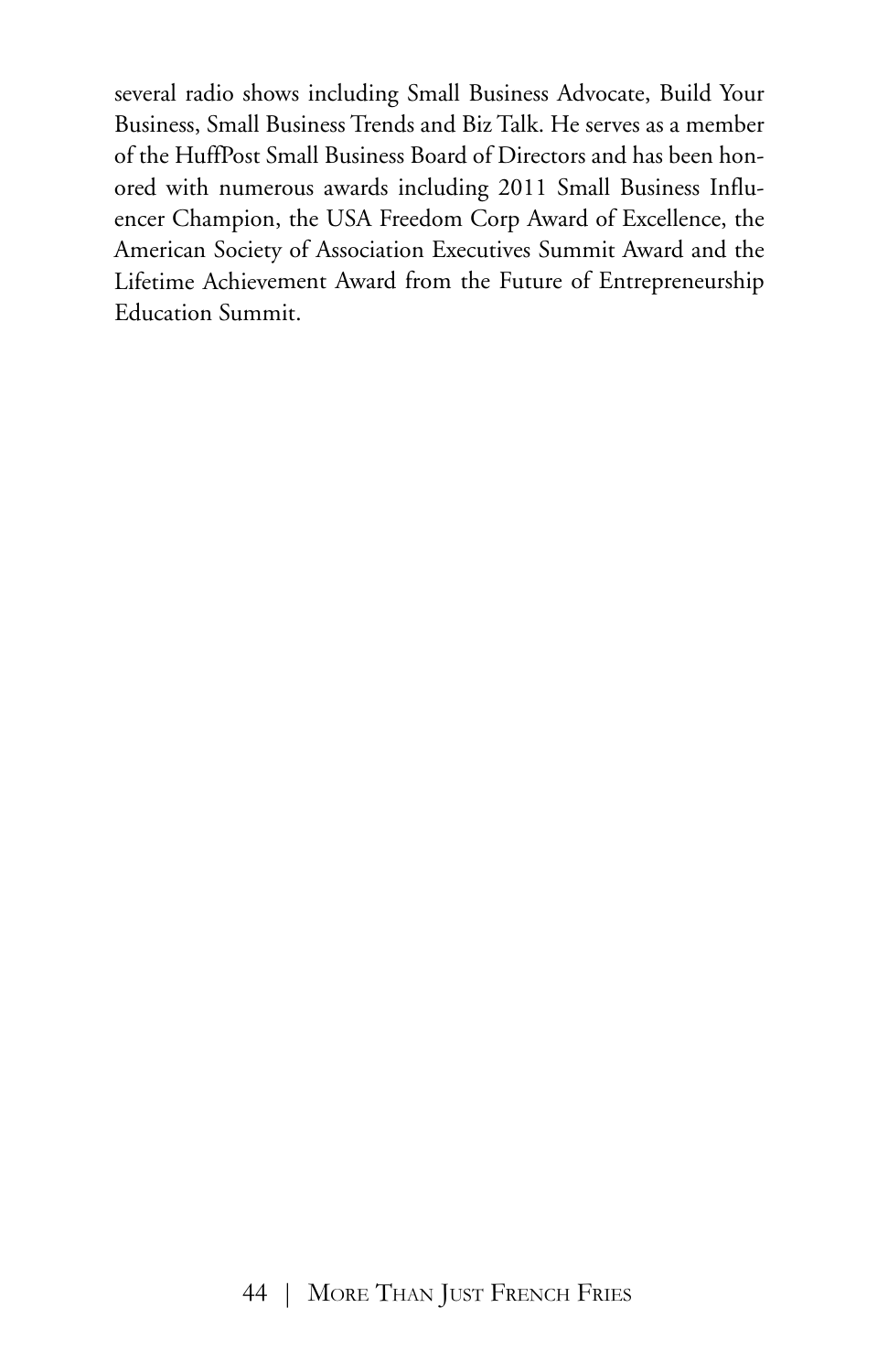several radio shows including Small Business Advocate, Build Your Business, Small Business Trends and Biz Talk. He serves as a member of the HuffPost Small Business Board of Directors and has been honored with numerous awards including 2011 Small Business Influencer Champion, the USA Freedom Corp Award of Excellence, the American Society of Association Executives Summit Award and the Lifetime Achievement Award from the Future of Entrepreneurship Education Summit.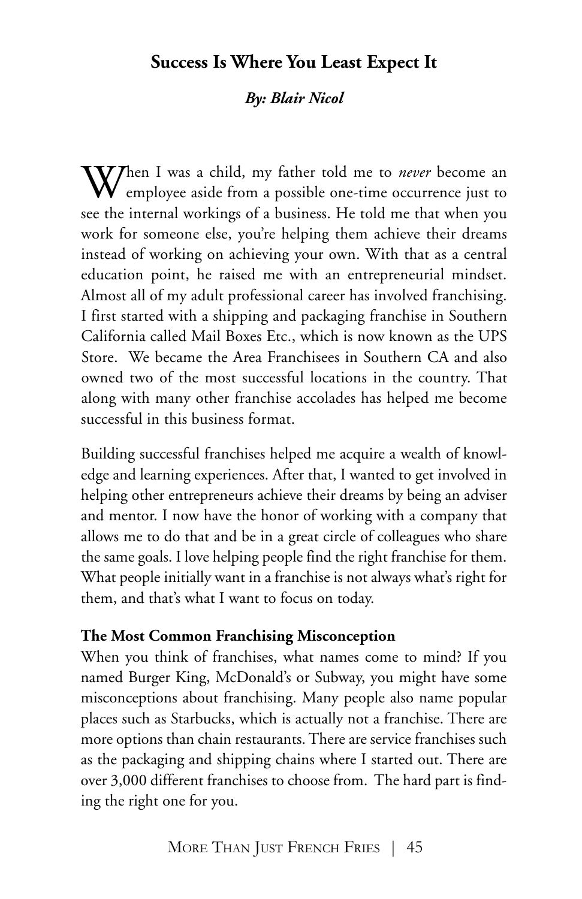## Success Is Where You Least Expect It

***By: Blair Nicol***

When I was a child, my father told me to *never* become an employee aside from a possible one-time occurrence just to see the internal workings of a business. He told me that when you work for someone else, you're helping them achieve their dreams instead of working on achieving your own. With that as a central education point, he raised me with an entrepreneurial mindset. Almost all of my adult professional career has involved franchising. I first started with a shipping and packaging franchise in Southern California called Mail Boxes Etc., which is now known as the UPS Store. We became the Area Franchisees in Southern CA and also owned two of the most successful locations in the country. That along with many other franchise accolades has helped me become successful in this business format.

Building successful franchises helped me acquire a wealth of knowledge and learning experiences. After that, I wanted to get involved in helping other entrepreneurs achieve their dreams by being an adviser and mentor. I now have the honor of working with a company that allows me to do that and be in a great circle of colleagues who share the same goals. I love helping people find the right franchise for them. What people initially want in a franchise is not always what's right for them, and that's what I want to focus on today.

**The Most Common Franchising Misconception**

When you think of franchises, what names come to mind? If you named Burger King, McDonald's or Subway, you might have some misconceptions about franchising. Many people also name popular places such as Starbucks, which is actually not a franchise. There are more options than chain restaurants. There are service franchises such as the packaging and shipping chains where I started out. There are over 3,000 different franchises to choose from. The hard part is finding the right one for you.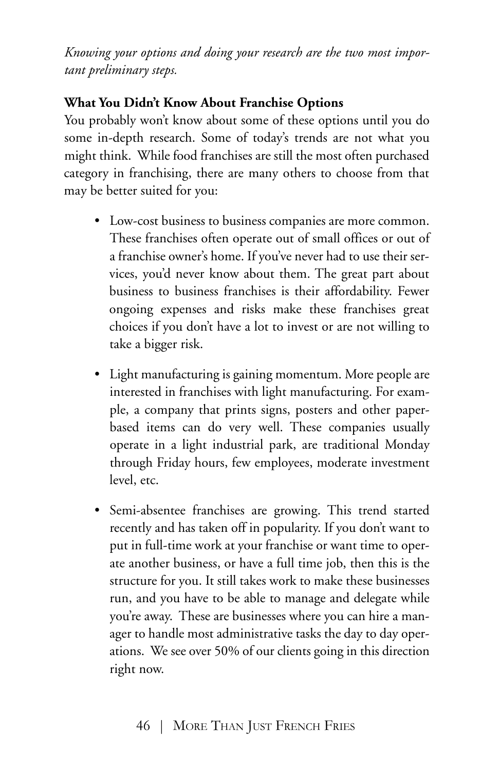*Knowing your options and doing your research are the two most important preliminary steps.*

**What You Didn't Know About Franchise Options**

You probably won't know about some of these options until you do some in-depth research. Some of today's trends are not what you might think. While food franchises are still the most often purchased category in franchising, there are many others to choose from that may be better suited for you:

- Low-cost business to business companies are more common. These franchises often operate out of small offices or out of a franchise owner's home. If you've never had to use their services, you'd never know about them. The great part about business to business franchises is their affordability. Fewer ongoing expenses and risks make these franchises great choices if you don't have a lot to invest or are not willing to take a bigger risk.

- Light manufacturing is gaining momentum. More people are interested in franchises with light manufacturing. For example, a company that prints signs, posters and other paper-based items can do very well. These companies usually operate in a light industrial park, are traditional Monday through Friday hours, few employees, moderate investment level, etc.

- Semi-absentee franchises are growing. This trend started recently and has taken off in popularity. If you don't want to put in full-time work at your franchise or want time to operate another business, or have a full time job, then this is the structure for you. It still takes work to make these businesses run, and you have to be able to manage and delegate while you're away. These are businesses where you can hire a manager to handle most administrative tasks the day to day operations. We see over 50% of our clients going in this direction right now.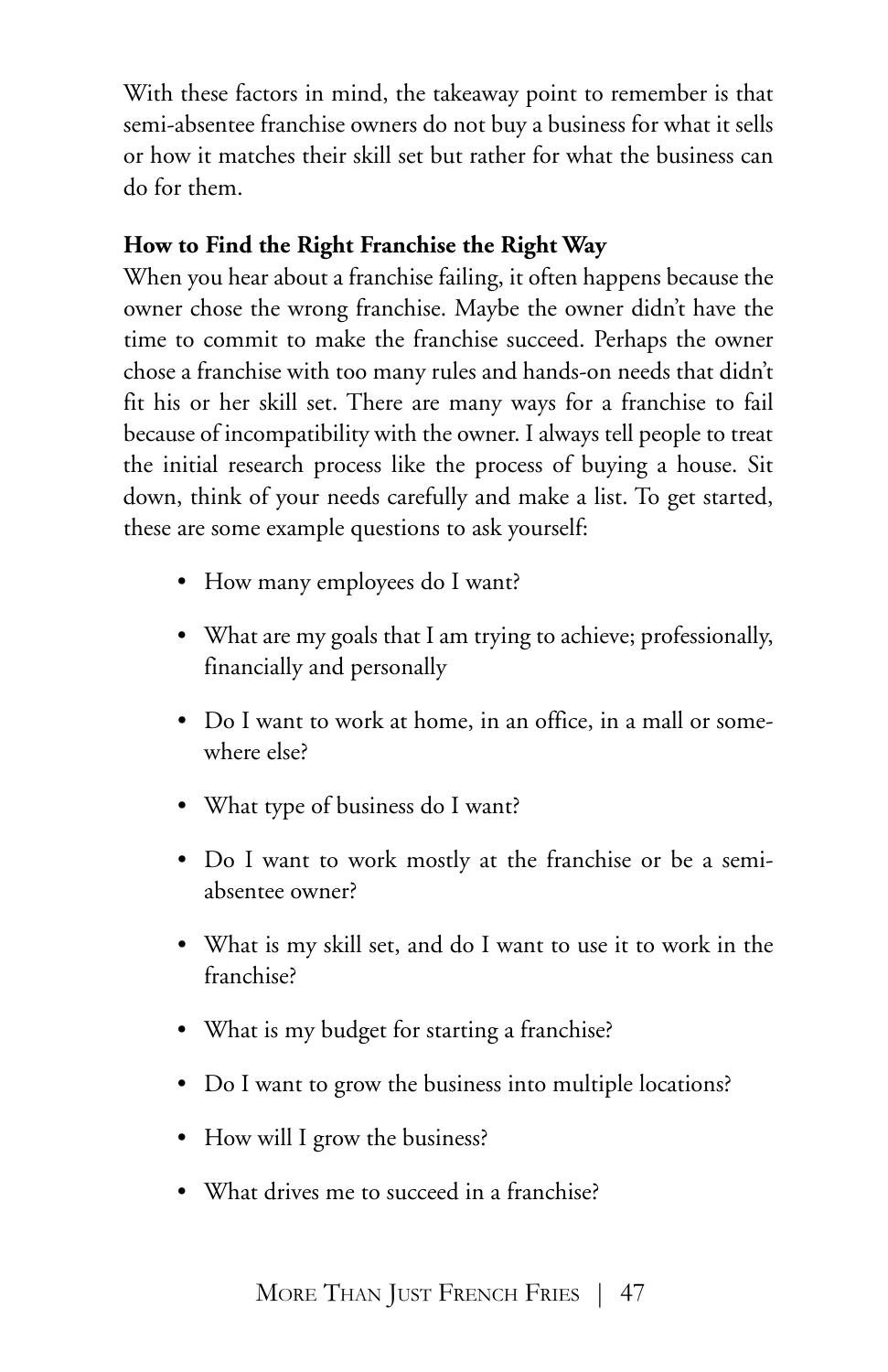With these factors in mind, the takeaway point to remember is that semi-absentee franchise owners do not buy a business for what it sells or how it matches their skill set but rather for what the business can do for them.

**How to Find the Right Franchise the Right Way**

When you hear about a franchise failing, it often happens because the owner chose the wrong franchise. Maybe the owner didn't have the time to commit to make the franchise succeed. Perhaps the owner chose a franchise with too many rules and hands-on needs that didn't fit his or her skill set. There are many ways for a franchise to fail because of incompatibility with the owner. I always tell people to treat the initial research process like the process of buying a house. Sit down, think of your needs carefully and make a list. To get started, these are some example questions to ask yourself:

- How many employees do I want?
- What are my goals that I am trying to achieve; professionally, financially and personally
- Do I want to work at home, in an office, in a mall or somewhere else?
- What type of business do I want?
- Do I want to work mostly at the franchise or be a semi-absentee owner?
- What is my skill set, and do I want to use it to work in the franchise?
- What is my budget for starting a franchise?
- Do I want to grow the business into multiple locations?
- How will I grow the business?
- What drives me to succeed in a franchise?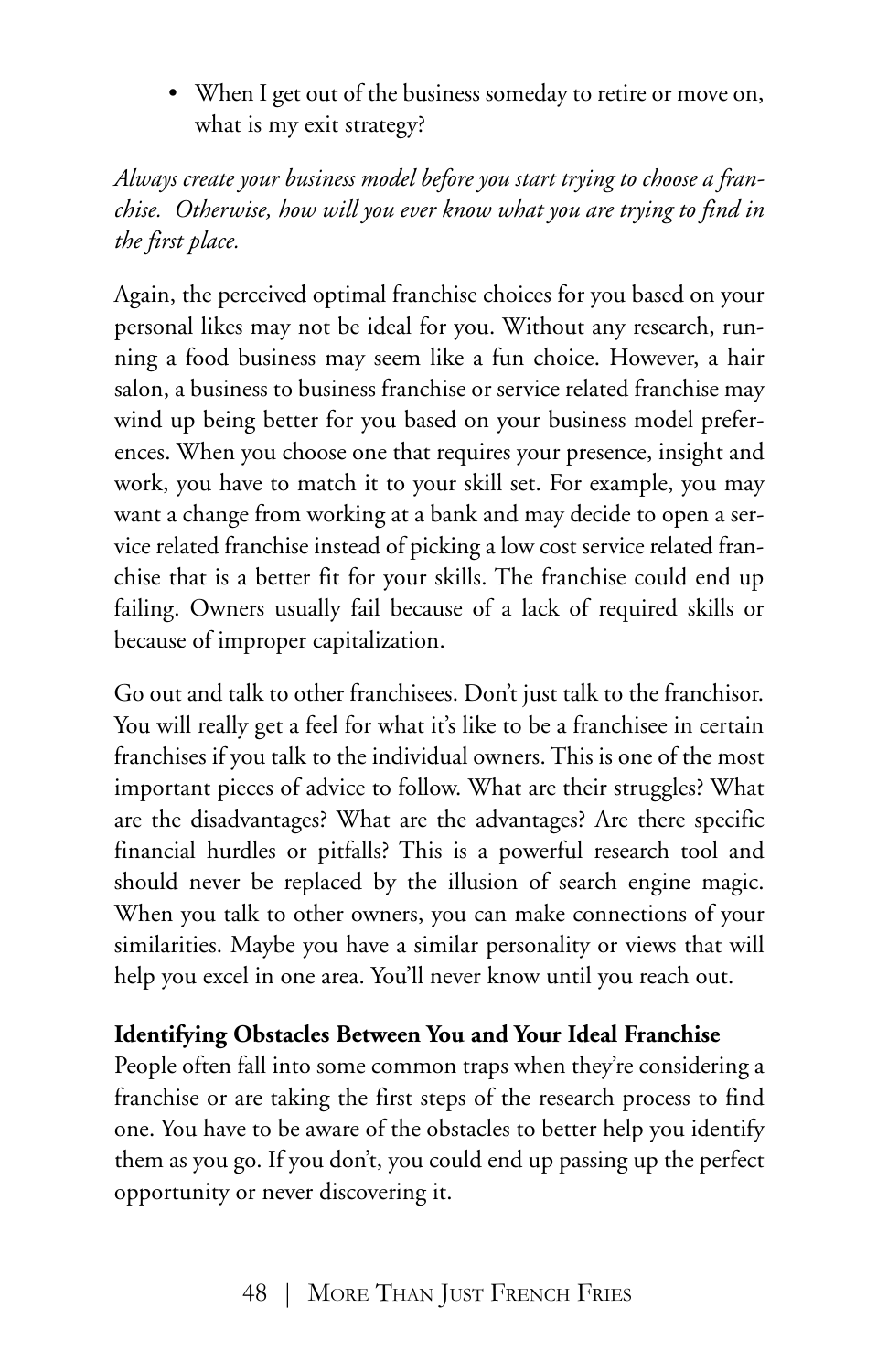- When I get out of the business someday to retire or move on, what is my exit strategy?

*Always create your business model before you start trying to choose a franchise. Otherwise, how will you ever know what you are trying to find in the first place.*

Again, the perceived optimal franchise choices for you based on your personal likes may not be ideal for you. Without any research, running a food business may seem like a fun choice. However, a hair salon, a business to business franchise or service related franchise may wind up being better for you based on your business model preferences. When you choose one that requires your presence, insight and work, you have to match it to your skill set. For example, you may want a change from working at a bank and may decide to open a service related franchise instead of picking a low cost service related franchise that is a better fit for your skills. The franchise could end up failing. Owners usually fail because of a lack of required skills or because of improper capitalization.

Go out and talk to other franchisees. Don't just talk to the franchisor. You will really get a feel for what it's like to be a franchisee in certain franchises if you talk to the individual owners. This is one of the most important pieces of advice to follow. What are their struggles? What are the disadvantages? What are the advantages? Are there specific financial hurdles or pitfalls? This is a powerful research tool and should never be replaced by the illusion of search engine magic. When you talk to other owners, you can make connections of your similarities. Maybe you have a similar personality or views that will help you excel in one area. You'll never know until you reach out.

**Identifying Obstacles Between You and Your Ideal Franchise**

People often fall into some common traps when they're considering a franchise or are taking the first steps of the research process to find one. You have to be aware of the obstacles to better help you identify them as you go. If you don't, you could end up passing up the perfect opportunity or never discovering it.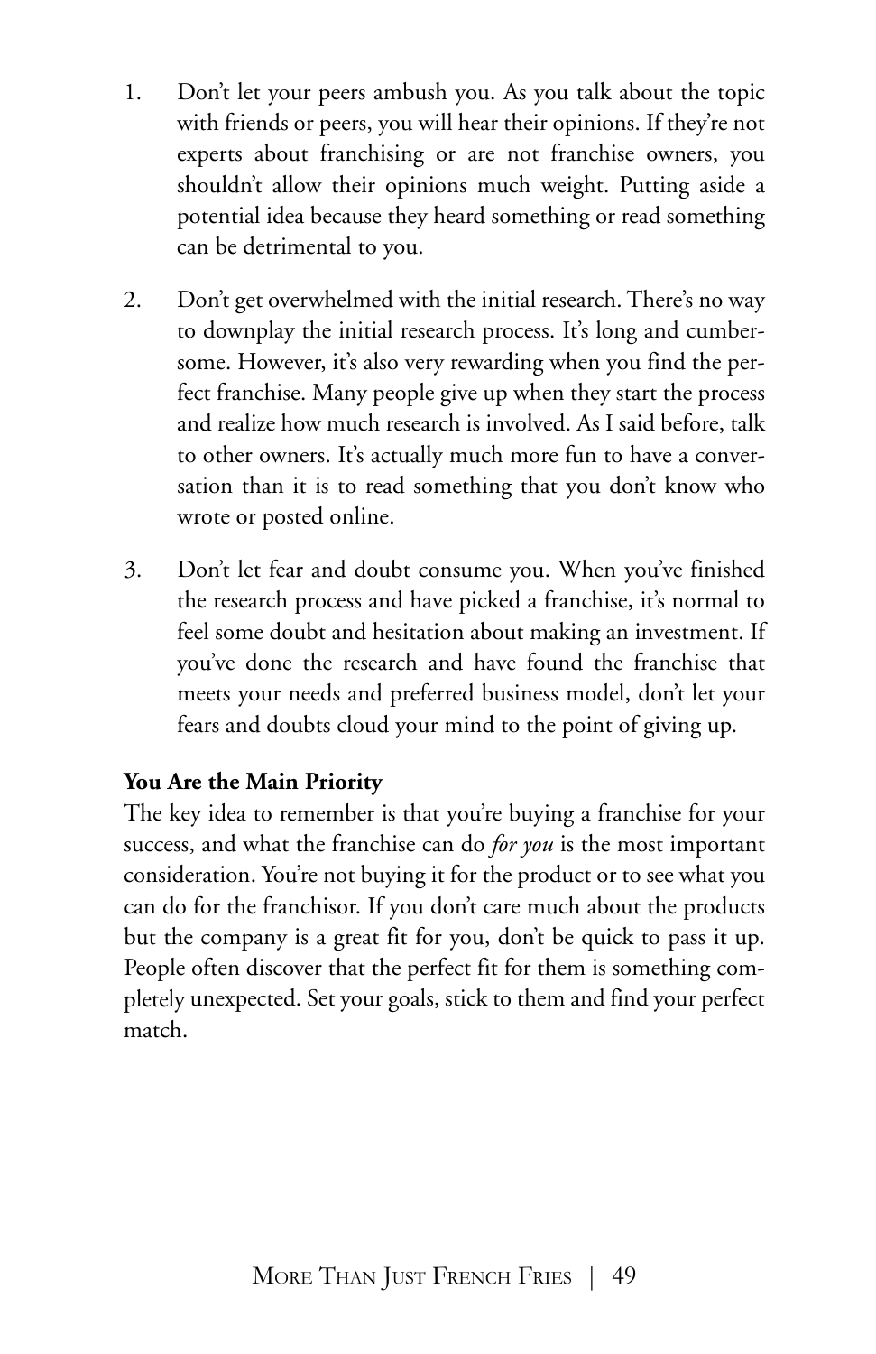1. Don't let your peers ambush you. As you talk about the topic with friends or peers, you will hear their opinions. If they're not experts about franchising or are not franchise owners, you shouldn't allow their opinions much weight. Putting aside a potential idea because they heard something or read something can be detrimental to you.

2. Don't get overwhelmed with the initial research. There's no way to downplay the initial research process. It's long and cumbersome. However, it's also very rewarding when you find the perfect franchise. Many people give up when they start the process and realize how much research is involved. As I said before, talk to other owners. It's actually much more fun to have a conversation than it is to read something that you don't know who wrote or posted online.

3. Don't let fear and doubt consume you. When you've finished the research process and have picked a franchise, it's normal to feel some doubt and hesitation about making an investment. If you've done the research and have found the franchise that meets your needs and preferred business model, don't let your fears and doubts cloud your mind to the point of giving up.

**You Are the Main Priority**

The key idea to remember is that you're buying a franchise for your success, and what the franchise can do *for you* is the most important consideration. You're not buying it for the product or to see what you can do for the franchisor. If you don't care much about the products but the company is a great fit for you, don't be quick to pass it up. People often discover that the perfect fit for them is something completely unexpected. Set your goals, stick to them and find your perfect match.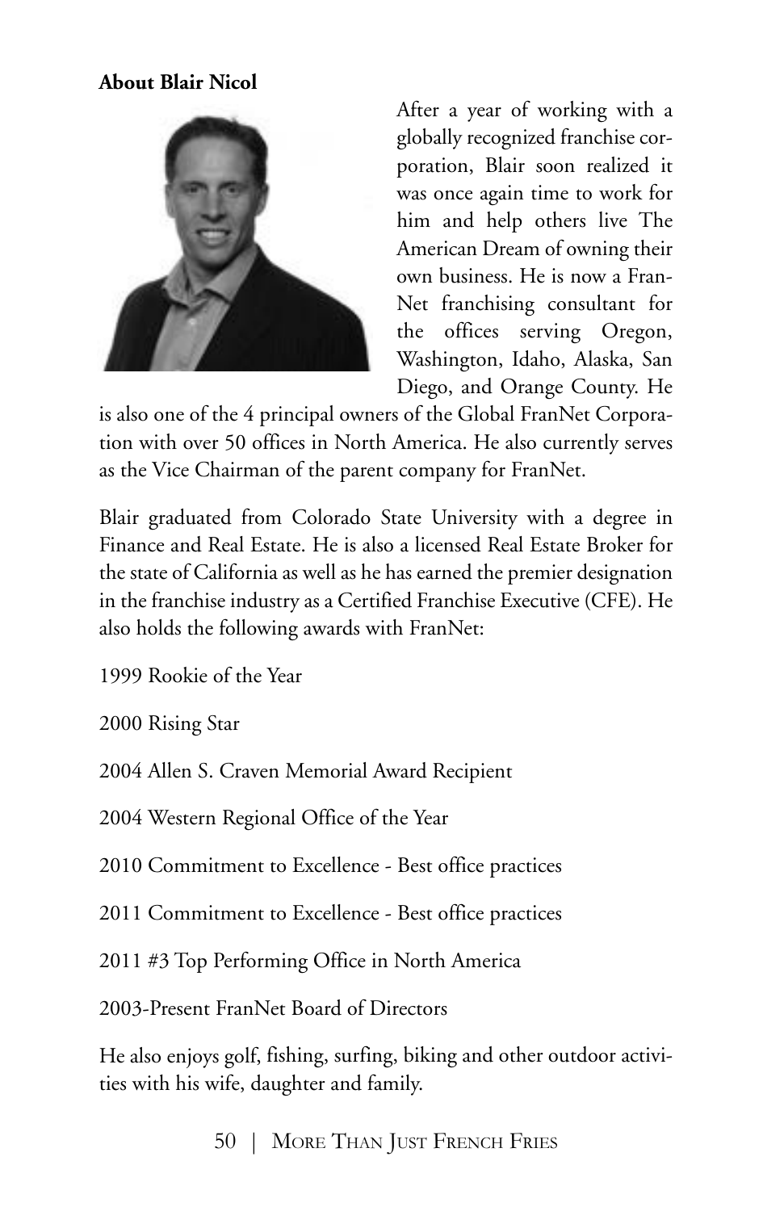**About Blair Nicol**

After a year of working with a globally recognized franchise corporation, Blair soon realized it was once again time to work for him and help others live The American Dream of owning their own business. He is now a FranNet franchising consultant for the offices serving Oregon, Washington, Idaho, Alaska, San Diego, and Orange County. He is also one of the 4 principal owners of the Global FranNet Corporation with over 50 offices in North America. He also currently serves as the Vice Chairman of the parent company for FranNet.

Blair graduated from Colorado State University with a degree in Finance and Real Estate. He is also a licensed Real Estate Broker for the state of California as well as he has earned the premier designation in the franchise industry as a Certified Franchise Executive (CFE). He also holds the following awards with FranNet:

1999 Rookie of the Year

2000 Rising Star

2004 Allen S. Craven Memorial Award Recipient

2004 Western Regional Office of the Year

2010 Commitment to Excellence - Best office practices

2011 Commitment to Excellence - Best office practices

2011 #3 Top Performing Office in North America

2003-Present FranNet Board of Directors

He also enjoys golf, fishing, surfing, biking and other outdoor activities with his wife, daughter and family.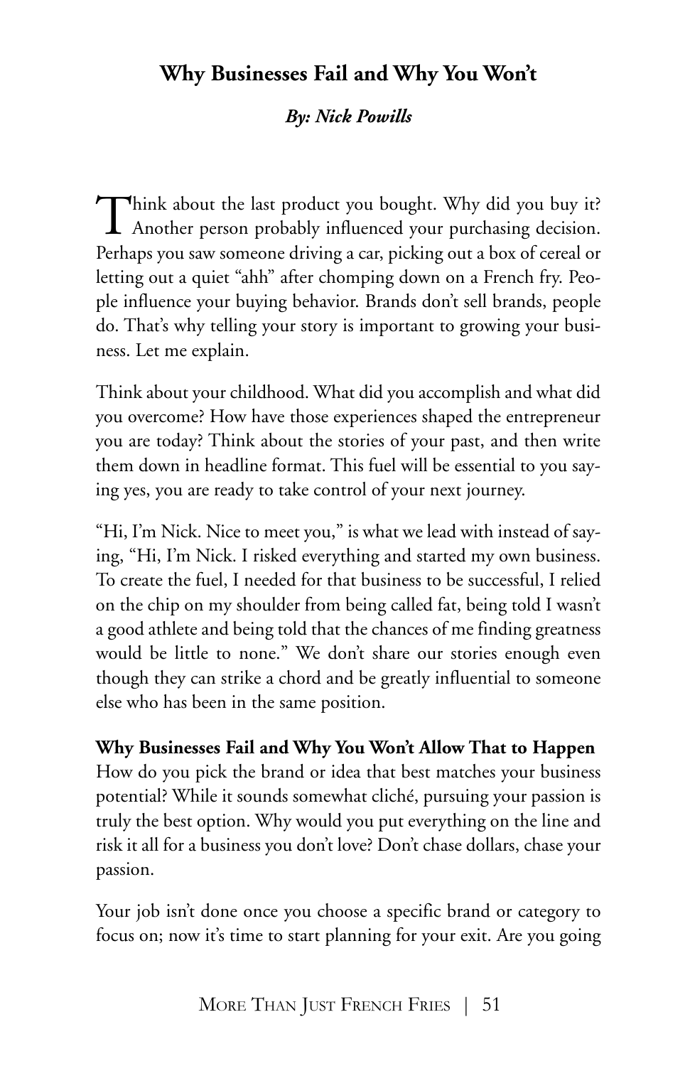## Why Businesses Fail and Why You Won't

***By: Nick Powills***

Think about the last product you bought. Why did you buy it? Another person probably influenced your purchasing decision. Perhaps you saw someone driving a car, picking out a box of cereal or letting out a quiet "ahh" after chomping down on a French fry. People influence your buying behavior. Brands don't sell brands, people do. That's why telling your story is important to growing your business. Let me explain.

Think about your childhood. What did you accomplish and what did you overcome? How have those experiences shaped the entrepreneur you are today? Think about the stories of your past, and then write them down in headline format. This fuel will be essential to you saying yes, you are ready to take control of your next journey.

"Hi, I'm Nick. Nice to meet you," is what we lead with instead of saying, "Hi, I'm Nick. I risked everything and started my own business. To create the fuel, I needed for that business to be successful, I relied on the chip on my shoulder from being called fat, being told I wasn't a good athlete and being told that the chances of me finding greatness would be little to none." We don't share our stories enough even though they can strike a chord and be greatly influential to someone else who has been in the same position.

**Why Businesses Fail and Why You Won't Allow That to Happen**

How do you pick the brand or idea that best matches your business potential? While it sounds somewhat cliché, pursuing your passion is truly the best option. Why would you put everything on the line and risk it all for a business you don't love? Don't chase dollars, chase your passion.

Your job isn't done once you choose a specific brand or category to focus on; now it's time to start planning for your exit. Are you going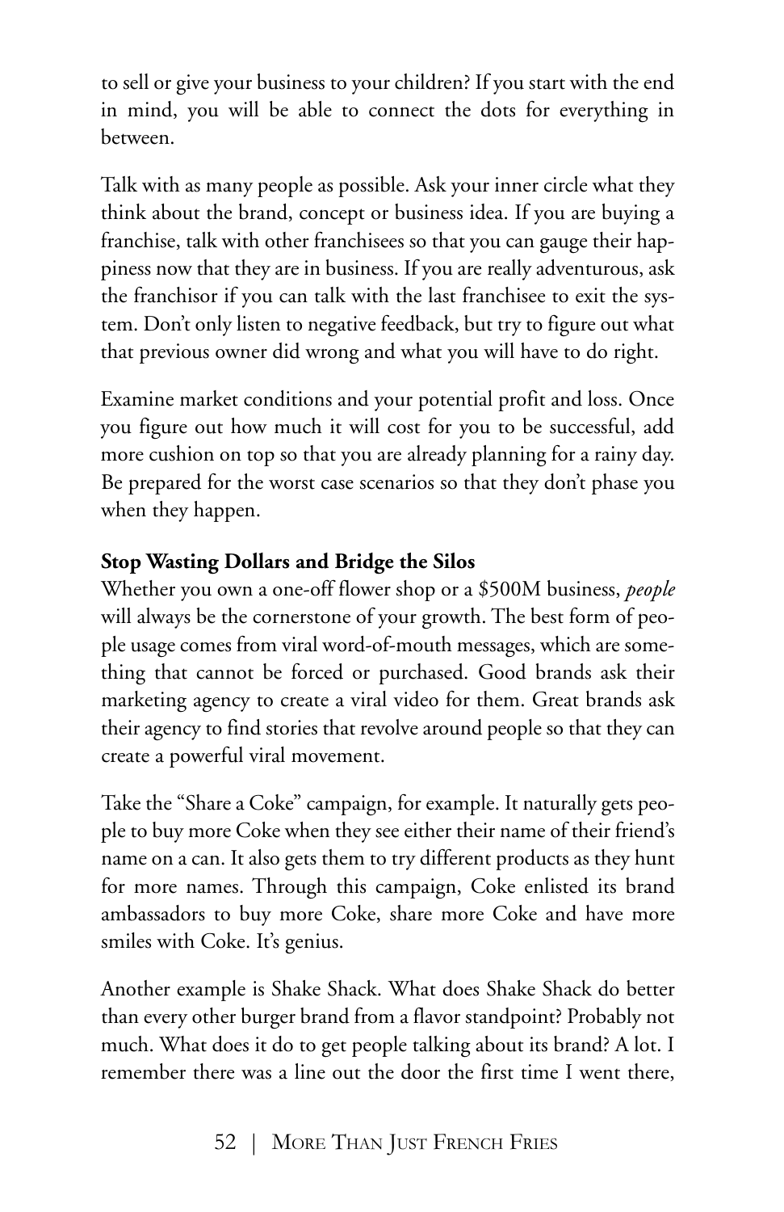to sell or give your business to your children? If you start with the end in mind, you will be able to connect the dots for everything in between.

Talk with as many people as possible. Ask your inner circle what they think about the brand, concept or business idea. If you are buying a franchise, talk with other franchisees so that you can gauge their happiness now that they are in business. If you are really adventurous, ask the franchisor if you can talk with the last franchisee to exit the system. Don't only listen to negative feedback, but try to figure out what that previous owner did wrong and what you will have to do right.

Examine market conditions and your potential profit and loss. Once you figure out how much it will cost for you to be successful, add more cushion on top so that you are already planning for a rainy day. Be prepared for the worst case scenarios so that they don't phase you when they happen.

**Stop Wasting Dollars and Bridge the Silos**

Whether you own a one-off flower shop or a $500M business, *people* will always be the cornerstone of your growth. The best form of people usage comes from viral word-of-mouth messages, which are something that cannot be forced or purchased. Good brands ask their marketing agency to create a viral video for them. Great brands ask their agency to find stories that revolve around people so that they can create a powerful viral movement.

Take the "Share a Coke" campaign, for example. It naturally gets people to buy more Coke when they see either their name of their friend's name on a can. It also gets them to try different products as they hunt for more names. Through this campaign, Coke enlisted its brand ambassadors to buy more Coke, share more Coke and have more smiles with Coke. It's genius.

Another example is Shake Shack. What does Shake Shack do better than every other burger brand from a flavor standpoint? Probably not much. What does it do to get people talking about its brand? A lot. I remember there was a line out the door the first time I went there,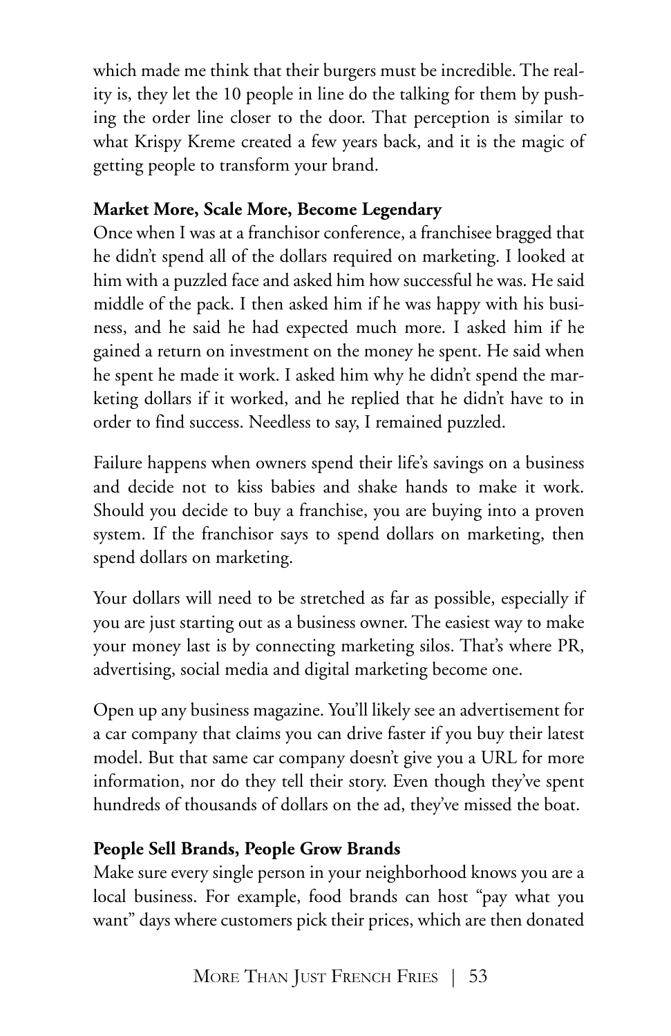which made me think that their burgers must be incredible. The reality is, they let the 10 people in line do the talking for them by pushing the order line closer to the door. That perception is similar to what Krispy Kreme created a few years back, and it is the magic of getting people to transform your brand.

**Market More, Scale More, Become Legendary**

Once when I was at a franchisor conference, a franchisee bragged that he didn't spend all of the dollars required on marketing. I looked at him with a puzzled face and asked him how successful he was. He said middle of the pack. I then asked him if he was happy with his business, and he said he had expected much more. I asked him if he gained a return on investment on the money he spent. He said when he spent he made it work. I asked him why he didn't spend the marketing dollars if it worked, and he replied that he didn't have to in order to find success. Needless to say, I remained puzzled.

Failure happens when owners spend their life's savings on a business and decide not to kiss babies and shake hands to make it work. Should you decide to buy a franchise, you are buying into a proven system. If the franchisor says to spend dollars on marketing, then spend dollars on marketing.

Your dollars will need to be stretched as far as possible, especially if you are just starting out as a business owner. The easiest way to make your money last is by connecting marketing silos. That's where PR, advertising, social media and digital marketing become one.

Open up any business magazine. You'll likely see an advertisement for a car company that claims you can drive faster if you buy their latest model. But that same car company doesn't give you a URL for more information, nor do they tell their story. Even though they've spent hundreds of thousands of dollars on the ad, they've missed the boat.

**People Sell Brands, People Grow Brands**

Make sure every single person in your neighborhood knows you are a local business. For example, food brands can host "pay what you want" days where customers pick their prices, which are then donated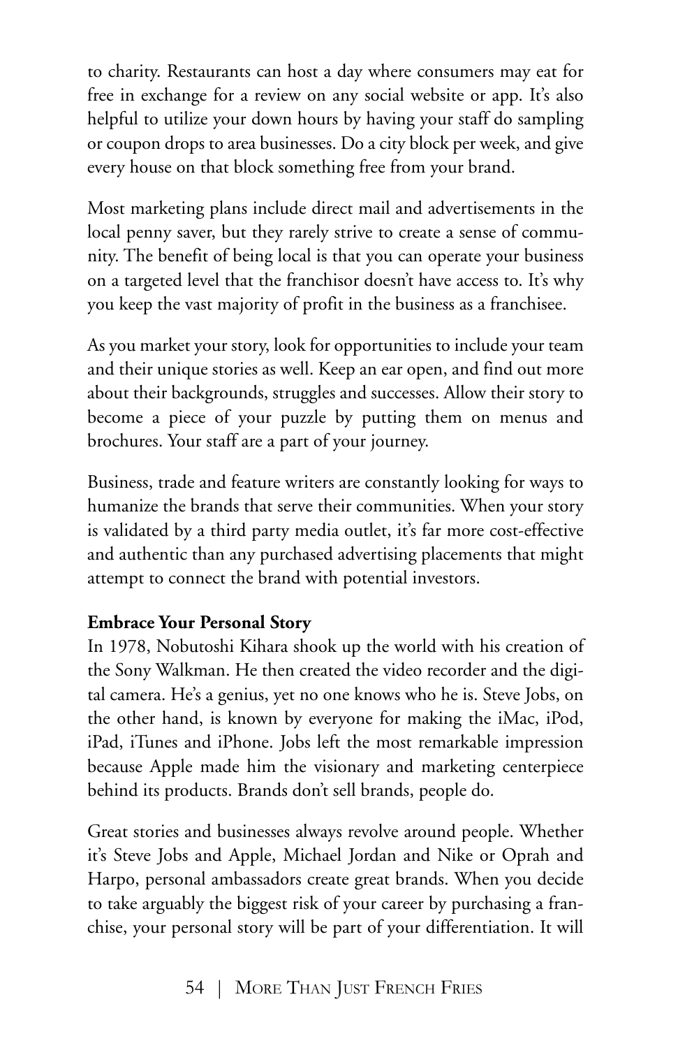to charity. Restaurants can host a day where consumers may eat for free in exchange for a review on any social website or app. It's also helpful to utilize your down hours by having your staff do sampling or coupon drops to area businesses. Do a city block per week, and give every house on that block something free from your brand.

Most marketing plans include direct mail and advertisements in the local penny saver, but they rarely strive to create a sense of community. The benefit of being local is that you can operate your business on a targeted level that the franchisor doesn't have access to. It's why you keep the vast majority of profit in the business as a franchisee.

As you market your story, look for opportunities to include your team and their unique stories as well. Keep an ear open, and find out more about their backgrounds, struggles and successes. Allow their story to become a piece of your puzzle by putting them on menus and brochures. Your staff are a part of your journey.

Business, trade and feature writers are constantly looking for ways to humanize the brands that serve their communities. When your story is validated by a third party media outlet, it's far more cost-effective and authentic than any purchased advertising placements that might attempt to connect the brand with potential investors.

**Embrace Your Personal Story**

In 1978, Nobutoshi Kihara shook up the world with his creation of the Sony Walkman. He then created the video recorder and the digital camera. He's a genius, yet no one knows who he is. Steve Jobs, on the other hand, is known by everyone for making the iMac, iPod, iPad, iTunes and iPhone. Jobs left the most remarkable impression because Apple made him the visionary and marketing centerpiece behind its products. Brands don't sell brands, people do.

Great stories and businesses always revolve around people. Whether it's Steve Jobs and Apple, Michael Jordan and Nike or Oprah and Harpo, personal ambassadors create great brands. When you decide to take arguably the biggest risk of your career by purchasing a franchise, your personal story will be part of your differentiation. It will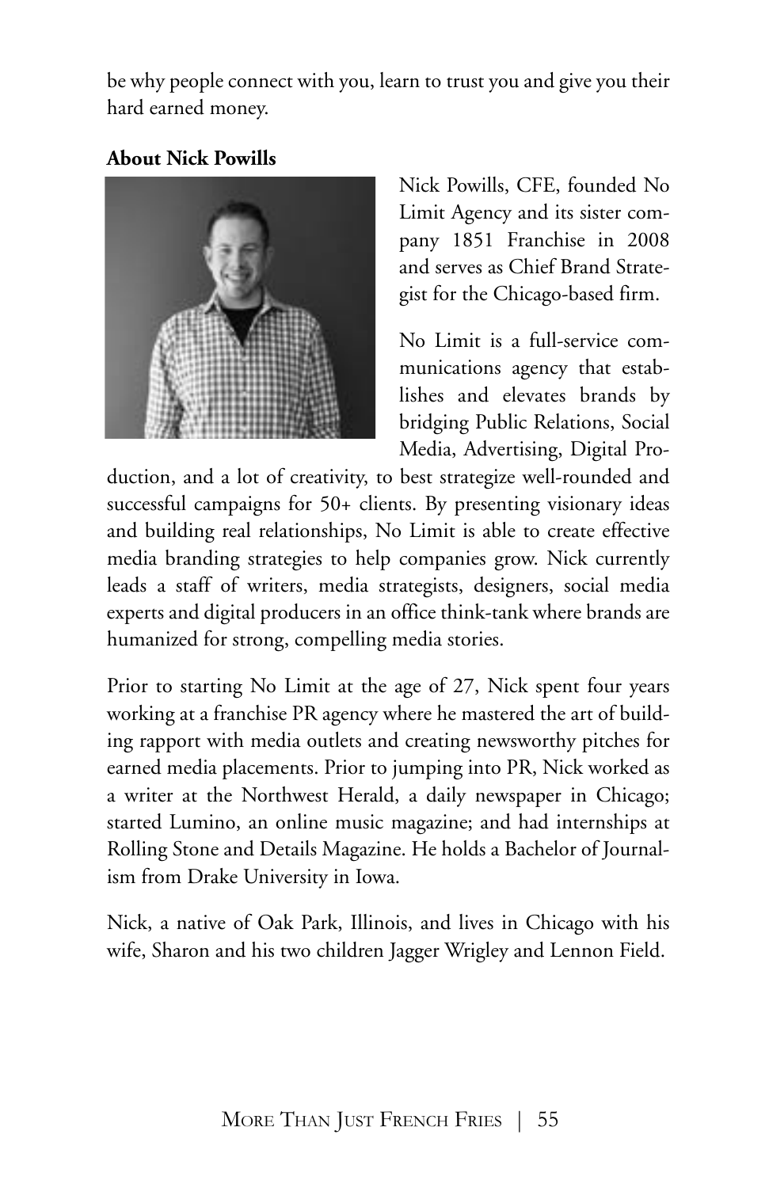be why people connect with you, learn to trust you and give you their hard earned money.

**About Nick Powills**

Nick Powills, CFE, founded No Limit Agency and its sister company 1851 Franchise in 2008 and serves as Chief Brand Strategist for the Chicago-based firm.

No Limit is a full-service communications agency that establishes and elevates brands by bridging Public Relations, Social Media, Advertising, Digital Production, and a lot of creativity, to best strategize well-rounded and successful campaigns for 50+ clients. By presenting visionary ideas and building real relationships, No Limit is able to create effective media branding strategies to help companies grow. Nick currently leads a staff of writers, media strategists, designers, social media experts and digital producers in an office think-tank where brands are humanized for strong, compelling media stories.

Prior to starting No Limit at the age of 27, Nick spent four years working at a franchise PR agency where he mastered the art of building rapport with media outlets and creating newsworthy pitches for earned media placements. Prior to jumping into PR, Nick worked as a writer at the Northwest Herald, a daily newspaper in Chicago; started Lumino, an online music magazine; and had internships at Rolling Stone and Details Magazine. He holds a Bachelor of Journalism from Drake University in Iowa.

Nick, a native of Oak Park, Illinois, and lives in Chicago with his wife, Sharon and his two children Jagger Wrigley and Lennon Field.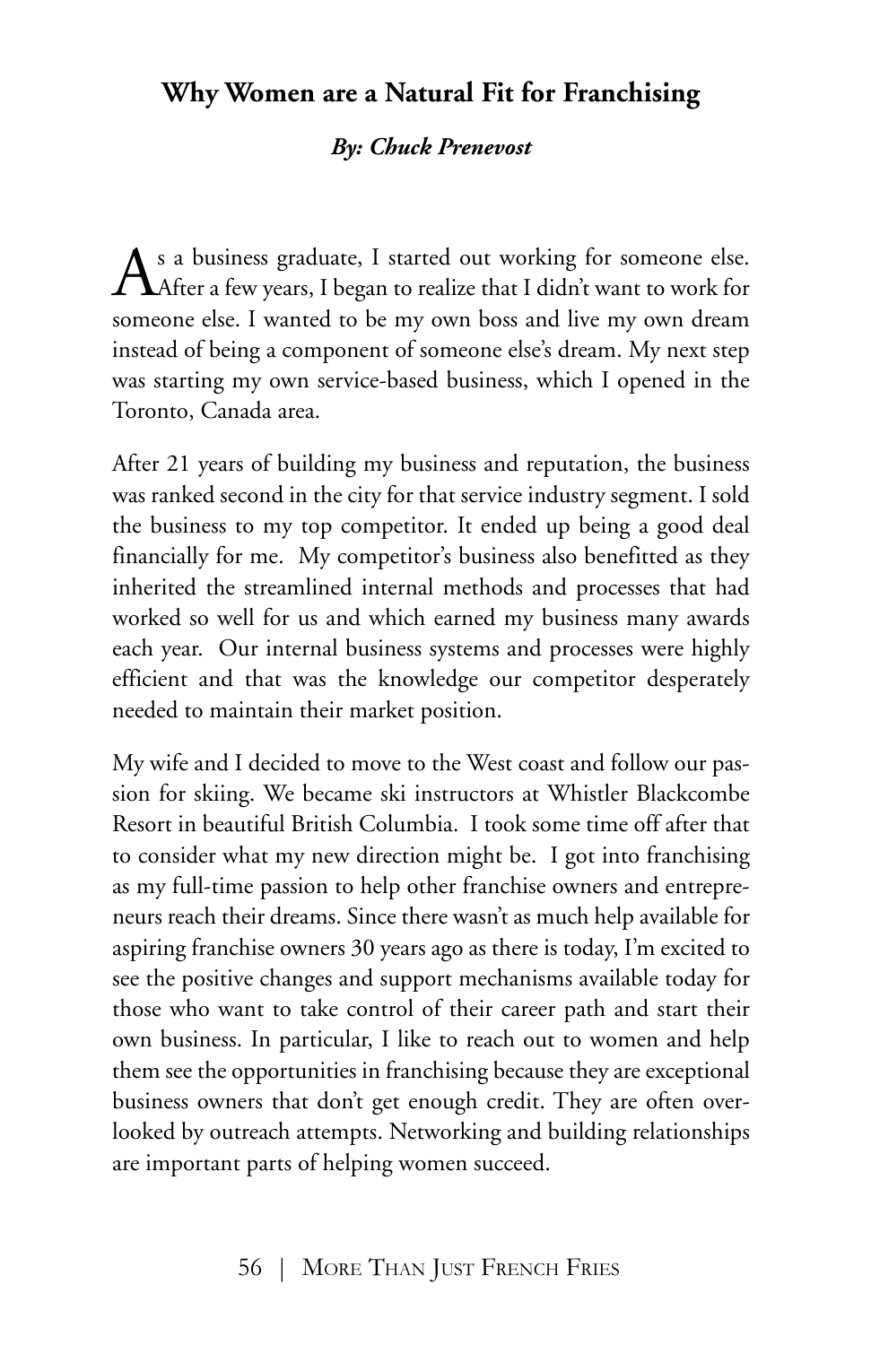## Why Women are a Natural Fit for Franchising

***By: Chuck Prenevost***

As a business graduate, I started out working for someone else. After a few years, I began to realize that I didn't want to work for someone else. I wanted to be my own boss and live my own dream instead of being a component of someone else's dream. My next step was starting my own service-based business, which I opened in the Toronto, Canada area.

After 21 years of building my business and reputation, the business was ranked second in the city for that service industry segment. I sold the business to my top competitor. It ended up being a good deal financially for me. My competitor's business also benefitted as they inherited the streamlined internal methods and processes that had worked so well for us and which earned my business many awards each year. Our internal business systems and processes were highly efficient and that was the knowledge our competitor desperately needed to maintain their market position.

My wife and I decided to move to the West coast and follow our passion for skiing. We became ski instructors at Whistler Blackcombe Resort in beautiful British Columbia. I took some time off after that to consider what my new direction might be. I got into franchising as my full-time passion to help other franchise owners and entrepreneurs reach their dreams. Since there wasn't as much help available for aspiring franchise owners 30 years ago as there is today, I'm excited to see the positive changes and support mechanisms available today for those who want to take control of their career path and start their own business. In particular, I like to reach out to women and help them see the opportunities in franchising because they are exceptional business owners that don't get enough credit. They are often overlooked by outreach attempts. Networking and building relationships are important parts of helping women succeed.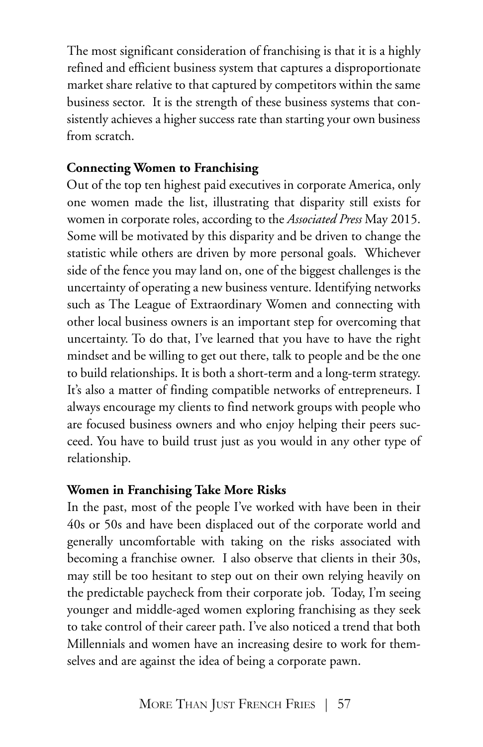The most significant consideration of franchising is that it is a highly refined and efficient business system that captures a disproportionate market share relative to that captured by competitors within the same business sector. It is the strength of these business systems that consistently achieves a higher success rate than starting your own business from scratch.

**Connecting Women to Franchising**

Out of the top ten highest paid executives in corporate America, only one women made the list, illustrating that disparity still exists for women in corporate roles, according to the *Associated Press* May 2015. Some will be motivated by this disparity and be driven to change the statistic while others are driven by more personal goals. Whichever side of the fence you may land on, one of the biggest challenges is the uncertainty of operating a new business venture. Identifying networks such as The League of Extraordinary Women and connecting with other local business owners is an important step for overcoming that uncertainty. To do that, I've learned that you have to have the right mindset and be willing to get out there, talk to people and be the one to build relationships. It is both a short-term and a long-term strategy. It's also a matter of finding compatible networks of entrepreneurs. I always encourage my clients to find network groups with people who are focused business owners and who enjoy helping their peers succeed. You have to build trust just as you would in any other type of relationship.

**Women in Franchising Take More Risks**

In the past, most of the people I've worked with have been in their 40s or 50s and have been displaced out of the corporate world and generally uncomfortable with taking on the risks associated with becoming a franchise owner. I also observe that clients in their 30s, may still be too hesitant to step out on their own relying heavily on the predictable paycheck from their corporate job. Today, I'm seeing younger and middle-aged women exploring franchising as they seek to take control of their career path. I've also noticed a trend that both Millennials and women have an increasing desire to work for themselves and are against the idea of being a corporate pawn.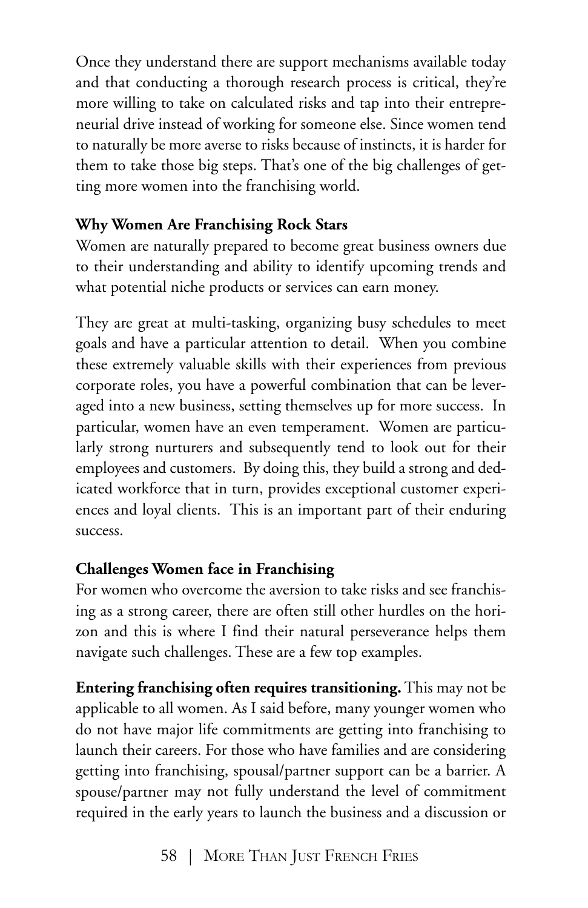Once they understand there are support mechanisms available today and that conducting a thorough research process is critical, they're more willing to take on calculated risks and tap into their entrepreneurial drive instead of working for someone else. Since women tend to naturally be more averse to risks because of instincts, it is harder for them to take those big steps. That's one of the big challenges of getting more women into the franchising world.

**Why Women Are Franchising Rock Stars**

Women are naturally prepared to become great business owners due to their understanding and ability to identify upcoming trends and what potential niche products or services can earn money.

They are great at multi-tasking, organizing busy schedules to meet goals and have a particular attention to detail. When you combine these extremely valuable skills with their experiences from previous corporate roles, you have a powerful combination that can be leveraged into a new business, setting themselves up for more success. In particular, women have an even temperament. Women are particularly strong nurturers and subsequently tend to look out for their employees and customers. By doing this, they build a strong and dedicated workforce that in turn, provides exceptional customer experiences and loyal clients. This is an important part of their enduring success.

**Challenges Women face in Franchising**

For women who overcome the aversion to take risks and see franchising as a strong career, there are often still other hurdles on the horizon and this is where I find their natural perseverance helps them navigate such challenges. These are a few top examples.

**Entering franchising often requires transitioning.** This may not be applicable to all women. As I said before, many younger women who do not have major life commitments are getting into franchising to launch their careers. For those who have families and are considering getting into franchising, spousal/partner support can be a barrier. A spouse/partner may not fully understand the level of commitment required in the early years to launch the business and a discussion or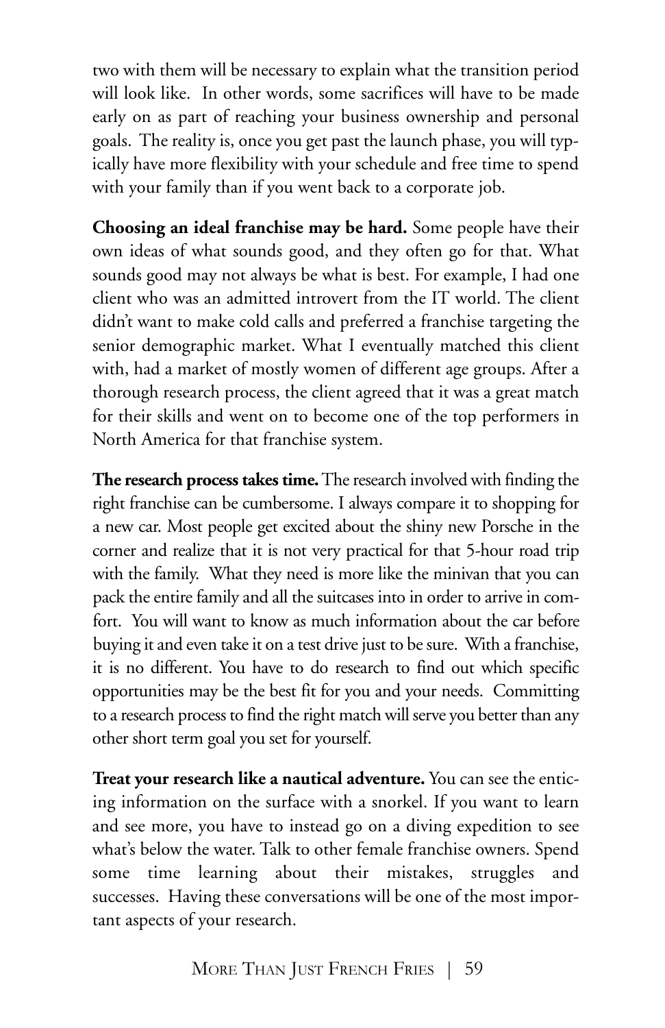two with them will be necessary to explain what the transition period will look like. In other words, some sacrifices will have to be made early on as part of reaching your business ownership and personal goals. The reality is, once you get past the launch phase, you will typically have more flexibility with your schedule and free time to spend with your family than if you went back to a corporate job.

**Choosing an ideal franchise may be hard.** Some people have their own ideas of what sounds good, and they often go for that. What sounds good may not always be what is best. For example, I had one client who was an admitted introvert from the IT world. The client didn't want to make cold calls and preferred a franchise targeting the senior demographic market. What I eventually matched this client with, had a market of mostly women of different age groups. After a thorough research process, the client agreed that it was a great match for their skills and went on to become one of the top performers in North America for that franchise system.

**The research process takes time.** The research involved with finding the right franchise can be cumbersome. I always compare it to shopping for a new car. Most people get excited about the shiny new Porsche in the corner and realize that it is not very practical for that 5-hour road trip with the family. What they need is more like the minivan that you can pack the entire family and all the suitcases into in order to arrive in comfort. You will want to know as much information about the car before buying it and even take it on a test drive just to be sure. With a franchise, it is no different. You have to do research to find out which specific opportunities may be the best fit for you and your needs. Committing to a research process to find the right match will serve you better than any other short term goal you set for yourself.

**Treat your research like a nautical adventure.** You can see the enticing information on the surface with a snorkel. If you want to learn and see more, you have to instead go on a diving expedition to see what's below the water. Talk to other female franchise owners. Spend some time learning about their mistakes, struggles and successes. Having these conversations will be one of the most important aspects of your research.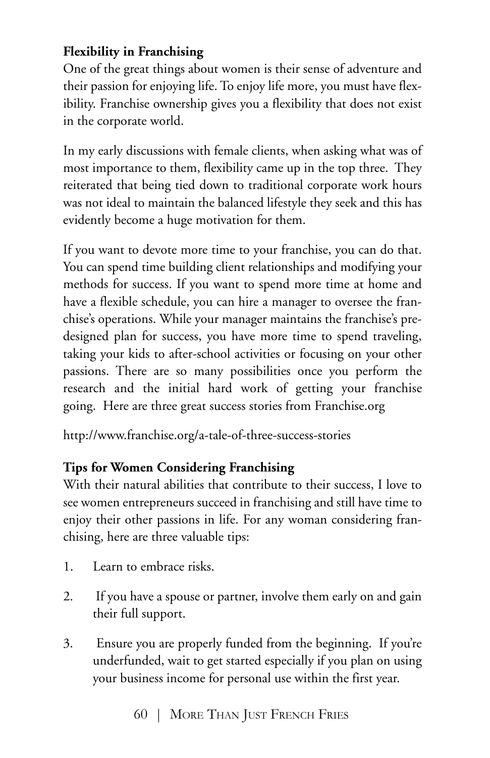**Flexibility in Franchising**

One of the great things about women is their sense of adventure and their passion for enjoying life. To enjoy life more, you must have flexibility. Franchise ownership gives you a flexibility that does not exist in the corporate world.

In my early discussions with female clients, when asking what was of most importance to them, flexibility came up in the top three. They reiterated that being tied down to traditional corporate work hours was not ideal to maintain the balanced lifestyle they seek and this has evidently become a huge motivation for them.

If you want to devote more time to your franchise, you can do that. You can spend time building client relationships and modifying your methods for success. If you want to spend more time at home and have a flexible schedule, you can hire a manager to oversee the franchise's operations. While your manager maintains the franchise's predesigned plan for success, you have more time to spend traveling, taking your kids to after-school activities or focusing on your other passions. There are so many possibilities once you perform the research and the initial hard work of getting your franchise going. Here are three great success stories from Franchise.org

http://www.franchise.org/a-tale-of-three-success-stories

**Tips for Women Considering Franchising**

With their natural abilities that contribute to their success, I love to see women entrepreneurs succeed in franchising and still have time to enjoy their other passions in life. For any woman considering franchising, here are three valuable tips:

1. Learn to embrace risks.

2. If you have a spouse or partner, involve them early on and gain their full support.

3. Ensure you are properly funded from the beginning. If you're underfunded, wait to get started especially if you plan on using your business income for personal use within the first year.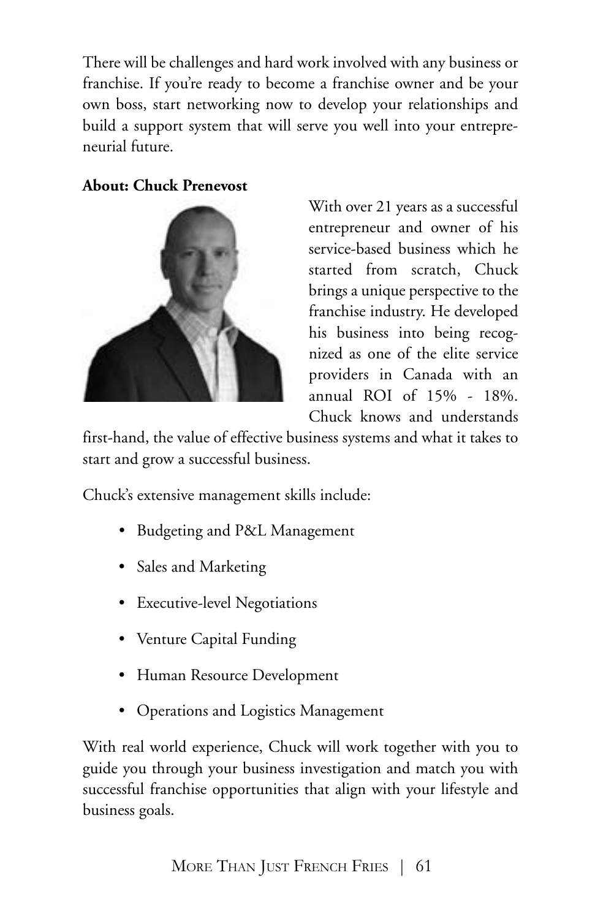There will be challenges and hard work involved with any business or franchise. If you're ready to become a franchise owner and be your own boss, start networking now to develop your relationships and build a support system that will serve you well into your entrepreneurial future.

**About: Chuck Prenevost**

With over 21 years as a successful entrepreneur and owner of his service-based business which he started from scratch, Chuck brings a unique perspective to the franchise industry. He developed his business into being recognized as one of the elite service providers in Canada with an annual ROI of 15% - 18%. Chuck knows and understands first-hand, the value of effective business systems and what it takes to start and grow a successful business.

Chuck's extensive management skills include:

- Budgeting and P&L Management
- Sales and Marketing
- Executive-level Negotiations
- Venture Capital Funding
- Human Resource Development
- Operations and Logistics Management

With real world experience, Chuck will work together with you to guide you through your business investigation and match you with successful franchise opportunities that align with your lifestyle and business goals.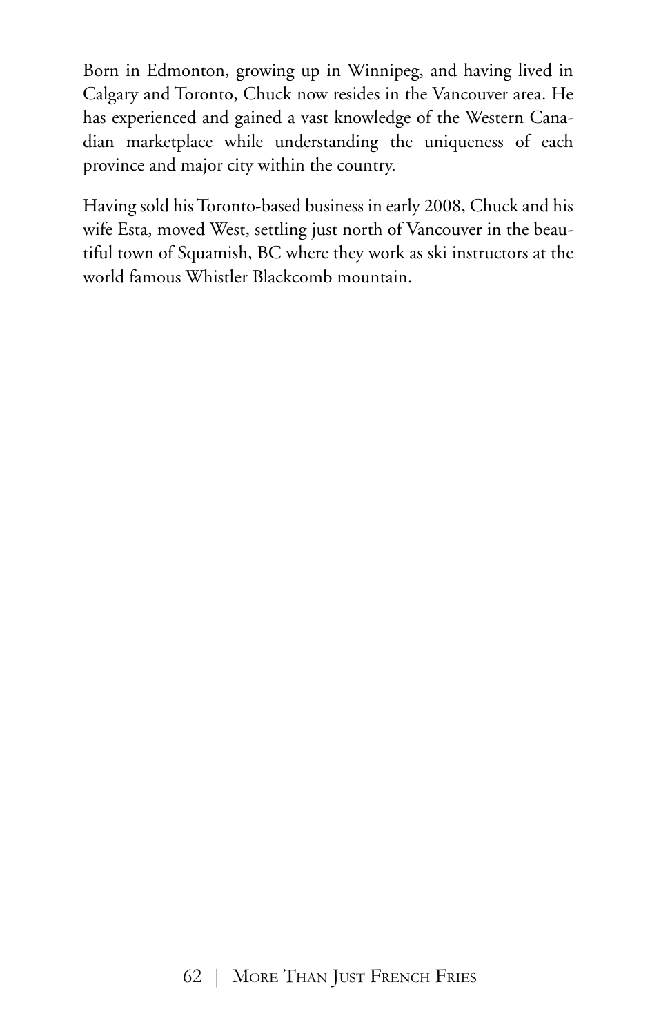Born in Edmonton, growing up in Winnipeg, and having lived in Calgary and Toronto, Chuck now resides in the Vancouver area. He has experienced and gained a vast knowledge of the Western Canadian marketplace while understanding the uniqueness of each province and major city within the country.

Having sold his Toronto-based business in early 2008, Chuck and his wife Esta, moved West, settling just north of Vancouver in the beautiful town of Squamish, BC where they work as ski instructors at the world famous Whistler Blackcomb mountain.